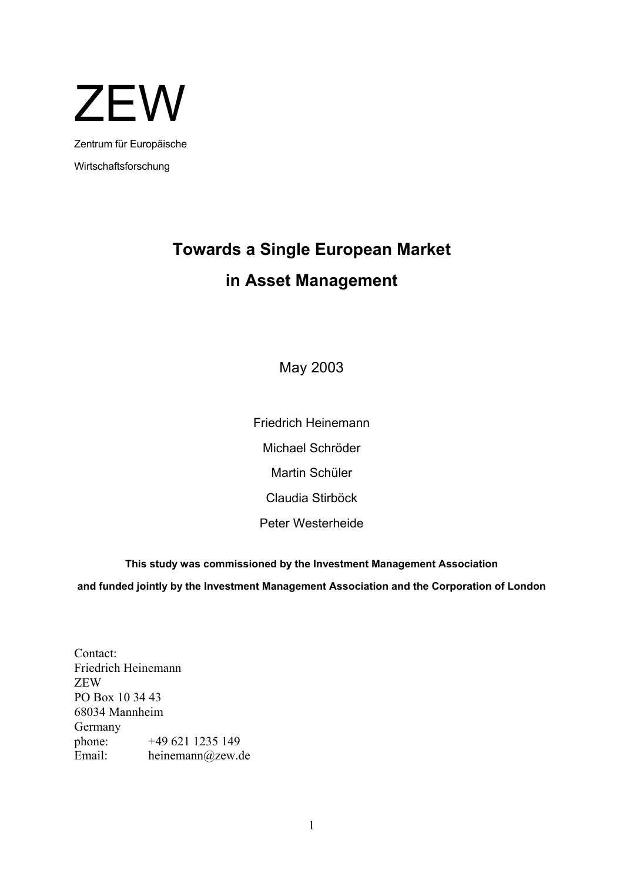# ZEW

Zentrum für Europäische

Wirtschaftsforschung

## Towards a Single European Market in Asset Management

May 2003

Friedrich Heinemann

Michael Schröder

Martin Schüler

Claudia Stirböck

Peter Westerheide

**This study was commissioned by the Investment Management Association**

**and funded jointly by the Investment Management Association and the Corporation of London**

Contact:
Friedrich Heinemann
ZEW
PO Box 10 34 43
68034 Mannheim
Germany
phone: +49 621 1235 149
Email: heinemann@zew.de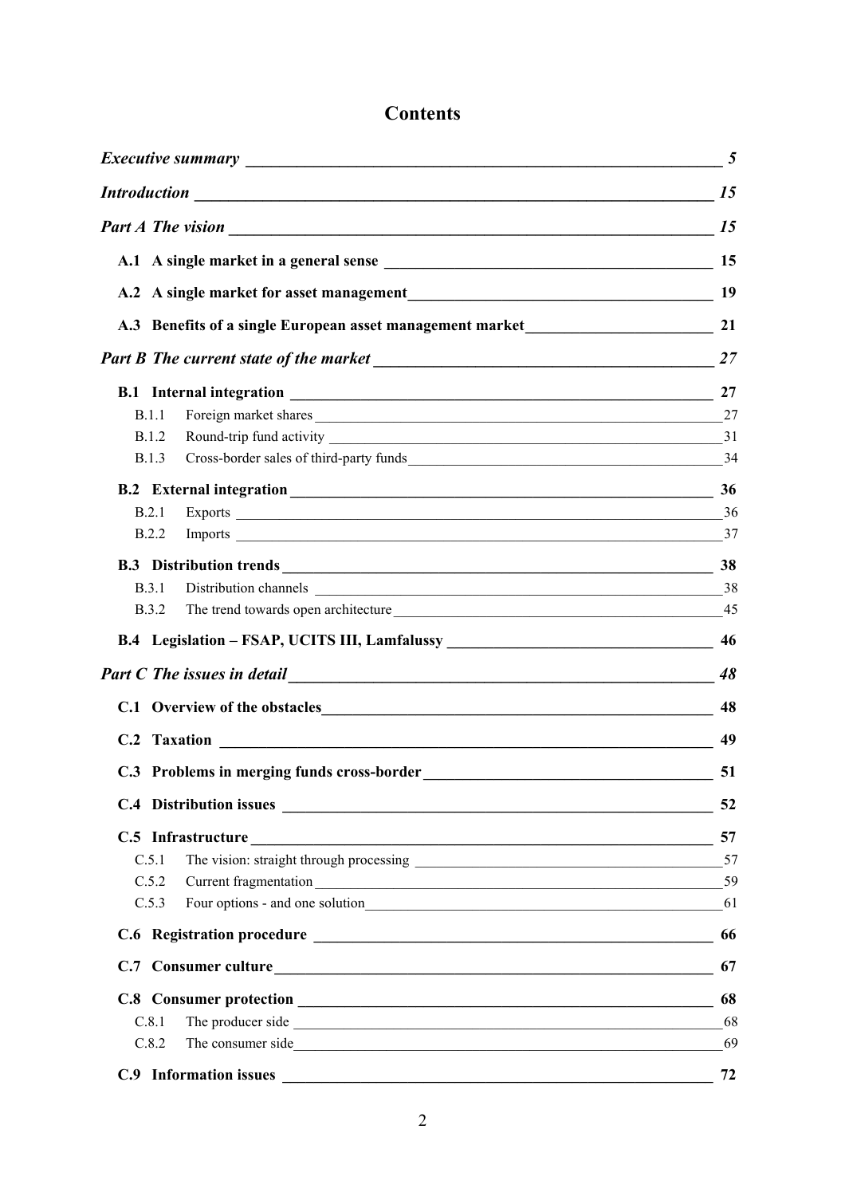# Contents

*Executive summary* — 5

*Introduction* — 15

*Part A The vision* — 15

**A.1 A single market in a general sense** — 15

**A.2 A single market for asset management** — 19

**A.3 Benefits of a single European asset management market** — 21

*Part B The current state of the market* — 27

**B.1 Internal integration** — 27

- B.1.1 Foreign market shares — 27
- B.1.2 Round-trip fund activity — 31
- B.1.3 Cross-border sales of third-party funds — 34

**B.2 External integration** — 36

- B.2.1 Exports — 36
- B.2.2 Imports — 37

**B.3 Distribution trends** — 38

- B.3.1 Distribution channels — 38
- B.3.2 The trend towards open architecture — 45

**B.4 Legislation – FSAP, UCITS III, Lamfalussy** — 46

*Part C The issues in detail* — 48

**C.1 Overview of the obstacles** — 48

**C.2 Taxation** — 49

**C.3 Problems in merging funds cross-border** — 51

**C.4 Distribution issues** — 52

**C.5 Infrastructure** — 57

- C.5.1 The vision: straight through processing — 57
- C.5.2 Current fragmentation — 59
- C.5.3 Four options - and one solution — 61

**C.6 Registration procedure** — 66

**C.7 Consumer culture** — 67

**C.8 Consumer protection** — 68

- C.8.1 The producer side — 68
- C.8.2 The consumer side — 69

**C.9 Information issues** — 72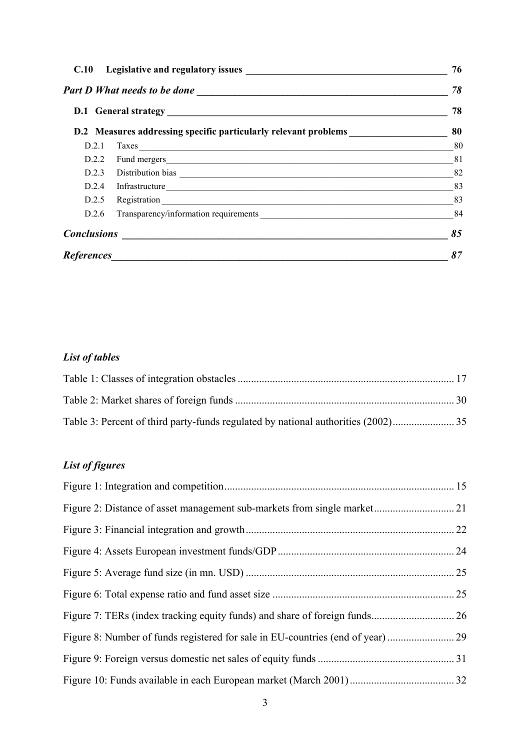**C.10 Legislative and regulatory issues** — 76

***Part D What needs to be done*** — *78*

**D.1 General strategy** — 78

**D.2 Measures addressing specific particularly relevant problems** — 80

- D.2.1 Taxes — 80
- D.2.2 Fund mergers — 81
- D.2.3 Distribution bias — 82
- D.2.4 Infrastructure — 83
- D.2.5 Registration — 83
- D.2.6 Transparency/information requirements — 84

***Conclusions*** — *85*

***References*** — *87*

### *List of tables*

Table 1: Classes of integration obstacles — 17

Table 2: Market shares of foreign funds — 30

Table 3: Percent of third party-funds regulated by national authorities (2002) — 35

### *List of figures*

Figure 1: Integration and competition — 15

Figure 2: Distance of asset management sub-markets from single market — 21

Figure 3: Financial integration and growth — 22

Figure 4: Assets European investment funds/GDP — 24

Figure 5: Average fund size (in mn. USD) — 25

Figure 6: Total expense ratio and fund asset size — 25

Figure 7: TERs (index tracking equity funds) and share of foreign funds — 26

Figure 8: Number of funds registered for sale in EU-countries (end of year) — 29

Figure 9: Foreign versus domestic net sales of equity funds — 31

Figure 10: Funds available in each European market (March 2001) — 32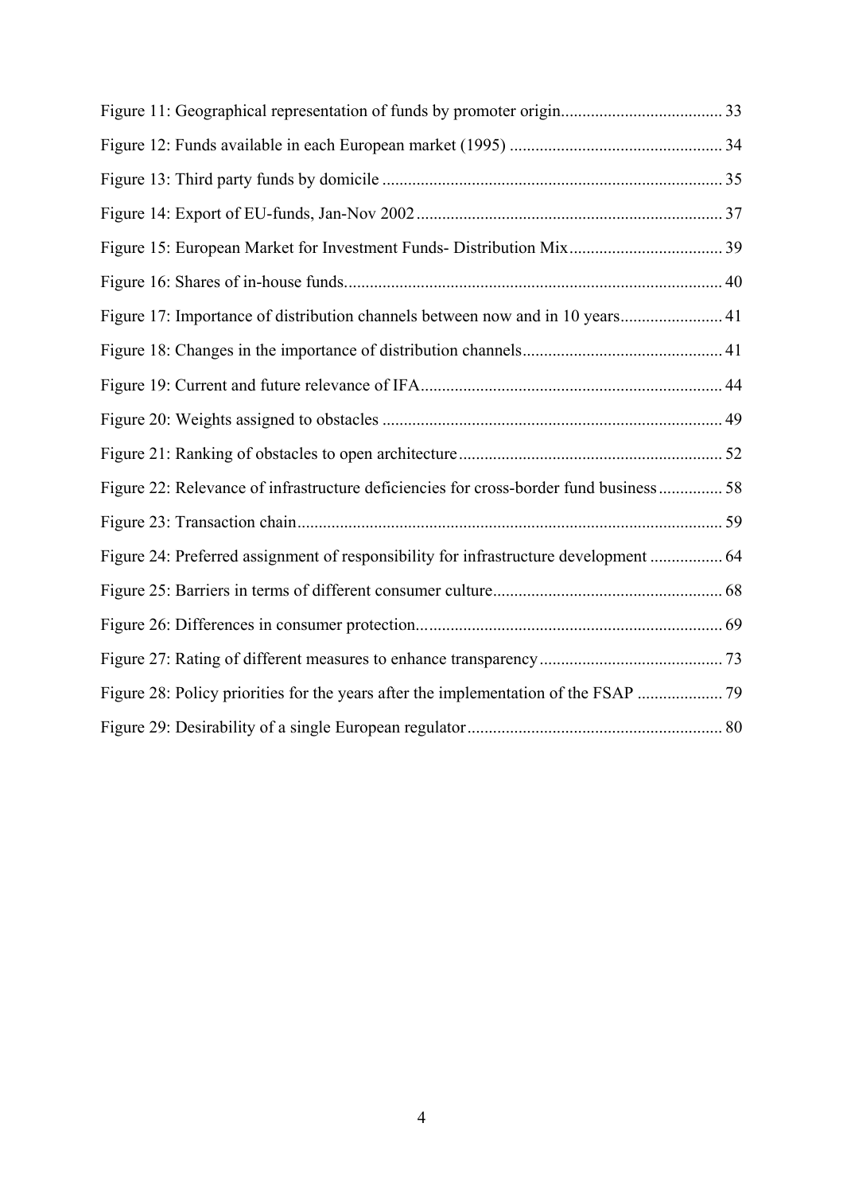Figure 11: Geographical representation of funds by promoter origin ..... 33

Figure 12: Funds available in each European market (1995) ..... 34

Figure 13: Third party funds by domicile ..... 35

Figure 14: Export of EU-funds, Jan-Nov 2002 ..... 37

Figure 15: European Market for Investment Funds- Distribution Mix ..... 39

Figure 16: Shares of in-house funds ..... 40

Figure 17: Importance of distribution channels between now and in 10 years ..... 41

Figure 18: Changes in the importance of distribution channels ..... 41

Figure 19: Current and future relevance of IFA ..... 44

Figure 20: Weights assigned to obstacles ..... 49

Figure 21: Ranking of obstacles to open architecture ..... 52

Figure 22: Relevance of infrastructure deficiencies for cross-border fund business ..... 58

Figure 23: Transaction chain ..... 59

Figure 24: Preferred assignment of responsibility for infrastructure development ..... 64

Figure 25: Barriers in terms of different consumer culture ..... 68

Figure 26: Differences in consumer protection ..... 69

Figure 27: Rating of different measures to enhance transparency ..... 73

Figure 28: Policy priorities for the years after the implementation of the FSAP ..... 79

Figure 29: Desirability of a single European regulator ..... 80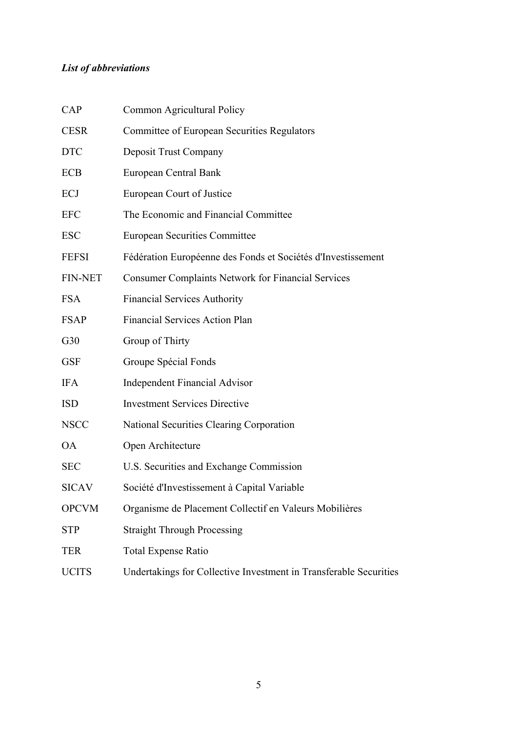***List of abbreviations***

| | |
|---|---|
| CAP | Common Agricultural Policy |
| CESR | Committee of European Securities Regulators |
| DTC | Deposit Trust Company |
| ECB | European Central Bank |
| ECJ | European Court of Justice |
| EFC | The Economic and Financial Committee |
| ESC | European Securities Committee |
| FEFSI | Fédération Européenne des Fonds et Sociétés d'Investissement |
| FIN-NET | Consumer Complaints Network for Financial Services |
| FSA | Financial Services Authority |
| FSAP | Financial Services Action Plan |
| G30 | Group of Thirty |
| GSF | Groupe Spécial Fonds |
| IFA | Independent Financial Advisor |
| ISD | Investment Services Directive |
| NSCC | National Securities Clearing Corporation |
| OA | Open Architecture |
| SEC | U.S. Securities and Exchange Commission |
| SICAV | Société d'Investissement à Capital Variable |
| OPCVM | Organisme de Placement Collectif en Valeurs Mobilières |
| STP | Straight Through Processing |
| TER | Total Expense Ratio |
| UCITS | Undertakings for Collective Investment in Transferable Securities |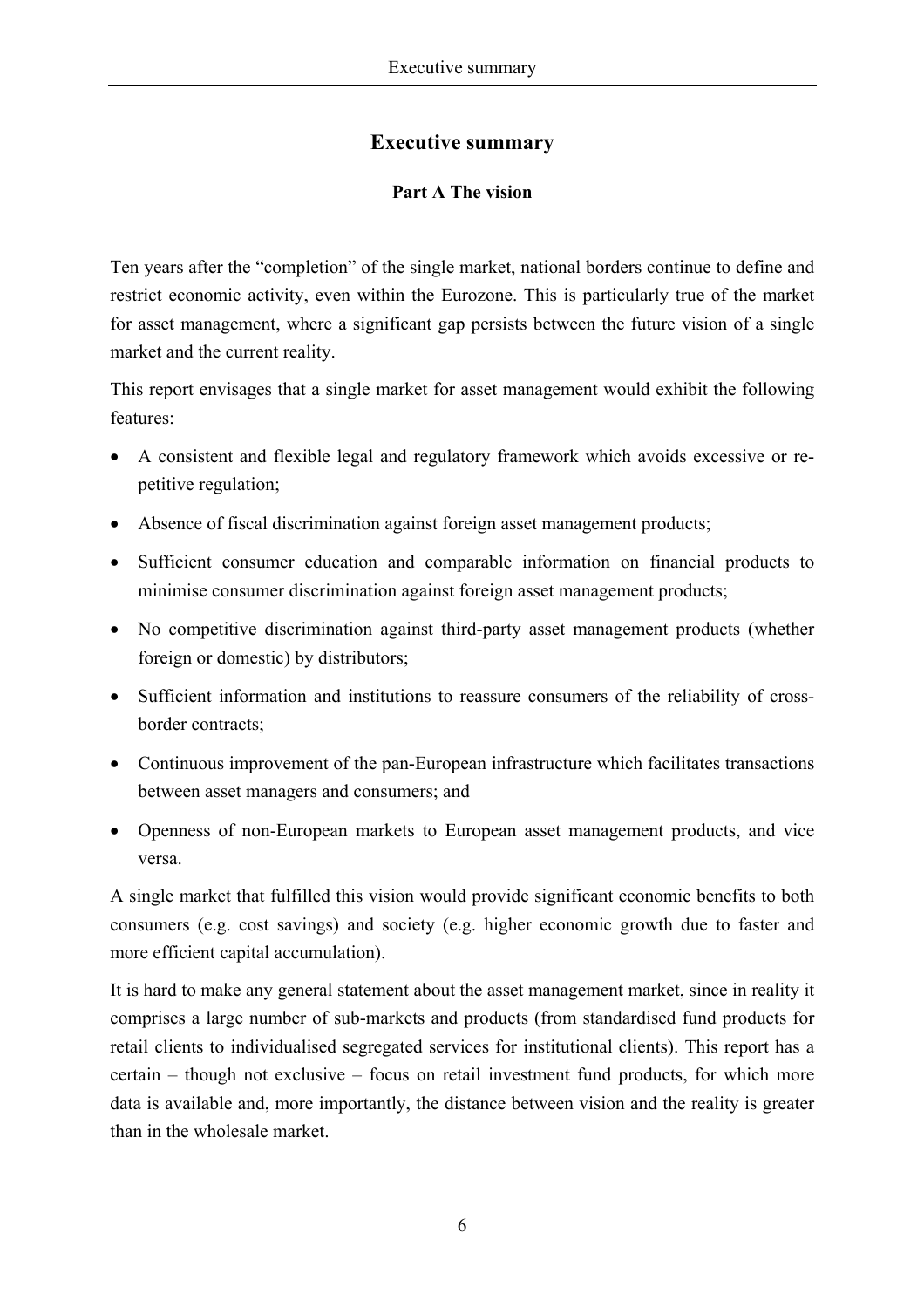# Executive summary

## Part A The vision

Ten years after the "completion" of the single market, national borders continue to define and restrict economic activity, even within the Eurozone. This is particularly true of the market for asset management, where a significant gap persists between the future vision of a single market and the current reality.

This report envisages that a single market for asset management would exhibit the following features:

- A consistent and flexible legal and regulatory framework which avoids excessive or repetitive regulation;
- Absence of fiscal discrimination against foreign asset management products;
- Sufficient consumer education and comparable information on financial products to minimise consumer discrimination against foreign asset management products;
- No competitive discrimination against third-party asset management products (whether foreign or domestic) by distributors;
- Sufficient information and institutions to reassure consumers of the reliability of cross-border contracts;
- Continuous improvement of the pan-European infrastructure which facilitates transactions between asset managers and consumers; and
- Openness of non-European markets to European asset management products, and vice versa.

A single market that fulfilled this vision would provide significant economic benefits to both consumers (e.g. cost savings) and society (e.g. higher economic growth due to faster and more efficient capital accumulation).

It is hard to make any general statement about the asset management market, since in reality it comprises a large number of sub-markets and products (from standardised fund products for retail clients to individualised segregated services for institutional clients). This report has a certain – though not exclusive – focus on retail investment fund products, for which more data is available and, more importantly, the distance between vision and the reality is greater than in the wholesale market.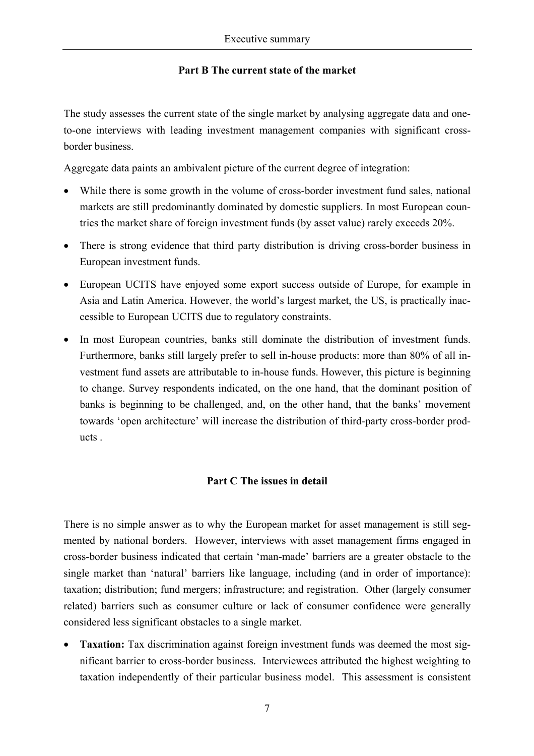## Part B The current state of the market

The study assesses the current state of the single market by analysing aggregate data and one-to-one interviews with leading investment management companies with significant cross-border business.

Aggregate data paints an ambivalent picture of the current degree of integration:

- While there is some growth in the volume of cross-border investment fund sales, national markets are still predominantly dominated by domestic suppliers. In most European countries the market share of foreign investment funds (by asset value) rarely exceeds 20%.
- There is strong evidence that third party distribution is driving cross-border business in European investment funds.
- European UCITS have enjoyed some export success outside of Europe, for example in Asia and Latin America. However, the world's largest market, the US, is practically inaccessible to European UCITS due to regulatory constraints.
- In most European countries, banks still dominate the distribution of investment funds. Furthermore, banks still largely prefer to sell in-house products: more than 80% of all investment fund assets are attributable to in-house funds. However, this picture is beginning to change. Survey respondents indicated, on the one hand, that the dominant position of banks is beginning to be challenged, and, on the other hand, that the banks' movement towards 'open architecture' will increase the distribution of third-party cross-border products .

## Part C The issues in detail

There is no simple answer as to why the European market for asset management is still segmented by national borders. However, interviews with asset management firms engaged in cross-border business indicated that certain 'man-made' barriers are a greater obstacle to the single market than 'natural' barriers like language, including (and in order of importance): taxation; distribution; fund mergers; infrastructure; and registration. Other (largely consumer related) barriers such as consumer culture or lack of consumer confidence were generally considered less significant obstacles to a single market.

- **Taxation:** Tax discrimination against foreign investment funds was deemed the most significant barrier to cross-border business. Interviewees attributed the highest weighting to taxation independently of their particular business model. This assessment is consistent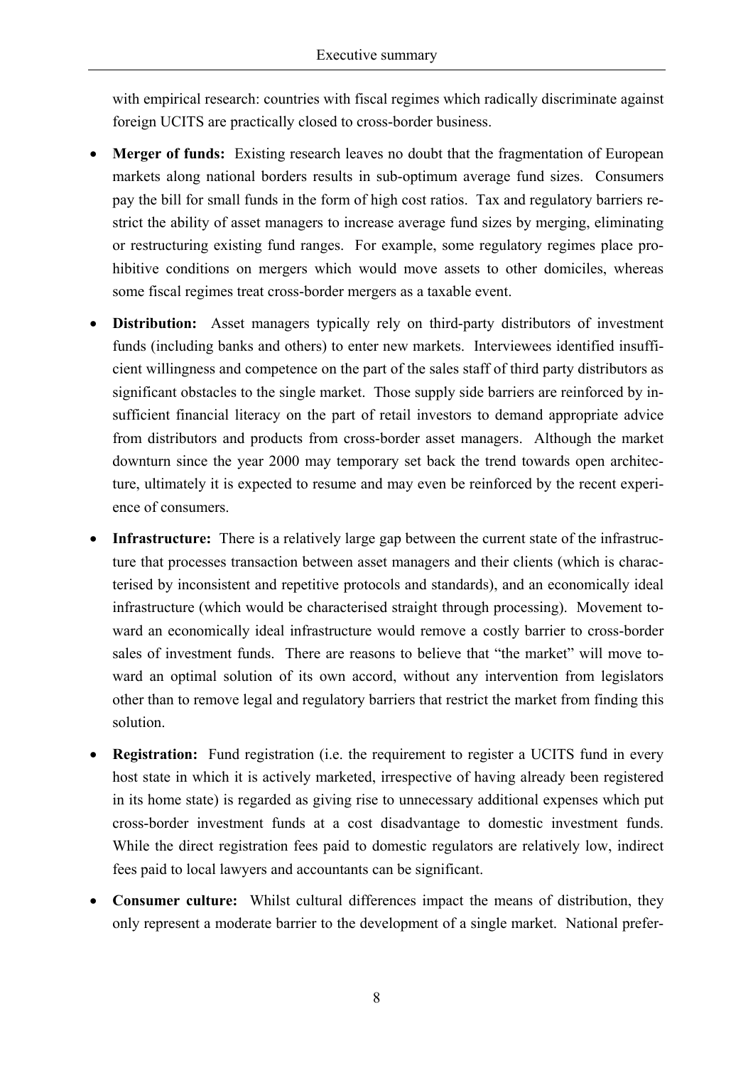with empirical research: countries with fiscal regimes which radically discriminate against foreign UCITS are practically closed to cross-border business.

- **Merger of funds:** Existing research leaves no doubt that the fragmentation of European markets along national borders results in sub-optimum average fund sizes. Consumers pay the bill for small funds in the form of high cost ratios. Tax and regulatory barriers restrict the ability of asset managers to increase average fund sizes by merging, eliminating or restructuring existing fund ranges. For example, some regulatory regimes place prohibitive conditions on mergers which would move assets to other domiciles, whereas some fiscal regimes treat cross-border mergers as a taxable event.
- **Distribution:** Asset managers typically rely on third-party distributors of investment funds (including banks and others) to enter new markets. Interviewees identified insufficient willingness and competence on the part of the sales staff of third party distributors as significant obstacles to the single market. Those supply side barriers are reinforced by insufficient financial literacy on the part of retail investors to demand appropriate advice from distributors and products from cross-border asset managers. Although the market downturn since the year 2000 may temporary set back the trend towards open architecture, ultimately it is expected to resume and may even be reinforced by the recent experience of consumers.
- **Infrastructure:** There is a relatively large gap between the current state of the infrastructure that processes transaction between asset managers and their clients (which is characterised by inconsistent and repetitive protocols and standards), and an economically ideal infrastructure (which would be characterised straight through processing). Movement toward an economically ideal infrastructure would remove a costly barrier to cross-border sales of investment funds. There are reasons to believe that "the market" will move toward an optimal solution of its own accord, without any intervention from legislators other than to remove legal and regulatory barriers that restrict the market from finding this solution.
- **Registration:** Fund registration (i.e. the requirement to register a UCITS fund in every host state in which it is actively marketed, irrespective of having already been registered in its home state) is regarded as giving rise to unnecessary additional expenses which put cross-border investment funds at a cost disadvantage to domestic investment funds. While the direct registration fees paid to domestic regulators are relatively low, indirect fees paid to local lawyers and accountants can be significant.
- **Consumer culture:** Whilst cultural differences impact the means of distribution, they only represent a moderate barrier to the development of a single market. National prefer-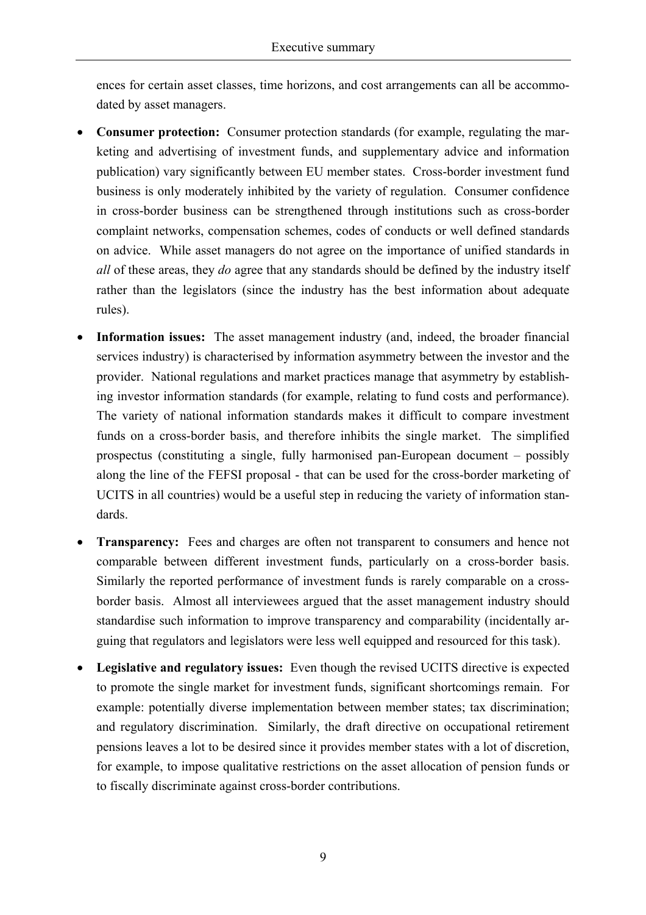ences for certain asset classes, time horizons, and cost arrangements can all be accommodated by asset managers.

- **Consumer protection:** Consumer protection standards (for example, regulating the marketing and advertising of investment funds, and supplementary advice and information publication) vary significantly between EU member states. Cross-border investment fund business is only moderately inhibited by the variety of regulation. Consumer confidence in cross-border business can be strengthened through institutions such as cross-border complaint networks, compensation schemes, codes of conducts or well defined standards on advice. While asset managers do not agree on the importance of unified standards in *all* of these areas, they *do* agree that any standards should be defined by the industry itself rather than the legislators (since the industry has the best information about adequate rules).

- **Information issues:** The asset management industry (and, indeed, the broader financial services industry) is characterised by information asymmetry between the investor and the provider. National regulations and market practices manage that asymmetry by establishing investor information standards (for example, relating to fund costs and performance). The variety of national information standards makes it difficult to compare investment funds on a cross-border basis, and therefore inhibits the single market. The simplified prospectus (constituting a single, fully harmonised pan-European document – possibly along the line of the FEFSI proposal - that can be used for the cross-border marketing of UCITS in all countries) would be a useful step in reducing the variety of information standards.

- **Transparency:** Fees and charges are often not transparent to consumers and hence not comparable between different investment funds, particularly on a cross-border basis. Similarly the reported performance of investment funds is rarely comparable on a cross-border basis. Almost all interviewees argued that the asset management industry should standardise such information to improve transparency and comparability (incidentally arguing that regulators and legislators were less well equipped and resourced for this task).

- **Legislative and regulatory issues:** Even though the revised UCITS directive is expected to promote the single market for investment funds, significant shortcomings remain. For example: potentially diverse implementation between member states; tax discrimination; and regulatory discrimination. Similarly, the draft directive on occupational retirement pensions leaves a lot to be desired since it provides member states with a lot of discretion, for example, to impose qualitative restrictions on the asset allocation of pension funds or to fiscally discriminate against cross-border contributions.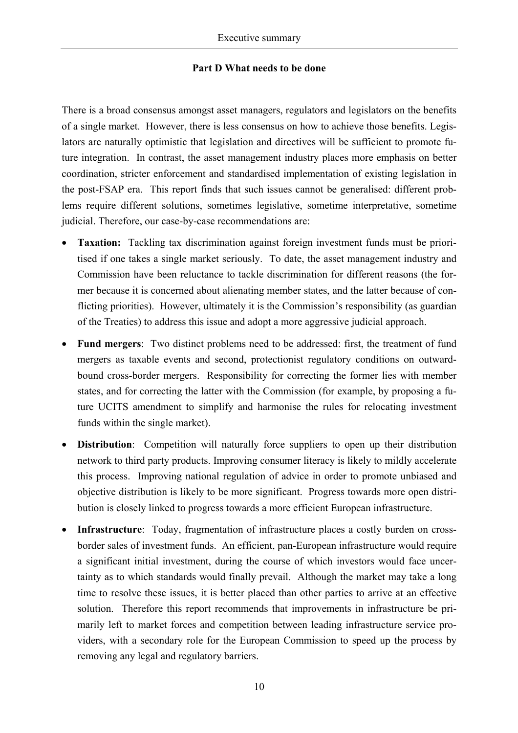## Part D What needs to be done

There is a broad consensus amongst asset managers, regulators and legislators on the benefits of a single market. However, there is less consensus on how to achieve those benefits. Legislators are naturally optimistic that legislation and directives will be sufficient to promote future integration. In contrast, the asset management industry places more emphasis on better coordination, stricter enforcement and standardised implementation of existing legislation in the post-FSAP era. This report finds that such issues cannot be generalised: different problems require different solutions, sometimes legislative, sometime interpretative, sometime judicial. Therefore, our case-by-case recommendations are:

- **Taxation:** Tackling tax discrimination against foreign investment funds must be prioritised if one takes a single market seriously. To date, the asset management industry and Commission have been reluctance to tackle discrimination for different reasons (the former because it is concerned about alienating member states, and the latter because of conflicting priorities). However, ultimately it is the Commission's responsibility (as guardian of the Treaties) to address this issue and adopt a more aggressive judicial approach.
- **Fund mergers**: Two distinct problems need to be addressed: first, the treatment of fund mergers as taxable events and second, protectionist regulatory conditions on outward-bound cross-border mergers. Responsibility for correcting the former lies with member states, and for correcting the latter with the Commission (for example, by proposing a future UCITS amendment to simplify and harmonise the rules for relocating investment funds within the single market).
- **Distribution**: Competition will naturally force suppliers to open up their distribution network to third party products. Improving consumer literacy is likely to mildly accelerate this process. Improving national regulation of advice in order to promote unbiased and objective distribution is likely to be more significant. Progress towards more open distribution is closely linked to progress towards a more efficient European infrastructure.
- **Infrastructure**: Today, fragmentation of infrastructure places a costly burden on cross-border sales of investment funds. An efficient, pan-European infrastructure would require a significant initial investment, during the course of which investors would face uncertainty as to which standards would finally prevail. Although the market may take a long time to resolve these issues, it is better placed than other parties to arrive at an effective solution. Therefore this report recommends that improvements in infrastructure be primarily left to market forces and competition between leading infrastructure service providers, with a secondary role for the European Commission to speed up the process by removing any legal and regulatory barriers.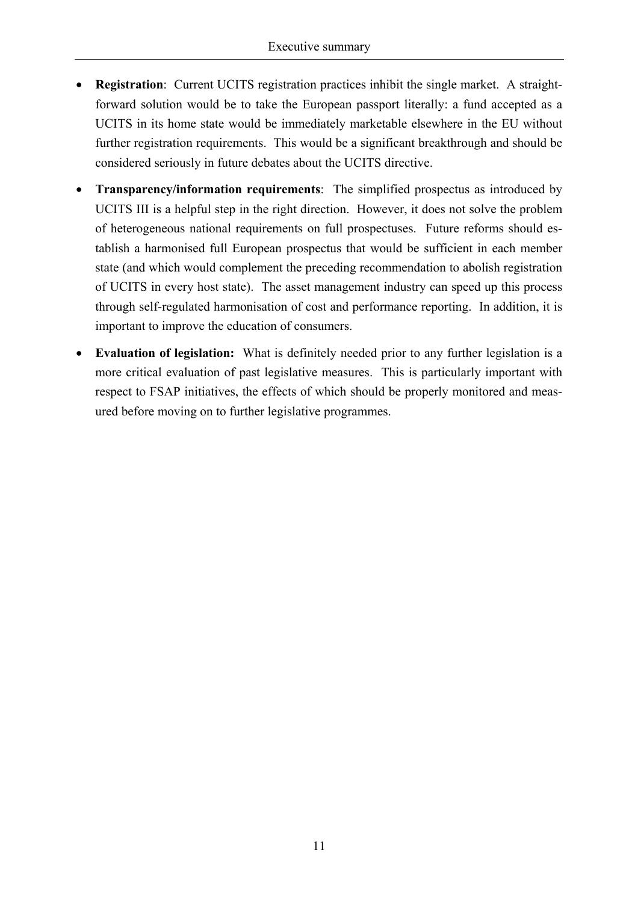- **Registration**: Current UCITS registration practices inhibit the single market. A straightforward solution would be to take the European passport literally: a fund accepted as a UCITS in its home state would be immediately marketable elsewhere in the EU without further registration requirements. This would be a significant breakthrough and should be considered seriously in future debates about the UCITS directive.
- **Transparency/information requirements**: The simplified prospectus as introduced by UCITS III is a helpful step in the right direction. However, it does not solve the problem of heterogeneous national requirements on full prospectuses. Future reforms should establish a harmonised full European prospectus that would be sufficient in each member state (and which would complement the preceding recommendation to abolish registration of UCITS in every host state). The asset management industry can speed up this process through self-regulated harmonisation of cost and performance reporting. In addition, it is important to improve the education of consumers.
- **Evaluation of legislation:** What is definitely needed prior to any further legislation is a more critical evaluation of past legislative measures. This is particularly important with respect to FSAP initiatives, the effects of which should be properly monitored and measured before moving on to further legislative programmes.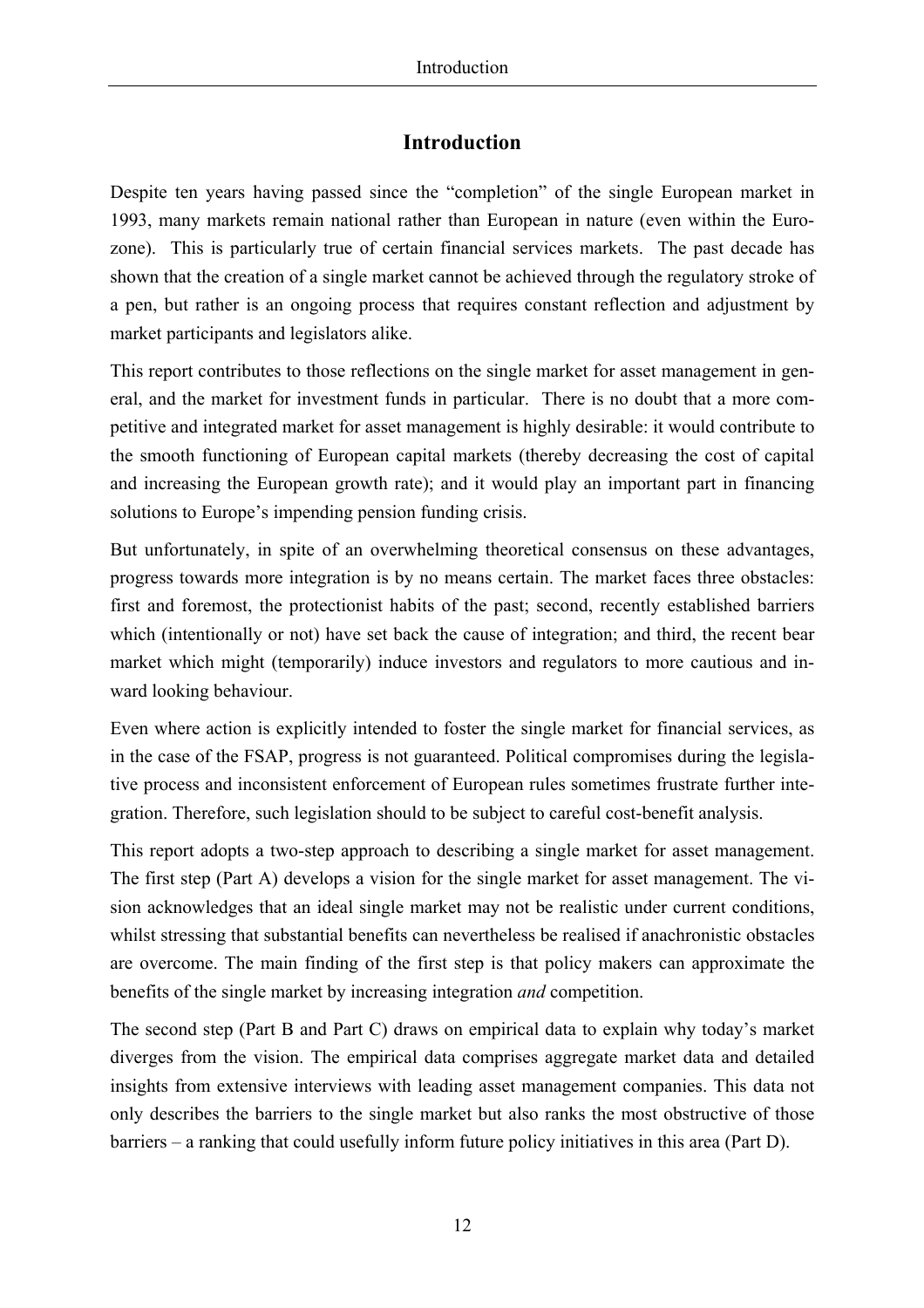# Introduction

Despite ten years having passed since the "completion" of the single European market in 1993, many markets remain national rather than European in nature (even within the Euro-zone). This is particularly true of certain financial services markets. The past decade has shown that the creation of a single market cannot be achieved through the regulatory stroke of a pen, but rather is an ongoing process that requires constant reflection and adjustment by market participants and legislators alike.

This report contributes to those reflections on the single market for asset management in general, and the market for investment funds in particular. There is no doubt that a more competitive and integrated market for asset management is highly desirable: it would contribute to the smooth functioning of European capital markets (thereby decreasing the cost of capital and increasing the European growth rate); and it would play an important part in financing solutions to Europe's impending pension funding crisis.

But unfortunately, in spite of an overwhelming theoretical consensus on these advantages, progress towards more integration is by no means certain. The market faces three obstacles: first and foremost, the protectionist habits of the past; second, recently established barriers which (intentionally or not) have set back the cause of integration; and third, the recent bear market which might (temporarily) induce investors and regulators to more cautious and inward looking behaviour.

Even where action is explicitly intended to foster the single market for financial services, as in the case of the FSAP, progress is not guaranteed. Political compromises during the legislative process and inconsistent enforcement of European rules sometimes frustrate further integration. Therefore, such legislation should to be subject to careful cost-benefit analysis.

This report adopts a two-step approach to describing a single market for asset management. The first step (Part A) develops a vision for the single market for asset management. The vision acknowledges that an ideal single market may not be realistic under current conditions, whilst stressing that substantial benefits can nevertheless be realised if anachronistic obstacles are overcome. The main finding of the first step is that policy makers can approximate the benefits of the single market by increasing integration *and* competition.

The second step (Part B and Part C) draws on empirical data to explain why today's market diverges from the vision. The empirical data comprises aggregate market data and detailed insights from extensive interviews with leading asset management companies. This data not only describes the barriers to the single market but also ranks the most obstructive of those barriers – a ranking that could usefully inform future policy initiatives in this area (Part D).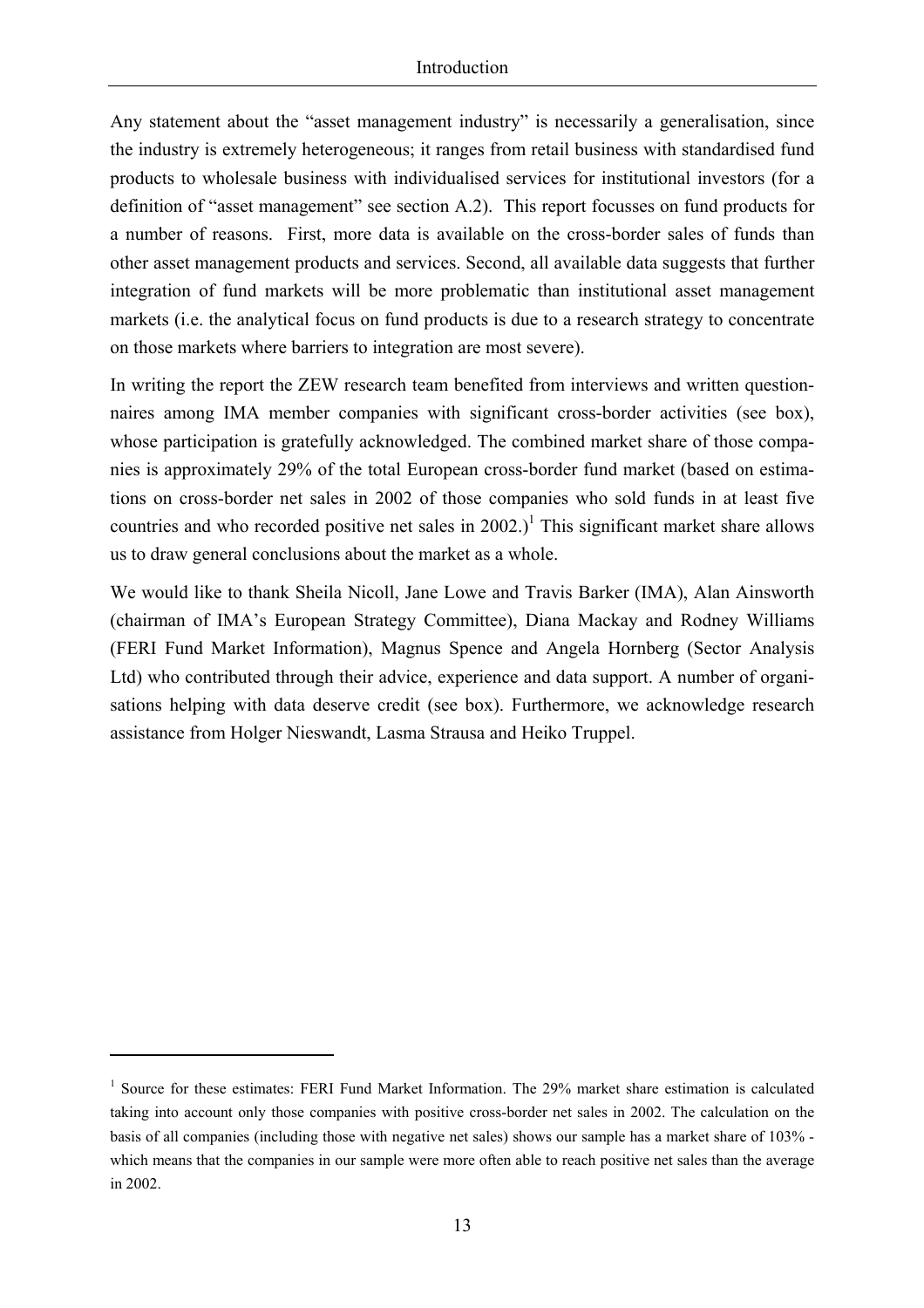Any statement about the "asset management industry" is necessarily a generalisation, since the industry is extremely heterogeneous; it ranges from retail business with standardised fund products to wholesale business with individualised services for institutional investors (for a definition of "asset management" see section A.2). This report focusses on fund products for a number of reasons. First, more data is available on the cross-border sales of funds than other asset management products and services. Second, all available data suggests that further integration of fund markets will be more problematic than institutional asset management markets (i.e. the analytical focus on fund products is due to a research strategy to concentrate on those markets where barriers to integration are most severe).

In writing the report the ZEW research team benefited from interviews and written questionnaires among IMA member companies with significant cross-border activities (see box), whose participation is gratefully acknowledged. The combined market share of those companies is approximately 29% of the total European cross-border fund market (based on estimations on cross-border net sales in 2002 of those companies who sold funds in at least five countries and who recorded positive net sales in 2002.)[1] This significant market share allows us to draw general conclusions about the market as a whole.

We would like to thank Sheila Nicoll, Jane Lowe and Travis Barker (IMA), Alan Ainsworth (chairman of IMA's European Strategy Committee), Diana Mackay and Rodney Williams (FERI Fund Market Information), Magnus Spence and Angela Hornberg (Sector Analysis Ltd) who contributed through their advice, experience and data support. A number of organisations helping with data deserve credit (see box). Furthermore, we acknowledge research assistance from Holger Nieswandt, Lasma Strausa and Heiko Truppel.

---

[1] Source for these estimates: FERI Fund Market Information. The 29% market share estimation is calculated taking into account only those companies with positive cross-border net sales in 2002. The calculation on the basis of all companies (including those with negative net sales) shows our sample has a market share of 103% - which means that the companies in our sample were more often able to reach positive net sales than the average in 2002.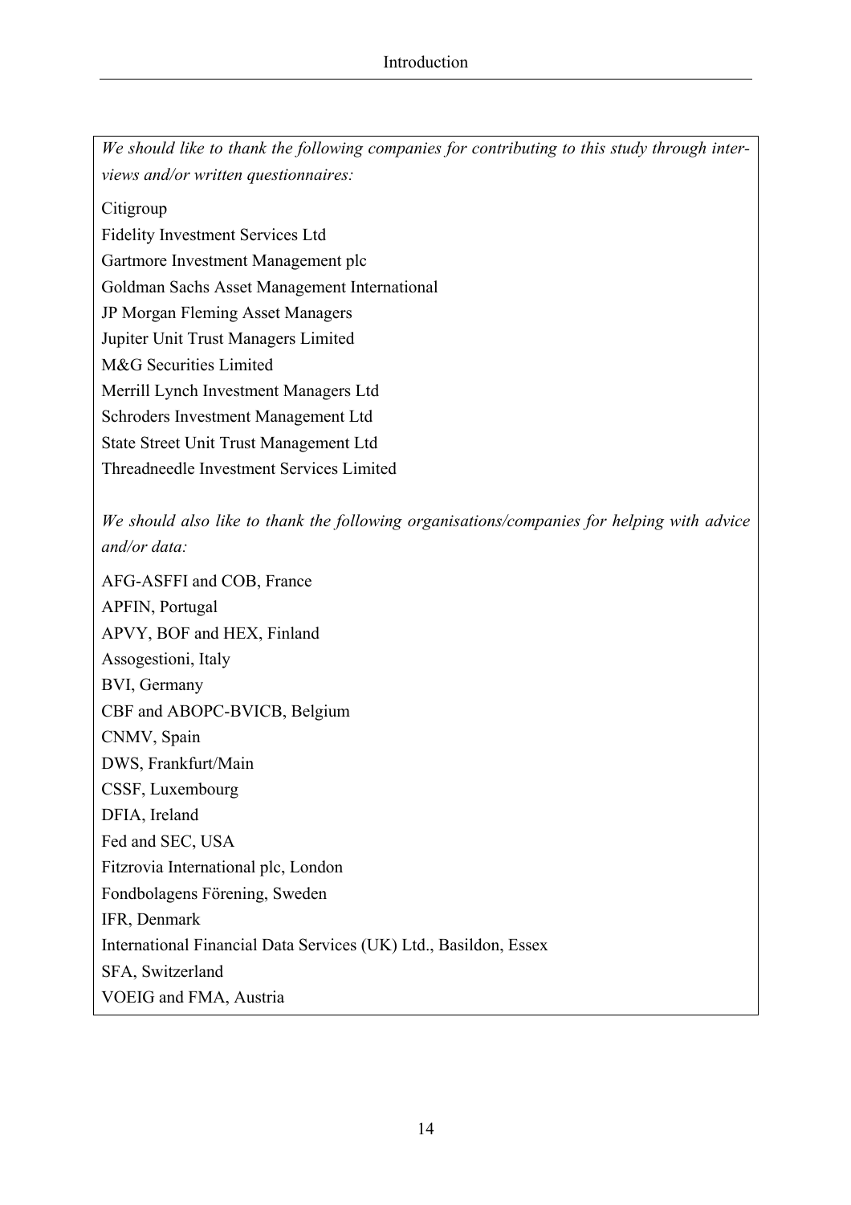*We should like to thank the following companies for contributing to this study through interviews and/or written questionnaires:*

Citigroup
Fidelity Investment Services Ltd
Gartmore Investment Management plc
Goldman Sachs Asset Management International
JP Morgan Fleming Asset Managers
Jupiter Unit Trust Managers Limited
M&G Securities Limited
Merrill Lynch Investment Managers Ltd
Schroders Investment Management Ltd
State Street Unit Trust Management Ltd
Threadneedle Investment Services Limited

*We should also like to thank the following organisations/companies for helping with advice and/or data:*

AFG-ASFFI and COB, France
APFIN, Portugal
APVY, BOF and HEX, Finland
Assogestioni, Italy
BVI, Germany
CBF and ABOPC-BVICB, Belgium
CNMV, Spain
DWS, Frankfurt/Main
CSSF, Luxembourg
DFIA, Ireland
Fed and SEC, USA
Fitzrovia International plc, London
Fondbolagens Förening, Sweden
IFR, Denmark
International Financial Data Services (UK) Ltd., Basildon, Essex
SFA, Switzerland
VOEIG and FMA, Austria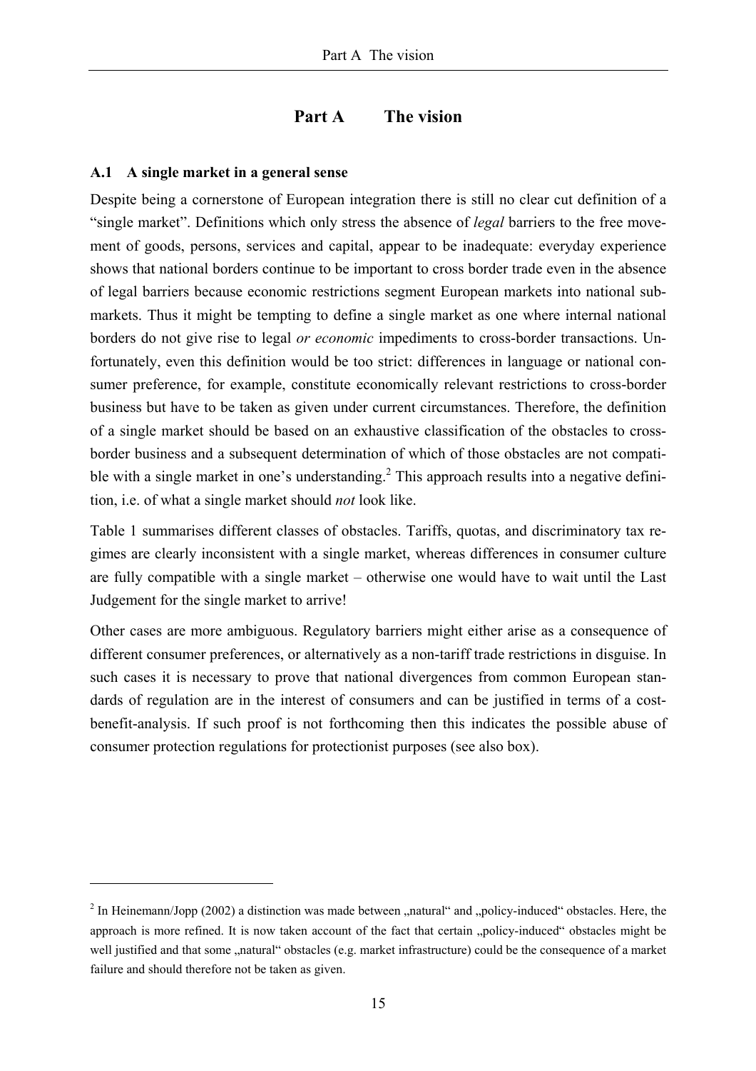# Part A The vision

## A.1 A single market in a general sense

Despite being a cornerstone of European integration there is still no clear cut definition of a "single market". Definitions which only stress the absence of *legal* barriers to the free movement of goods, persons, services and capital, appear to be inadequate: everyday experience shows that national borders continue to be important to cross border trade even in the absence of legal barriers because economic restrictions segment European markets into national submarkets. Thus it might be tempting to define a single market as one where internal national borders do not give rise to legal *or economic* impediments to cross-border transactions. Unfortunately, even this definition would be too strict: differences in language or national consumer preference, for example, constitute economically relevant restrictions to cross-border business but have to be taken as given under current circumstances. Therefore, the definition of a single market should be based on an exhaustive classification of the obstacles to cross-border business and a subsequent determination of which of those obstacles are not compatible with a single market in one's understanding.[2] This approach results into a negative definition, i.e. of what a single market should *not* look like.

Table 1 summarises different classes of obstacles. Tariffs, quotas, and discriminatory tax regimes are clearly inconsistent with a single market, whereas differences in consumer culture are fully compatible with a single market – otherwise one would have to wait until the Last Judgement for the single market to arrive!

Other cases are more ambiguous. Regulatory barriers might either arise as a consequence of different consumer preferences, or alternatively as a non-tariff trade restrictions in disguise. In such cases it is necessary to prove that national divergences from common European standards of regulation are in the interest of consumers and can be justified in terms of a cost-benefit-analysis. If such proof is not forthcoming then this indicates the possible abuse of consumer protection regulations for protectionist purposes (see also box).

---

[2] In Heinemann/Jopp (2002) a distinction was made between „natural" and „policy-induced" obstacles. Here, the approach is more refined. It is now taken account of the fact that certain „policy-induced" obstacles might be well justified and that some „natural" obstacles (e.g. market infrastructure) could be the consequence of a market failure and should therefore not be taken as given.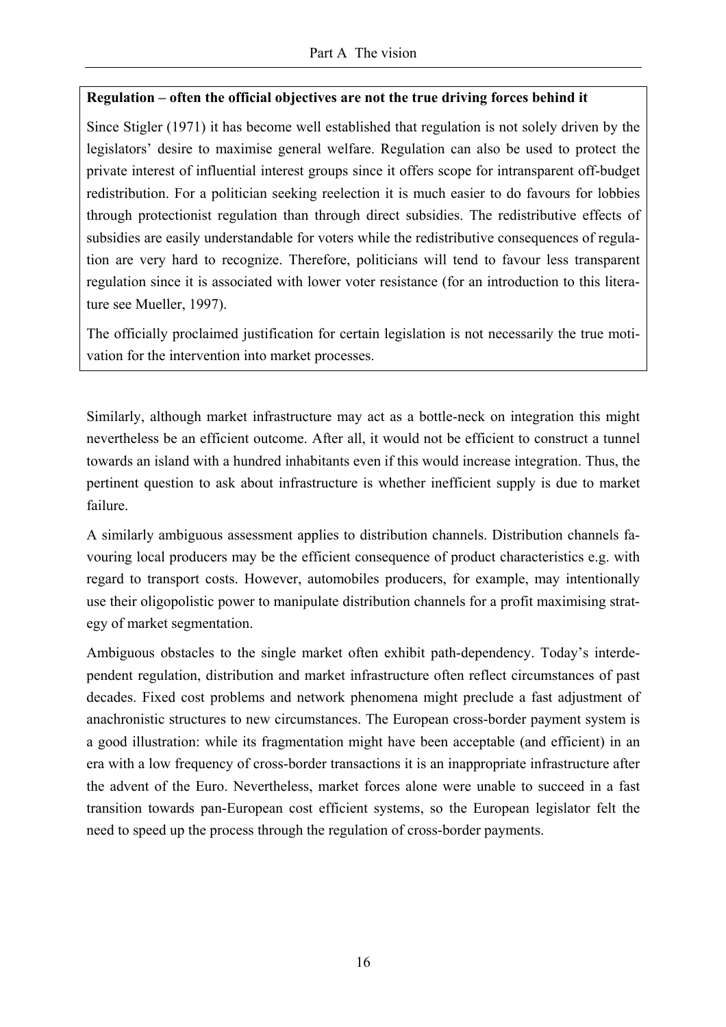**Regulation – often the official objectives are not the true driving forces behind it**

Since Stigler (1971) it has become well established that regulation is not solely driven by the legislators' desire to maximise general welfare. Regulation can also be used to protect the private interest of influential interest groups since it offers scope for intransparent off-budget redistribution. For a politician seeking reelection it is much easier to do favours for lobbies through protectionist regulation than through direct subsidies. The redistributive effects of subsidies are easily understandable for voters while the redistributive consequences of regulation are very hard to recognize. Therefore, politicians will tend to favour less transparent regulation since it is associated with lower voter resistance (for an introduction to this literature see Mueller, 1997).

The officially proclaimed justification for certain legislation is not necessarily the true motivation for the intervention into market processes.

Similarly, although market infrastructure may act as a bottle-neck on integration this might nevertheless be an efficient outcome. After all, it would not be efficient to construct a tunnel towards an island with a hundred inhabitants even if this would increase integration. Thus, the pertinent question to ask about infrastructure is whether inefficient supply is due to market failure.

A similarly ambiguous assessment applies to distribution channels. Distribution channels favouring local producers may be the efficient consequence of product characteristics e.g. with regard to transport costs. However, automobiles producers, for example, may intentionally use their oligopolistic power to manipulate distribution channels for a profit maximising strategy of market segmentation.

Ambiguous obstacles to the single market often exhibit path-dependency. Today's interdependent regulation, distribution and market infrastructure often reflect circumstances of past decades. Fixed cost problems and network phenomena might preclude a fast adjustment of anachronistic structures to new circumstances. The European cross-border payment system is a good illustration: while its fragmentation might have been acceptable (and efficient) in an era with a low frequency of cross-border transactions it is an inappropriate infrastructure after the advent of the Euro. Nevertheless, market forces alone were unable to succeed in a fast transition towards pan-European cost efficient systems, so the European legislator felt the need to speed up the process through the regulation of cross-border payments.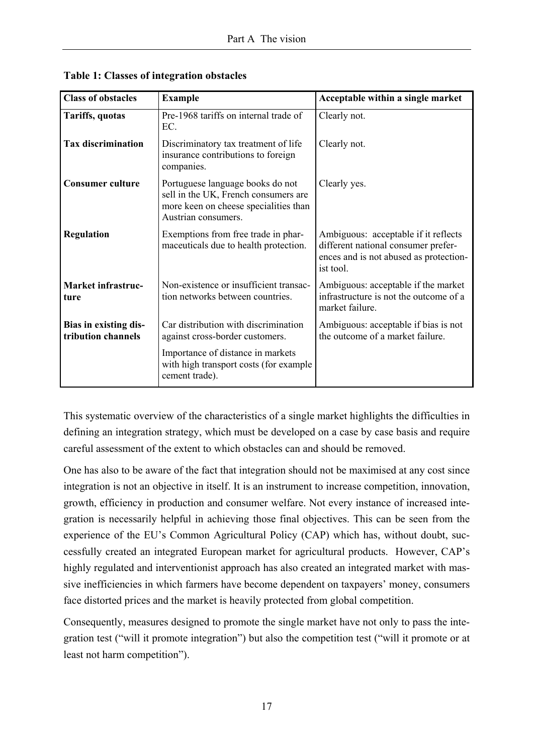**Table 1: Classes of integration obstacles**

| Class of obstacles | Example | Acceptable within a single market |
|---|---|---|
| **Tariffs, quotas** | Pre-1968 tariffs on internal trade of EC. | Clearly not. |
| **Tax discrimination** | Discriminatory tax treatment of life insurance contributions to foreign companies. | Clearly not. |
| **Consumer culture** | Portuguese language books do not sell in the UK, French consumers are more keen on cheese specialities than Austrian consumers. | Clearly yes. |
| **Regulation** | Exemptions from free trade in pharmaceuticals due to health protection. | Ambiguous: acceptable if it reflects different national consumer preferences and is not abused as protectionist tool. |
| **Market infrastructure** | Non-existence or insufficient transaction networks between countries. | Ambiguous: acceptable if the market infrastructure is not the outcome of a market failure. |
| **Bias in existing distribution channels** | Car distribution with discrimination against cross-border customers.<br>Importance of distance in markets with high transport costs (for example cement trade). | Ambiguous: acceptable if bias is not the outcome of a market failure. |

This systematic overview of the characteristics of a single market highlights the difficulties in defining an integration strategy, which must be developed on a case by case basis and require careful assessment of the extent to which obstacles can and should be removed.

One has also to be aware of the fact that integration should not be maximised at any cost since integration is not an objective in itself. It is an instrument to increase competition, innovation, growth, efficiency in production and consumer welfare. Not every instance of increased integration is necessarily helpful in achieving those final objectives. This can be seen from the experience of the EU's Common Agricultural Policy (CAP) which has, without doubt, successfully created an integrated European market for agricultural products. However, CAP's highly regulated and interventionist approach has also created an integrated market with massive inefficiencies in which farmers have become dependent on taxpayers' money, consumers face distorted prices and the market is heavily protected from global competition.

Consequently, measures designed to promote the single market have not only to pass the integration test ("will it promote integration") but also the competition test ("will it promote or at least not harm competition").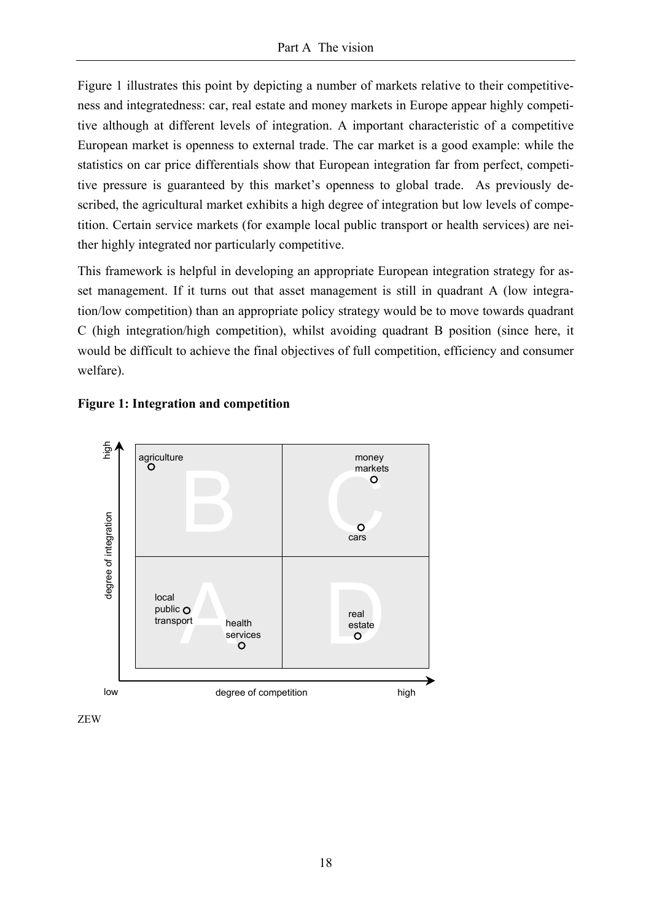Figure 1 illustrates this point by depicting a number of markets relative to their competitiveness and integratedness: car, real estate and money markets in Europe appear highly competitive although at different levels of integration. A important characteristic of a competitive European market is openness to external trade. The car market is a good example: while the statistics on car price differentials show that European integration far from perfect, competitive pressure is guaranteed by this market's openness to global trade. As previously described, the agricultural market exhibits a high degree of integration but low levels of competition. Certain service markets (for example local public transport or health services) are neither highly integrated nor particularly competitive.

This framework is helpful in developing an appropriate European integration strategy for asset management. If it turns out that asset management is still in quadrant A (low integration/low competition) than an appropriate policy strategy would be to move towards quadrant C (high integration/high competition), whilst avoiding quadrant B position (since here, it would be difficult to achieve the final objectives of full competition, efficiency and consumer welfare).

**Figure 1: Integration and competition**

ZEW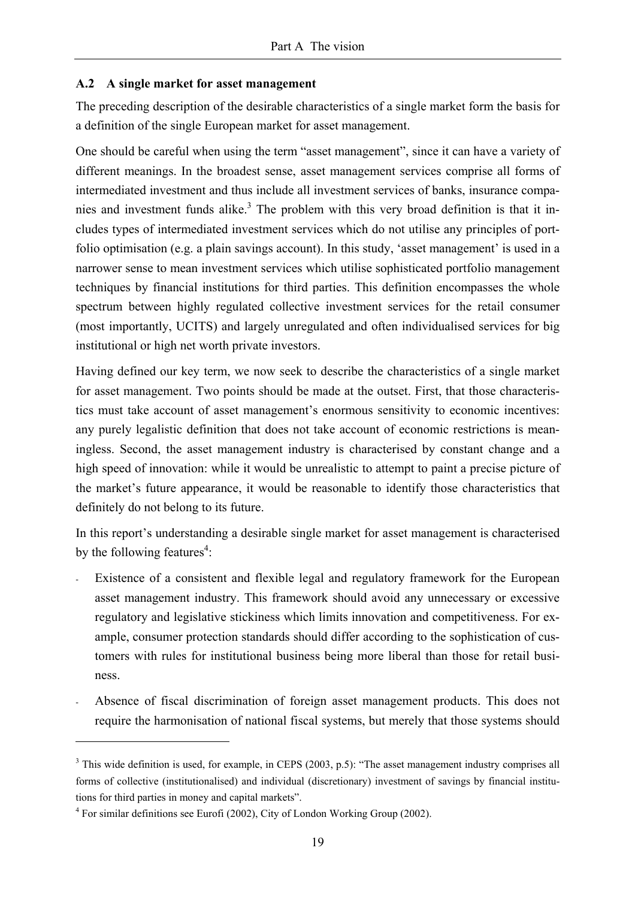## A.2 A single market for asset management

The preceding description of the desirable characteristics of a single market form the basis for a definition of the single European market for asset management.

One should be careful when using the term "asset management", since it can have a variety of different meanings. In the broadest sense, asset management services comprise all forms of intermediated investment and thus include all investment services of banks, insurance companies and investment funds alike.[3] The problem with this very broad definition is that it includes types of intermediated investment services which do not utilise any principles of portfolio optimisation (e.g. a plain savings account). In this study, 'asset management' is used in a narrower sense to mean investment services which utilise sophisticated portfolio management techniques by financial institutions for third parties. This definition encompasses the whole spectrum between highly regulated collective investment services for the retail consumer (most importantly, UCITS) and largely unregulated and often individualised services for big institutional or high net worth private investors.

Having defined our key term, we now seek to describe the characteristics of a single market for asset management. Two points should be made at the outset. First, that those characteristics must take account of asset management's enormous sensitivity to economic incentives: any purely legalistic definition that does not take account of economic restrictions is meaningless. Second, the asset management industry is characterised by constant change and a high speed of innovation: while it would be unrealistic to attempt to paint a precise picture of the market's future appearance, it would be reasonable to identify those characteristics that definitely do not belong to its future.

In this report's understanding a desirable single market for asset management is characterised by the following features[4]:

- Existence of a consistent and flexible legal and regulatory framework for the European asset management industry. This framework should avoid any unnecessary or excessive regulatory and legislative stickiness which limits innovation and competitiveness. For example, consumer protection standards should differ according to the sophistication of customers with rules for institutional business being more liberal than those for retail business.
- Absence of fiscal discrimination of foreign asset management products. This does not require the harmonisation of national fiscal systems, but merely that those systems should

---

[3] This wide definition is used, for example, in CEPS (2003, p.5): "The asset management industry comprises all forms of collective (institutionalised) and individual (discretionary) investment of savings by financial institutions for third parties in money and capital markets".

[4] For similar definitions see Eurofi (2002), City of London Working Group (2002).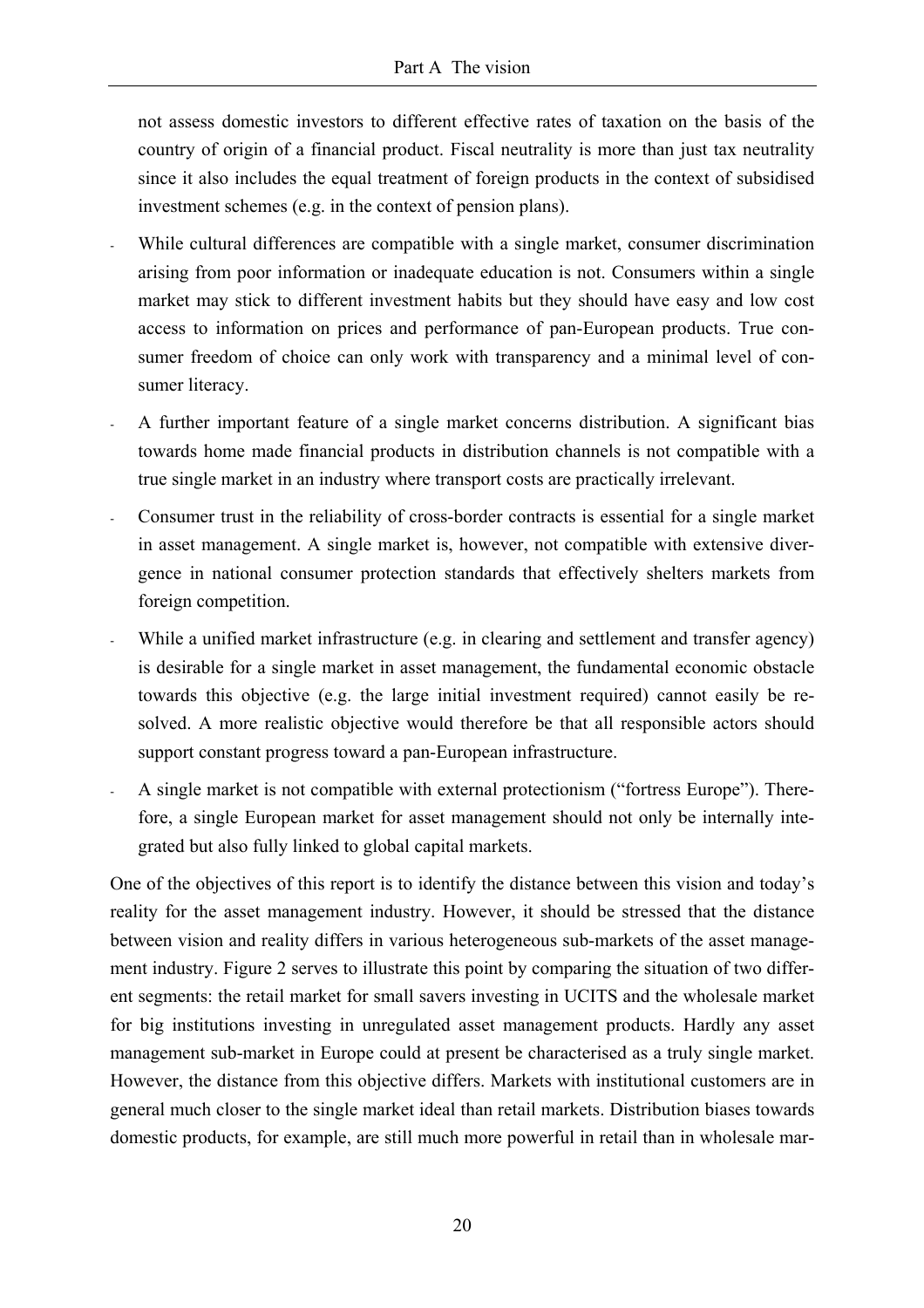not assess domestic investors to different effective rates of taxation on the basis of the country of origin of a financial product. Fiscal neutrality is more than just tax neutrality since it also includes the equal treatment of foreign products in the context of subsidised investment schemes (e.g. in the context of pension plans).

- While cultural differences are compatible with a single market, consumer discrimination arising from poor information or inadequate education is not. Consumers within a single market may stick to different investment habits but they should have easy and low cost access to information on prices and performance of pan-European products. True consumer freedom of choice can only work with transparency and a minimal level of consumer literacy.
- A further important feature of a single market concerns distribution. A significant bias towards home made financial products in distribution channels is not compatible with a true single market in an industry where transport costs are practically irrelevant.
- Consumer trust in the reliability of cross-border contracts is essential for a single market in asset management. A single market is, however, not compatible with extensive divergence in national consumer protection standards that effectively shelters markets from foreign competition.
- While a unified market infrastructure (e.g. in clearing and settlement and transfer agency) is desirable for a single market in asset management, the fundamental economic obstacle towards this objective (e.g. the large initial investment required) cannot easily be resolved. A more realistic objective would therefore be that all responsible actors should support constant progress toward a pan-European infrastructure.
- A single market is not compatible with external protectionism ("fortress Europe"). Therefore, a single European market for asset management should not only be internally integrated but also fully linked to global capital markets.

One of the objectives of this report is to identify the distance between this vision and today's reality for the asset management industry. However, it should be stressed that the distance between vision and reality differs in various heterogeneous sub-markets of the asset management industry. Figure 2 serves to illustrate this point by comparing the situation of two different segments: the retail market for small savers investing in UCITS and the wholesale market for big institutions investing in unregulated asset management products. Hardly any asset management sub-market in Europe could at present be characterised as a truly single market. However, the distance from this objective differs. Markets with institutional customers are in general much closer to the single market ideal than retail markets. Distribution biases towards domestic products, for example, are still much more powerful in retail than in wholesale mar-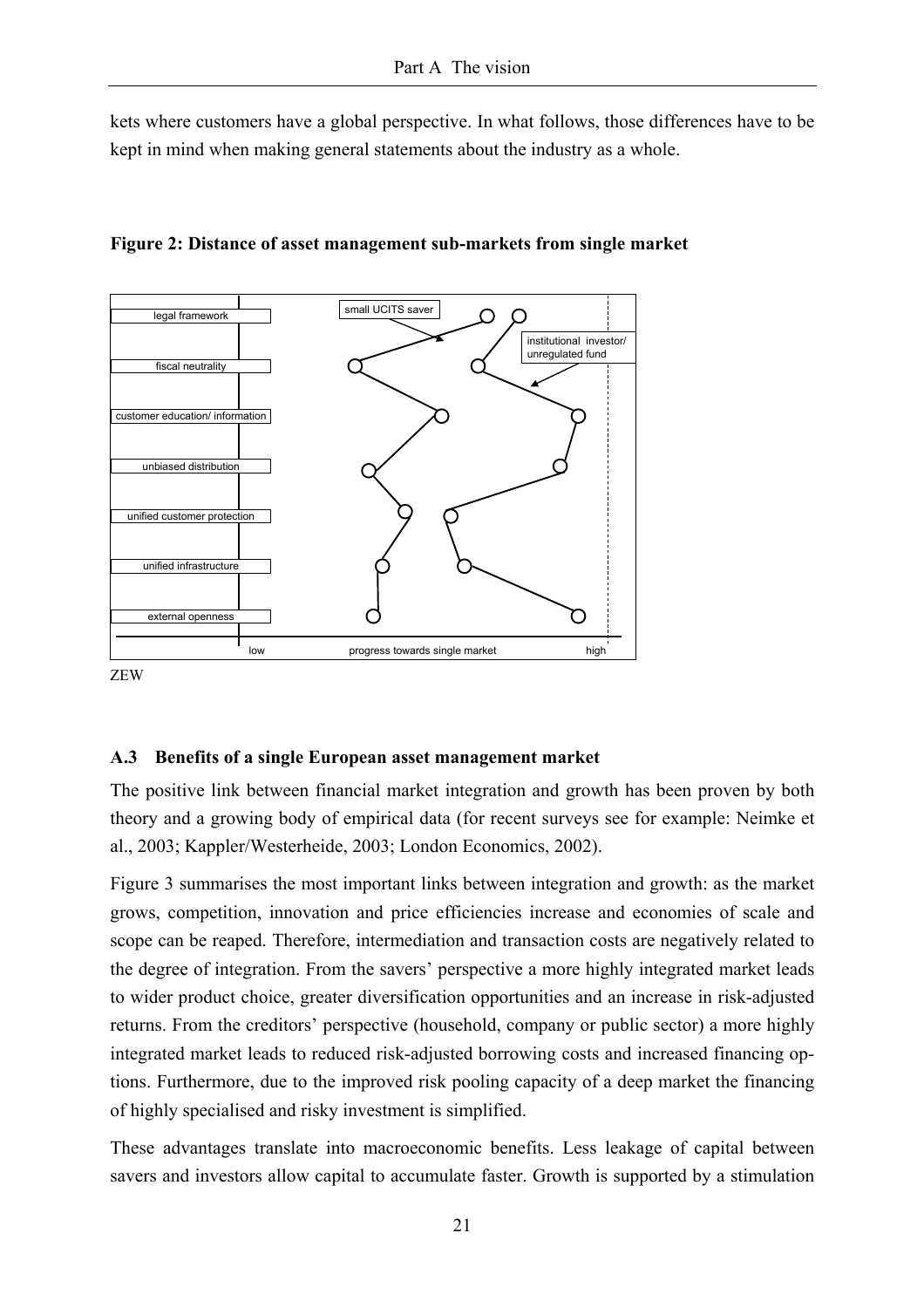kets where customers have a global perspective. In what follows, those differences have to be kept in mind when making general statements about the industry as a whole.

**Figure 2: Distance of asset management sub-markets from single market**

legal framework

fiscal neutrality

customer education/ information

unbiased distribution

unified customer protection

unified infrastructure

external openness

small UCITS saver

institutional investor/ unregulated fund

low — progress towards single market — high

ZEW

### A.3 Benefits of a single European asset management market

The positive link between financial market integration and growth has been proven by both theory and a growing body of empirical data (for recent surveys see for example: Neimke et al., 2003; Kappler/Westerheide, 2003; London Economics, 2002).

Figure 3 summarises the most important links between integration and growth: as the market grows, competition, innovation and price efficiencies increase and economies of scale and scope can be reaped. Therefore, intermediation and transaction costs are negatively related to the degree of integration. From the savers' perspective a more highly integrated market leads to wider product choice, greater diversification opportunities and an increase in risk-adjusted returns. From the creditors' perspective (household, company or public sector) a more highly integrated market leads to reduced risk-adjusted borrowing costs and increased financing options. Furthermore, due to the improved risk pooling capacity of a deep market the financing of highly specialised and risky investment is simplified.

These advantages translate into macroeconomic benefits. Less leakage of capital between savers and investors allow capital to accumulate faster. Growth is supported by a stimulation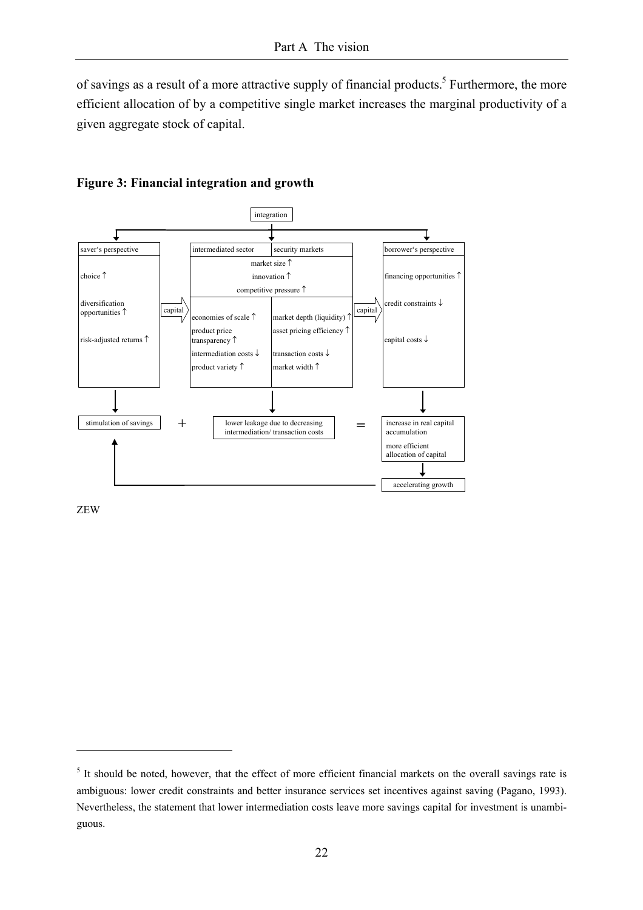of savings as a result of a more attractive supply of financial products.[5] Furthermore, the more efficient allocation of by a competitive single market increases the marginal productivity of a given aggregate stock of capital.

**Figure 3: Financial integration and growth**

integration

| saver's perspective | intermediated sector | security markets | borrower's perspective |
|---|---|---|---|
| choice ↑ | market size ↑ | | financing opportunities ↑ |
| diversification opportunities ↑ | innovation ↑ | | credit constraints ↓ |
| risk-adjusted returns ↑ | competitive pressure ↑ | | capital costs ↓ |
| | economies of scale ↑ | market depth (liquidity) ↑ | |
| | product price transparency ↑ | asset pricing efficiency ↑ | |
| | intermediation costs ↓ | transaction costs ↓ | |
| | product variety ↑ | market width ↑ | |

capital → capital →

stimulation of savings + lower leakage due to decreasing intermediation/ transaction costs = increase in real capital accumulation; more efficient allocation of capital

→ accelerating growth → (feeds back to) stimulation of savings

ZEW

[5] It should be noted, however, that the effect of more efficient financial markets on the overall savings rate is ambiguous: lower credit constraints and better insurance services set incentives against saving (Pagano, 1993). Nevertheless, the statement that lower intermediation costs leave more savings capital for investment is unambiguous.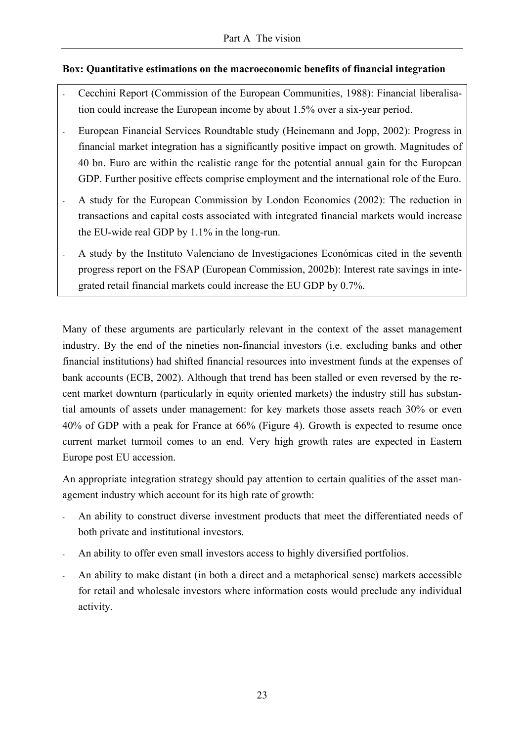**Box: Quantitative estimations on the macroeconomic benefits of financial integration**

- Cecchini Report (Commission of the European Communities, 1988): Financial liberalisation could increase the European income by about 1.5% over a six-year period.
- European Financial Services Roundtable study (Heinemann and Jopp, 2002): Progress in financial market integration has a significantly positive impact on growth. Magnitudes of 40 bn. Euro are within the realistic range for the potential annual gain for the European GDP. Further positive effects comprise employment and the international role of the Euro.
- A study for the European Commission by London Economics (2002): The reduction in transactions and capital costs associated with integrated financial markets would increase the EU-wide real GDP by 1.1% in the long-run.
- A study by the Instituto Valenciano de Investigaciones Económicas cited in the seventh progress report on the FSAP (European Commission, 2002b): Interest rate savings in integrated retail financial markets could increase the EU GDP by 0.7%.

Many of these arguments are particularly relevant in the context of the asset management industry. By the end of the nineties non-financial investors (i.e. excluding banks and other financial institutions) had shifted financial resources into investment funds at the expenses of bank accounts (ECB, 2002). Although that trend has been stalled or even reversed by the recent market downturn (particularly in equity oriented markets) the industry still has substantial amounts of assets under management: for key markets those assets reach 30% or even 40% of GDP with a peak for France at 66% (Figure 4). Growth is expected to resume once current market turmoil comes to an end. Very high growth rates are expected in Eastern Europe post EU accession.

An appropriate integration strategy should pay attention to certain qualities of the asset management industry which account for its high rate of growth:

- An ability to construct diverse investment products that meet the differentiated needs of both private and institutional investors.
- An ability to offer even small investors access to highly diversified portfolios.
- An ability to make distant (in both a direct and a metaphorical sense) markets accessible for retail and wholesale investors where information costs would preclude any individual activity.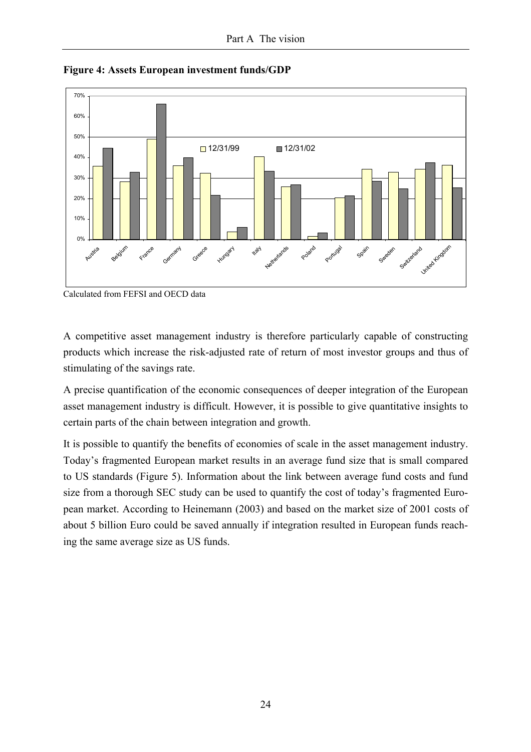**Figure 4: Assets European investment funds/GDP**

Calculated from FEFSI and OECD data

A competitive asset management industry is therefore particularly capable of constructing products which increase the risk-adjusted rate of return of most investor groups and thus of stimulating of the savings rate.

A precise quantification of the economic consequences of deeper integration of the European asset management industry is difficult. However, it is possible to give quantitative insights to certain parts of the chain between integration and growth.

It is possible to quantify the benefits of economies of scale in the asset management industry. Today's fragmented European market results in an average fund size that is small compared to US standards (Figure 5). Information about the link between average fund costs and fund size from a thorough SEC study can be used to quantify the cost of today's fragmented European market. According to Heinemann (2003) and based on the market size of 2001 costs of about 5 billion Euro could be saved annually if integration resulted in European funds reaching the same average size as US funds.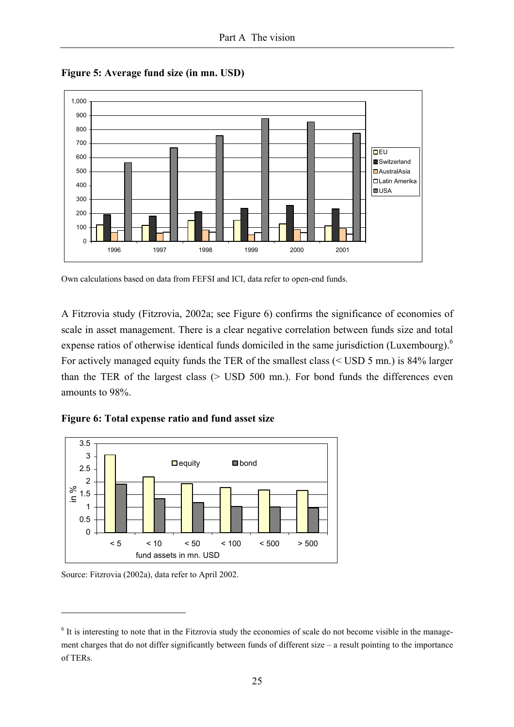**Figure 5: Average fund size (in mn. USD)**

Own calculations based on data from FEFSI and ICI, data refer to open-end funds.

A Fitzrovia study (Fitzrovia, 2002a; see Figure 6) confirms the significance of economies of scale in asset management. There is a clear negative correlation between funds size and total expense ratios of otherwise identical funds domiciled in the same jurisdiction (Luxembourg).[6] For actively managed equity funds the TER of the smallest class (< USD 5 mn.) is 84% larger than the TER of the largest class (> USD 500 mn.). For bond funds the differences even amounts to 98%.

**Figure 6: Total expense ratio and fund asset size**

Source: Fitzrovia (2002a), data refer to April 2002.

---

[6] It is interesting to note that in the Fitzrovia study the economies of scale do not become visible in the management charges that do not differ significantly between funds of different size – a result pointing to the importance of TERs.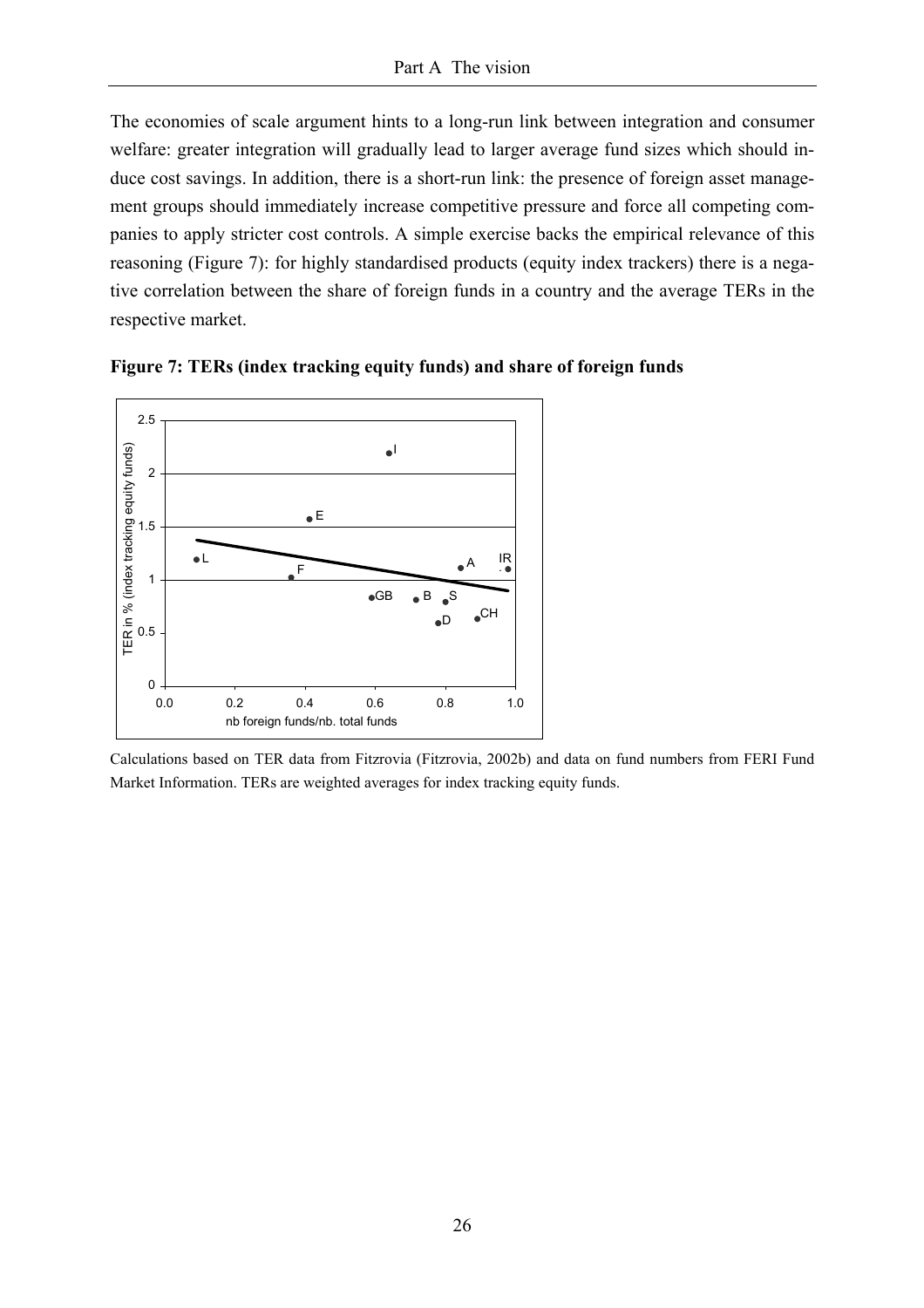The economies of scale argument hints to a long-run link between integration and consumer welfare: greater integration will gradually lead to larger average fund sizes which should induce cost savings. In addition, there is a short-run link: the presence of foreign asset management groups should immediately increase competitive pressure and force all competing companies to apply stricter cost controls. A simple exercise backs the empirical relevance of this reasoning (Figure 7): for highly standardised products (equity index trackers) there is a negative correlation between the share of foreign funds in a country and the average TERs in the respective market.

**Figure 7: TERs (index tracking equity funds) and share of foreign funds**

Calculations based on TER data from Fitzrovia (Fitzrovia, 2002b) and data on fund numbers from FERI Fund Market Information. TERs are weighted averages for index tracking equity funds.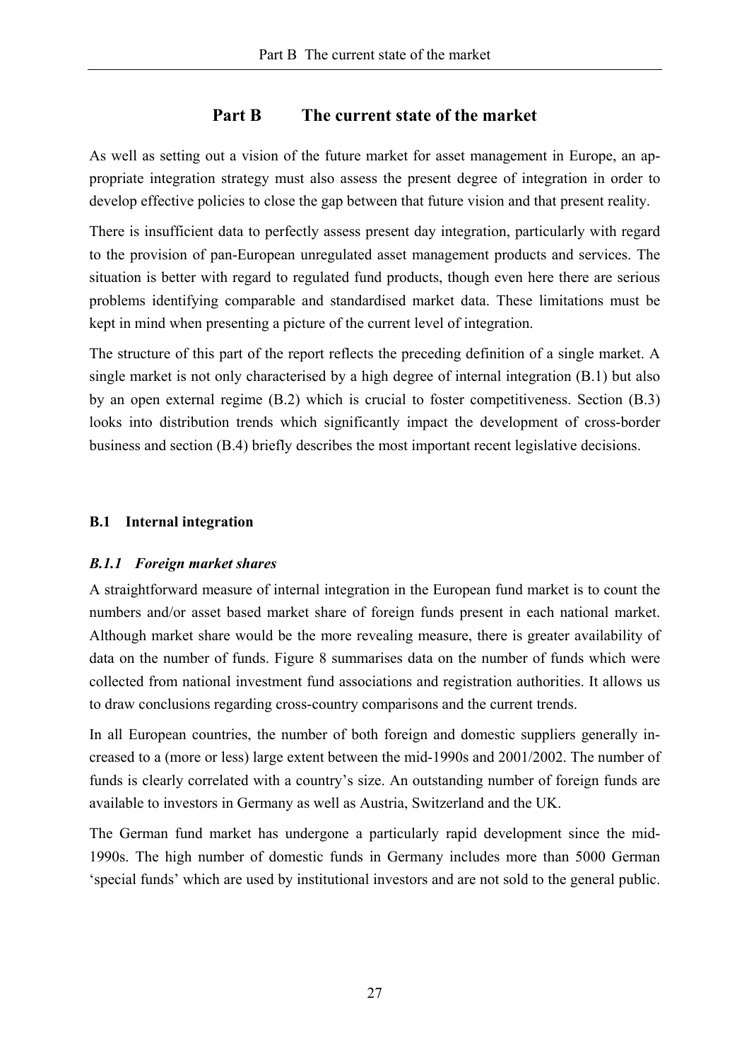# Part B The current state of the market

As well as setting out a vision of the future market for asset management in Europe, an appropriate integration strategy must also assess the present degree of integration in order to develop effective policies to close the gap between that future vision and that present reality.

There is insufficient data to perfectly assess present day integration, particularly with regard to the provision of pan-European unregulated asset management products and services. The situation is better with regard to regulated fund products, though even here there are serious problems identifying comparable and standardised market data. These limitations must be kept in mind when presenting a picture of the current level of integration.

The structure of this part of the report reflects the preceding definition of a single market. A single market is not only characterised by a high degree of internal integration (B.1) but also by an open external regime (B.2) which is crucial to foster competitiveness. Section (B.3) looks into distribution trends which significantly impact the development of cross-border business and section (B.4) briefly describes the most important recent legislative decisions.

## B.1 Internal integration

### *B.1.1 Foreign market shares*

A straightforward measure of internal integration in the European fund market is to count the numbers and/or asset based market share of foreign funds present in each national market. Although market share would be the more revealing measure, there is greater availability of data on the number of funds. Figure 8 summarises data on the number of funds which were collected from national investment fund associations and registration authorities. It allows us to draw conclusions regarding cross-country comparisons and the current trends.

In all European countries, the number of both foreign and domestic suppliers generally increased to a (more or less) large extent between the mid-1990s and 2001/2002. The number of funds is clearly correlated with a country's size. An outstanding number of foreign funds are available to investors in Germany as well as Austria, Switzerland and the UK.

The German fund market has undergone a particularly rapid development since the mid-1990s. The high number of domestic funds in Germany includes more than 5000 German 'special funds' which are used by institutional investors and are not sold to the general public.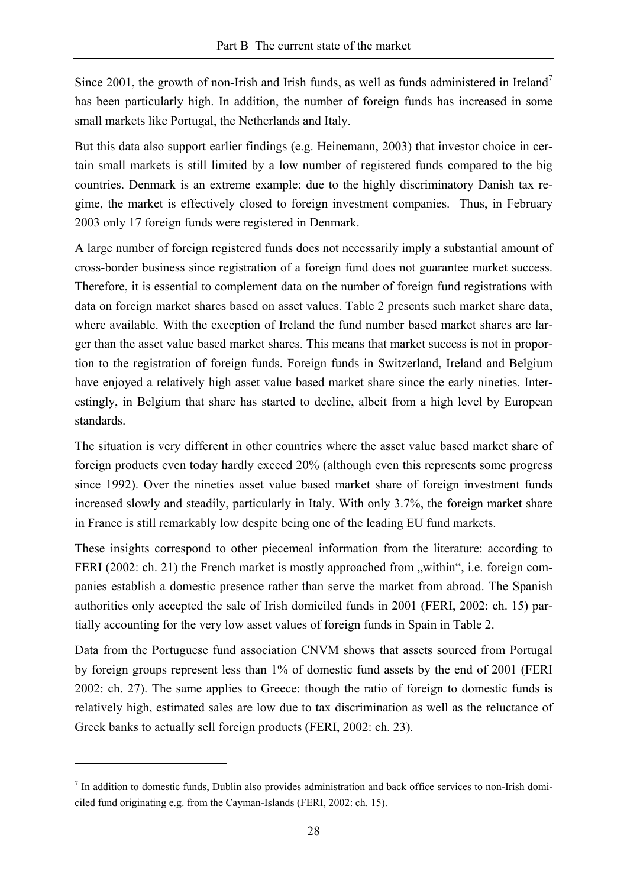Since 2001, the growth of non-Irish and Irish funds, as well as funds administered in Ireland[7] has been particularly high. In addition, the number of foreign funds has increased in some small markets like Portugal, the Netherlands and Italy.

But this data also support earlier findings (e.g. Heinemann, 2003) that investor choice in certain small markets is still limited by a low number of registered funds compared to the big countries. Denmark is an extreme example: due to the highly discriminatory Danish tax regime, the market is effectively closed to foreign investment companies. Thus, in February 2003 only 17 foreign funds were registered in Denmark.

A large number of foreign registered funds does not necessarily imply a substantial amount of cross-border business since registration of a foreign fund does not guarantee market success. Therefore, it is essential to complement data on the number of foreign fund registrations with data on foreign market shares based on asset values. Table 2 presents such market share data, where available. With the exception of Ireland the fund number based market shares are larger than the asset value based market shares. This means that market success is not in proportion to the registration of foreign funds. Foreign funds in Switzerland, Ireland and Belgium have enjoyed a relatively high asset value based market share since the early nineties. Interestingly, in Belgium that share has started to decline, albeit from a high level by European standards.

The situation is very different in other countries where the asset value based market share of foreign products even today hardly exceed 20% (although even this represents some progress since 1992). Over the nineties asset value based market share of foreign investment funds increased slowly and steadily, particularly in Italy. With only 3.7%, the foreign market share in France is still remarkably low despite being one of the leading EU fund markets.

These insights correspond to other piecemeal information from the literature: according to FERI (2002: ch. 21) the French market is mostly approached from „within", i.e. foreign companies establish a domestic presence rather than serve the market from abroad. The Spanish authorities only accepted the sale of Irish domiciled funds in 2001 (FERI, 2002: ch. 15) partially accounting for the very low asset values of foreign funds in Spain in Table 2.

Data from the Portuguese fund association CNVM shows that assets sourced from Portugal by foreign groups represent less than 1% of domestic fund assets by the end of 2001 (FERI 2002: ch. 27). The same applies to Greece: though the ratio of foreign to domestic funds is relatively high, estimated sales are low due to tax discrimination as well as the reluctance of Greek banks to actually sell foreign products (FERI, 2002: ch. 23).

---

[7] In addition to domestic funds, Dublin also provides administration and back office services to non-Irish domiciled fund originating e.g. from the Cayman-Islands (FERI, 2002: ch. 15).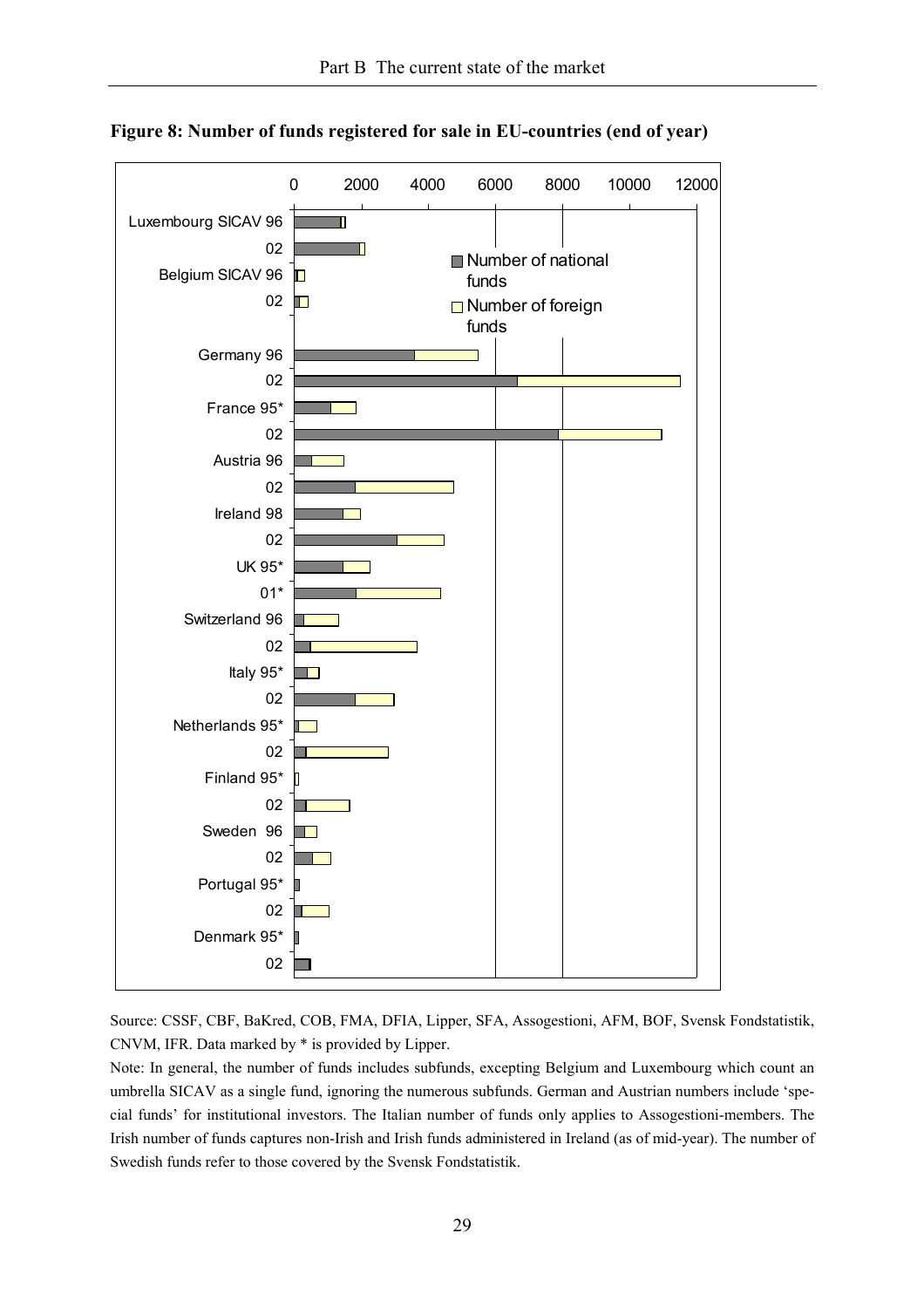**Figure 8: Number of funds registered for sale in EU-countries (end of year)**

Source: CSSF, CBF, BaKred, COB, FMA, DFIA, Lipper, SFA, Assogestioni, AFM, BOF, Svensk Fondstatistik, CNVM, IFR. Data marked by * is provided by Lipper.

Note: In general, the number of funds includes subfunds, excepting Belgium and Luxembourg which count an umbrella SICAV as a single fund, ignoring the numerous subfunds. German and Austrian numbers include 'special funds' for institutional investors. The Italian number of funds only applies to Assogestioni-members. The Irish number of funds captures non-Irish and Irish funds administered in Ireland (as of mid-year). The number of Swedish funds refer to those covered by the Svensk Fondstatistik.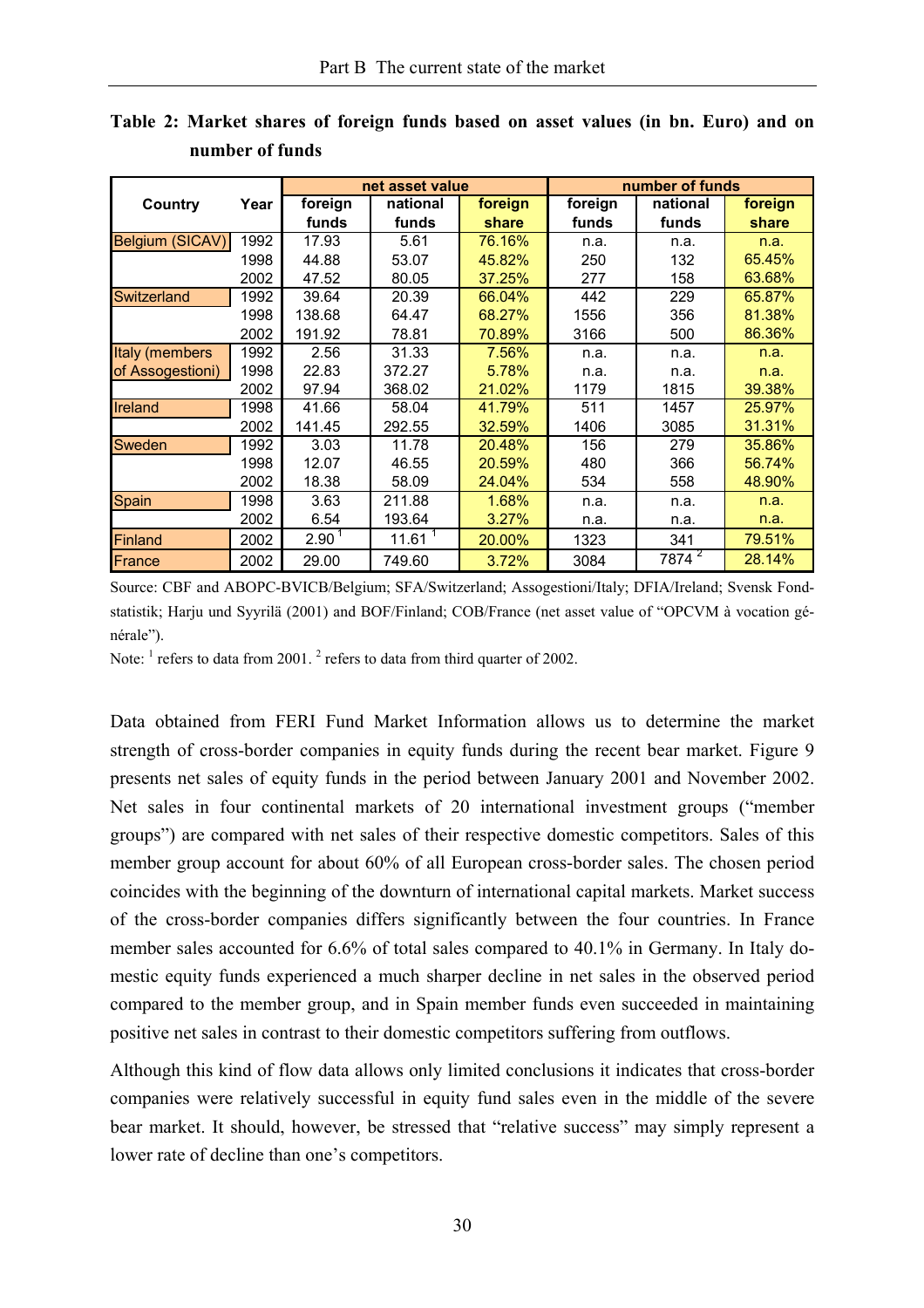**Table 2: Market shares of foreign funds based on asset values (in bn. Euro) and on number of funds**

| Country | Year | net asset value | | | number of funds | | |
|---|---|---|---|---|---|---|---|
| | | foreign funds | national funds | foreign share | foreign funds | national funds | foreign share |
| Belgium (SICAV) | 1992 | 17.93 | 5.61 | 76.16% | n.a. | n.a. | n.a. |
| | 1998 | 44.88 | 53.07 | 45.82% | 250 | 132 | 65.45% |
| | 2002 | 47.52 | 80.05 | 37.25% | 277 | 158 | 63.68% |
| Switzerland | 1992 | 39.64 | 20.39 | 66.04% | 442 | 229 | 65.87% |
| | 1998 | 138.68 | 64.47 | 68.27% | 1556 | 356 | 81.38% |
| | 2002 | 191.92 | 78.81 | 70.89% | 3166 | 500 | 86.36% |
| Italy (members of Assogestioni) | 1992 | 2.56 | 31.33 | 7.56% | n.a. | n.a. | n.a. |
| | 1998 | 22.83 | 372.27 | 5.78% | n.a. | n.a. | n.a. |
| | 2002 | 97.94 | 368.02 | 21.02% | 1179 | 1815 | 39.38% |
| Ireland | 1998 | 41.66 | 58.04 | 41.79% | 511 | 1457 | 25.97% |
| | 2002 | 141.45 | 292.55 | 32.59% | 1406 | 3085 | 31.31% |
| Sweden | 1992 | 3.03 | 11.78 | 20.48% | 156 | 279 | 35.86% |
| | 1998 | 12.07 | 46.55 | 20.59% | 480 | 366 | 56.74% |
| | 2002 | 18.38 | 58.09 | 24.04% | 534 | 558 | 48.90% |
| Spain | 1998 | 3.63 | 211.88 | 1.68% | n.a. | n.a. | n.a. |
| | 2002 | 6.54 | 193.64 | 3.27% | n.a. | n.a. | n.a. |
| Finland | 2002 | 2.90 [1] | 11.61 [1] | 20.00% | 1323 | 341 | 79.51% |
| France | 2002 | 29.00 | 749.60 | 3.72% | 3084 | 7874 [2] | 28.14% |

Source: CBF and ABOPC-BVICB/Belgium; SFA/Switzerland; Assogestioni/Italy; DFIA/Ireland; Svensk Fondstatistik; Harju und Syyrilä (2001) and BOF/Finland; COB/France (net asset value of "OPCVM à vocation générale").

Note: [1] refers to data from 2001. [2] refers to data from third quarter of 2002.

Data obtained from FERI Fund Market Information allows us to determine the market strength of cross-border companies in equity funds during the recent bear market. Figure 9 presents net sales of equity funds in the period between January 2001 and November 2002. Net sales in four continental markets of 20 international investment groups ("member groups") are compared with net sales of their respective domestic competitors. Sales of this member group account for about 60% of all European cross-border sales. The chosen period coincides with the beginning of the downturn of international capital markets. Market success of the cross-border companies differs significantly between the four countries. In France member sales accounted for 6.6% of total sales compared to 40.1% in Germany. In Italy domestic equity funds experienced a much sharper decline in net sales in the observed period compared to the member group, and in Spain member funds even succeeded in maintaining positive net sales in contrast to their domestic competitors suffering from outflows.

Although this kind of flow data allows only limited conclusions it indicates that cross-border companies were relatively successful in equity fund sales even in the middle of the severe bear market. It should, however, be stressed that "relative success" may simply represent a lower rate of decline than one's competitors.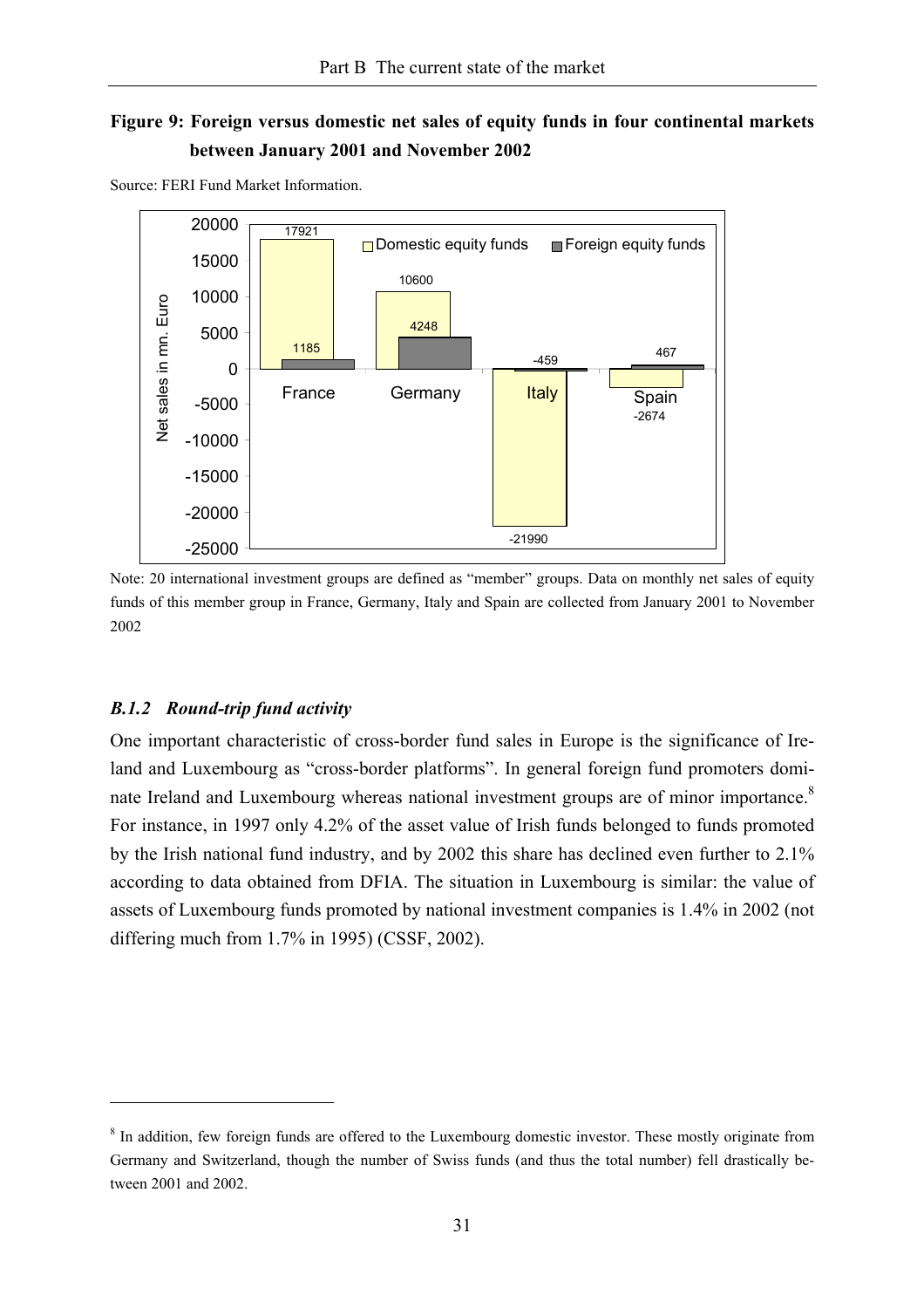**Figure 9: Foreign versus domestic net sales of equity funds in four continental markets between January 2001 and November 2002**

Source: FERI Fund Market Information.

| Net sales in mn. Euro | Domestic equity funds | Foreign equity funds |
|---|---|---|
| France | 17921 | 1185 |
| Germany | 10600 | 4248 |
| Italy | -21990 | -459 |
| Spain | -2674 | 467 |

Note: 20 international investment groups are defined as "member" groups. Data on monthly net sales of equity funds of this member group in France, Germany, Italy and Spain are collected from January 2001 to November 2002

### *B.1.2 Round-trip fund activity*

One important characteristic of cross-border fund sales in Europe is the significance of Ireland and Luxembourg as "cross-border platforms". In general foreign fund promoters dominate Ireland and Luxembourg whereas national investment groups are of minor importance.[8] For instance, in 1997 only 4.2% of the asset value of Irish funds belonged to funds promoted by the Irish national fund industry, and by 2002 this share has declined even further to 2.1% according to data obtained from DFIA. The situation in Luxembourg is similar: the value of assets of Luxembourg funds promoted by national investment companies is 1.4% in 2002 (not differing much from 1.7% in 1995) (CSSF, 2002).

---

[8] In addition, few foreign funds are offered to the Luxembourg domestic investor. These mostly originate from Germany and Switzerland, though the number of Swiss funds (and thus the total number) fell drastically between 2001 and 2002.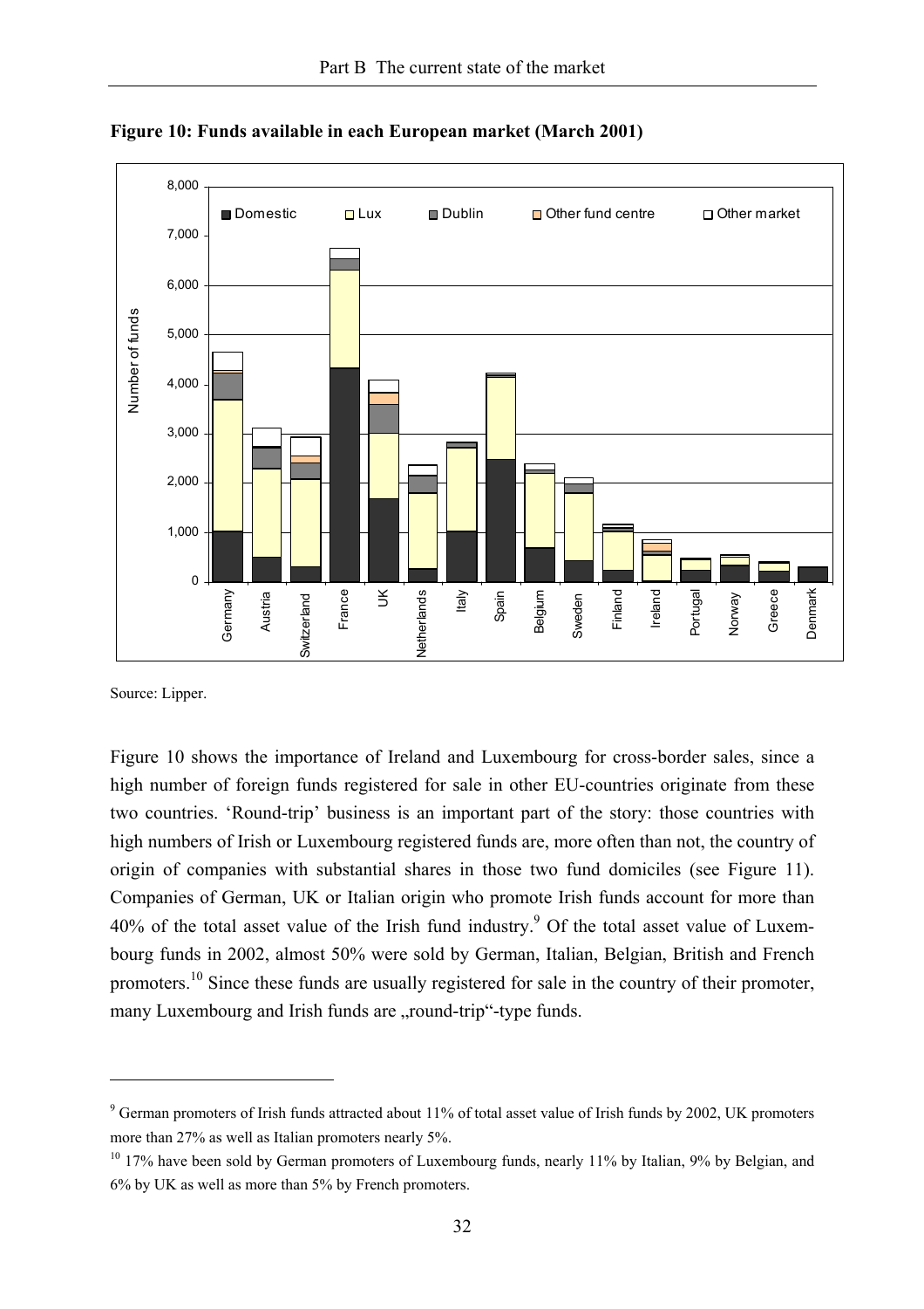**Figure 10: Funds available in each European market (March 2001)**

Source: Lipper.

Figure 10 shows the importance of Ireland and Luxembourg for cross-border sales, since a high number of foreign funds registered for sale in other EU-countries originate from these two countries. 'Round-trip' business is an important part of the story: those countries with high numbers of Irish or Luxembourg registered funds are, more often than not, the country of origin of companies with substantial shares in those two fund domiciles (see Figure 11). Companies of German, UK or Italian origin who promote Irish funds account for more than 40% of the total asset value of the Irish fund industry.[9] Of the total asset value of Luxembourg funds in 2002, almost 50% were sold by German, Italian, Belgian, British and French promoters.[10] Since these funds are usually registered for sale in the country of their promoter, many Luxembourg and Irish funds are „round-trip"-type funds.

---

[9] German promoters of Irish funds attracted about 11% of total asset value of Irish funds by 2002, UK promoters more than 27% as well as Italian promoters nearly 5%.

[10] 17% have been sold by German promoters of Luxembourg funds, nearly 11% by Italian, 9% by Belgian, and 6% by UK as well as more than 5% by French promoters.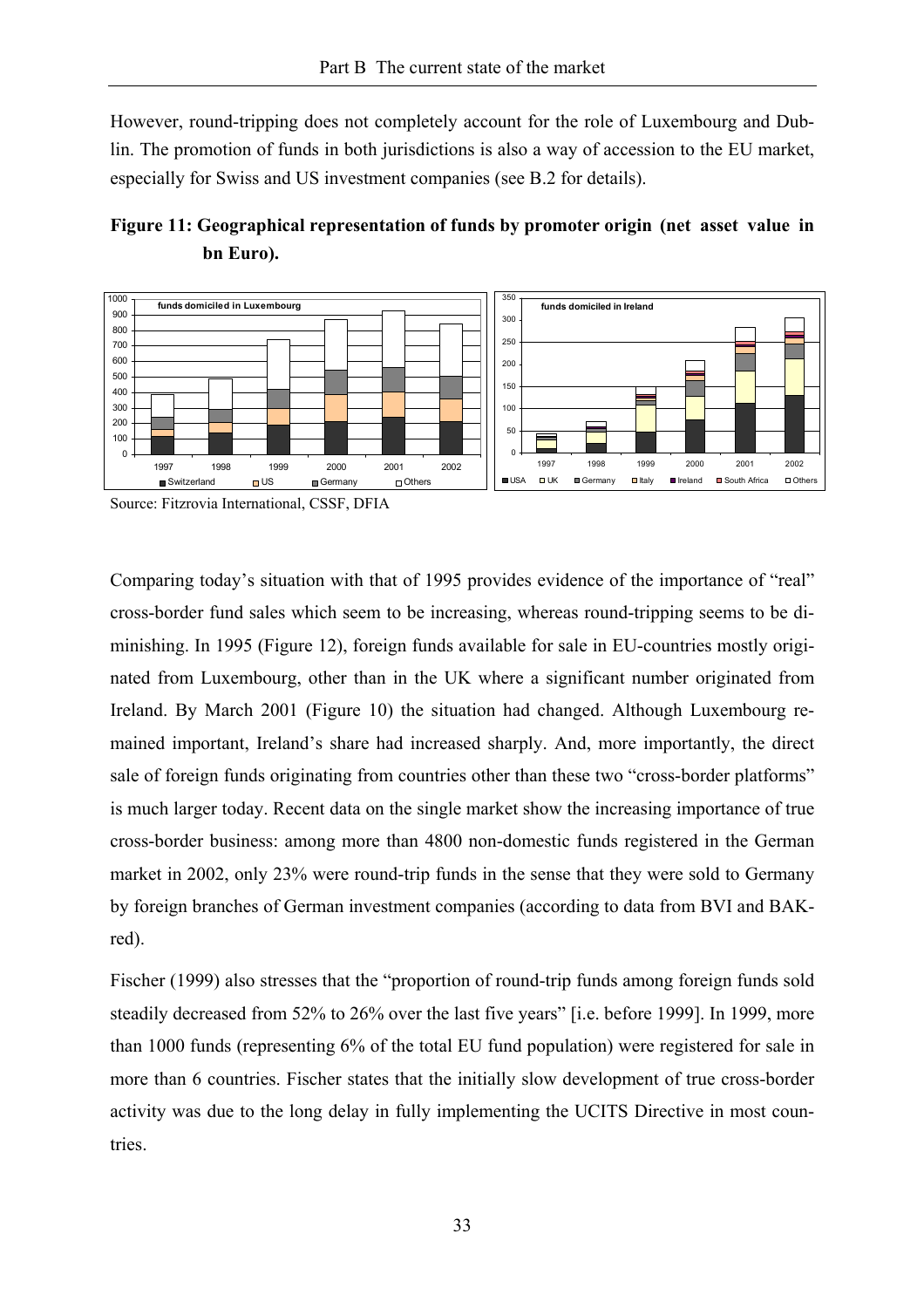However, round-tripping does not completely account for the role of Luxembourg and Dublin. The promotion of funds in both jurisdictions is also a way of accession to the EU market, especially for Swiss and US investment companies (see B.2 for details).

**Figure 11: Geographical representation of funds by promoter origin (net asset value in bn Euro).**

Source: Fitzrovia International, CSSF, DFIA

Comparing today's situation with that of 1995 provides evidence of the importance of "real" cross-border fund sales which seem to be increasing, whereas round-tripping seems to be diminishing. In 1995 (Figure 12), foreign funds available for sale in EU-countries mostly originated from Luxembourg, other than in the UK where a significant number originated from Ireland. By March 2001 (Figure 10) the situation had changed. Although Luxembourg remained important, Ireland's share had increased sharply. And, more importantly, the direct sale of foreign funds originating from countries other than these two "cross-border platforms" is much larger today. Recent data on the single market show the increasing importance of true cross-border business: among more than 4800 non-domestic funds registered in the German market in 2002, only 23% were round-trip funds in the sense that they were sold to Germany by foreign branches of German investment companies (according to data from BVI and BAKred).

Fischer (1999) also stresses that the "proportion of round-trip funds among foreign funds sold steadily decreased from 52% to 26% over the last five years" [i.e. before 1999]. In 1999, more than 1000 funds (representing 6% of the total EU fund population) were registered for sale in more than 6 countries. Fischer states that the initially slow development of true cross-border activity was due to the long delay in fully implementing the UCITS Directive in most countries.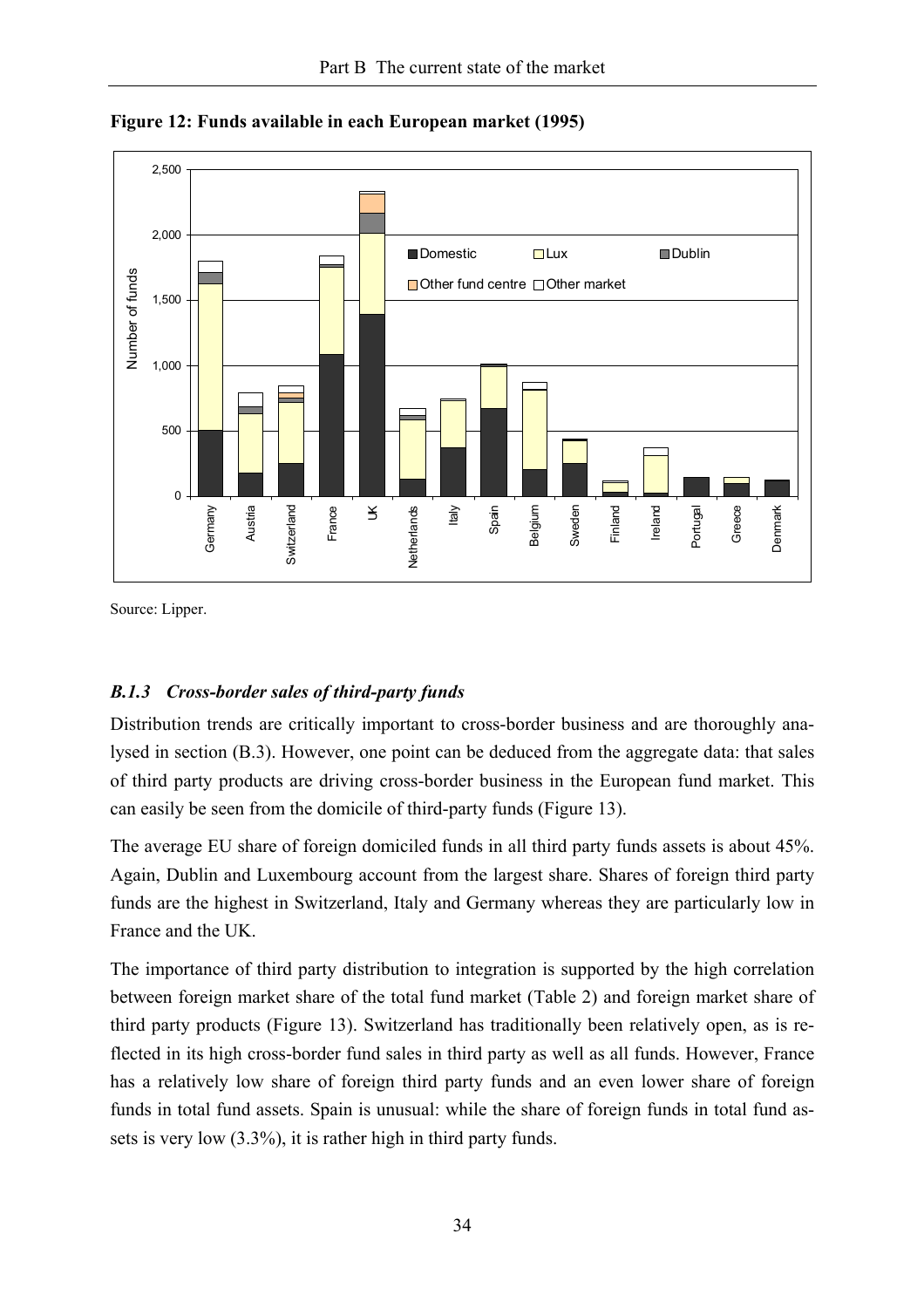**Figure 12: Funds available in each European market (1995)**

Source: Lipper.

### *B.1.3 Cross-border sales of third-party funds*

Distribution trends are critically important to cross-border business and are thoroughly analysed in section (B.3). However, one point can be deduced from the aggregate data: that sales of third party products are driving cross-border business in the European fund market. This can easily be seen from the domicile of third-party funds (Figure 13).

The average EU share of foreign domiciled funds in all third party funds assets is about 45%. Again, Dublin and Luxembourg account from the largest share. Shares of foreign third party funds are the highest in Switzerland, Italy and Germany whereas they are particularly low in France and the UK.

The importance of third party distribution to integration is supported by the high correlation between foreign market share of the total fund market (Table 2) and foreign market share of third party products (Figure 13). Switzerland has traditionally been relatively open, as is reflected in its high cross-border fund sales in third party as well as all funds. However, France has a relatively low share of foreign third party funds and an even lower share of foreign funds in total fund assets. Spain is unusual: while the share of foreign funds in total fund assets is very low (3.3%), it is rather high in third party funds.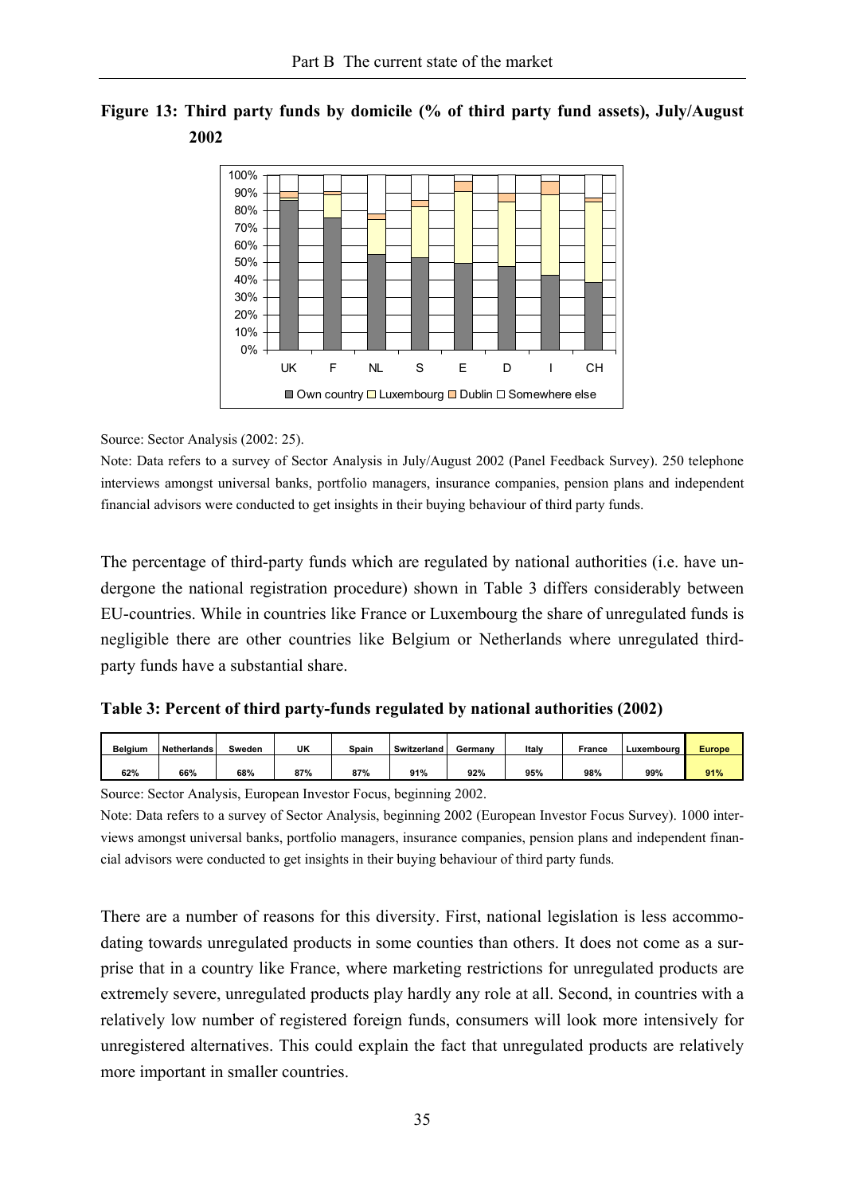**Figure 13: Third party funds by domicile (% of third party fund assets), July/August 2002**

Source: Sector Analysis (2002: 25).

Note: Data refers to a survey of Sector Analysis in July/August 2002 (Panel Feedback Survey). 250 telephone interviews amongst universal banks, portfolio managers, insurance companies, pension plans and independent financial advisors were conducted to get insights in their buying behaviour of third party funds.

The percentage of third-party funds which are regulated by national authorities (i.e. have undergone the national registration procedure) shown in Table 3 differs considerably between EU-countries. While in countries like France or Luxembourg the share of unregulated funds is negligible there are other countries like Belgium or Netherlands where unregulated third-party funds have a substantial share.

**Table 3: Percent of third party-funds regulated by national authorities (2002)**

| Belgium | Netherlands | Sweden | UK | Spain | Switzerland | Germany | Italy | France | Luxembourg | Europe |
|---|---|---|---|---|---|---|---|---|---|---|
| 62% | 66% | 68% | 87% | 87% | 91% | 92% | 95% | 98% | 99% | 91% |

Source: Sector Analysis, European Investor Focus, beginning 2002.

Note: Data refers to a survey of Sector Analysis, beginning 2002 (European Investor Focus Survey). 1000 interviews amongst universal banks, portfolio managers, insurance companies, pension plans and independent financial advisors were conducted to get insights in their buying behaviour of third party funds.

There are a number of reasons for this diversity. First, national legislation is less accommodating towards unregulated products in some counties than others. It does not come as a surprise that in a country like France, where marketing restrictions for unregulated products are extremely severe, unregulated products play hardly any role at all. Second, in countries with a relatively low number of registered foreign funds, consumers will look more intensively for unregistered alternatives. This could explain the fact that unregulated products are relatively more important in smaller countries.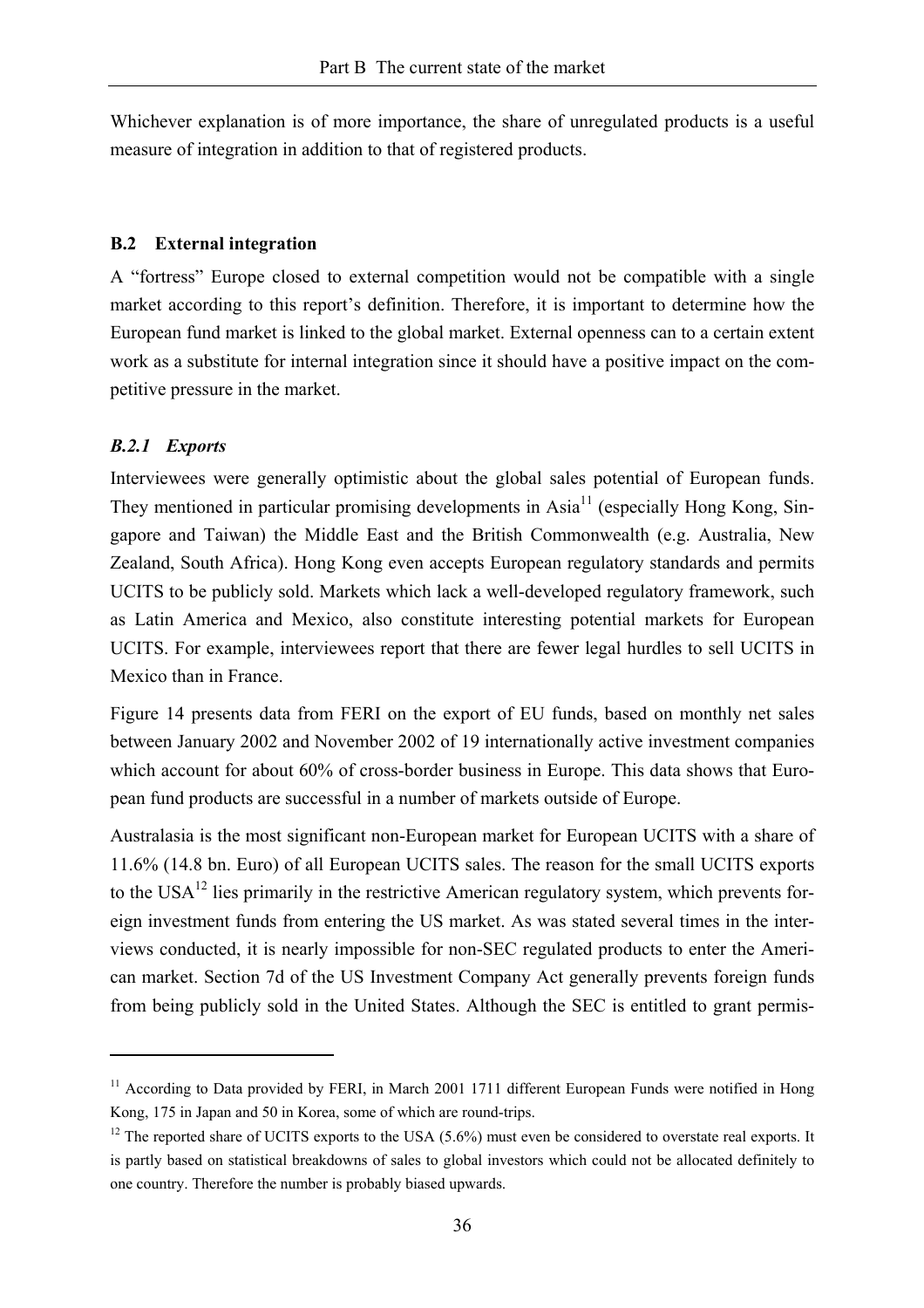Whichever explanation is of more importance, the share of unregulated products is a useful measure of integration in addition to that of registered products.

## B.2 External integration

A "fortress" Europe closed to external competition would not be compatible with a single market according to this report's definition. Therefore, it is important to determine how the European fund market is linked to the global market. External openness can to a certain extent work as a substitute for internal integration since it should have a positive impact on the competitive pressure in the market.

### *B.2.1 Exports*

Interviewees were generally optimistic about the global sales potential of European funds. They mentioned in particular promising developments in Asia[11] (especially Hong Kong, Singapore and Taiwan) the Middle East and the British Commonwealth (e.g. Australia, New Zealand, South Africa). Hong Kong even accepts European regulatory standards and permits UCITS to be publicly sold. Markets which lack a well-developed regulatory framework, such as Latin America and Mexico, also constitute interesting potential markets for European UCITS. For example, interviewees report that there are fewer legal hurdles to sell UCITS in Mexico than in France.

Figure 14 presents data from FERI on the export of EU funds, based on monthly net sales between January 2002 and November 2002 of 19 internationally active investment companies which account for about 60% of cross-border business in Europe. This data shows that European fund products are successful in a number of markets outside of Europe.

Australasia is the most significant non-European market for European UCITS with a share of 11.6% (14.8 bn. Euro) of all European UCITS sales. The reason for the small UCITS exports to the USA[12] lies primarily in the restrictive American regulatory system, which prevents foreign investment funds from entering the US market. As was stated several times in the interviews conducted, it is nearly impossible for non-SEC regulated products to enter the American market. Section 7d of the US Investment Company Act generally prevents foreign funds from being publicly sold in the United States. Although the SEC is entitled to grant permis-

---

[11] According to Data provided by FERI, in March 2001 1711 different European Funds were notified in Hong Kong, 175 in Japan and 50 in Korea, some of which are round-trips.

[12] The reported share of UCITS exports to the USA (5.6%) must even be considered to overstate real exports. It is partly based on statistical breakdowns of sales to global investors which could not be allocated definitely to one country. Therefore the number is probably biased upwards.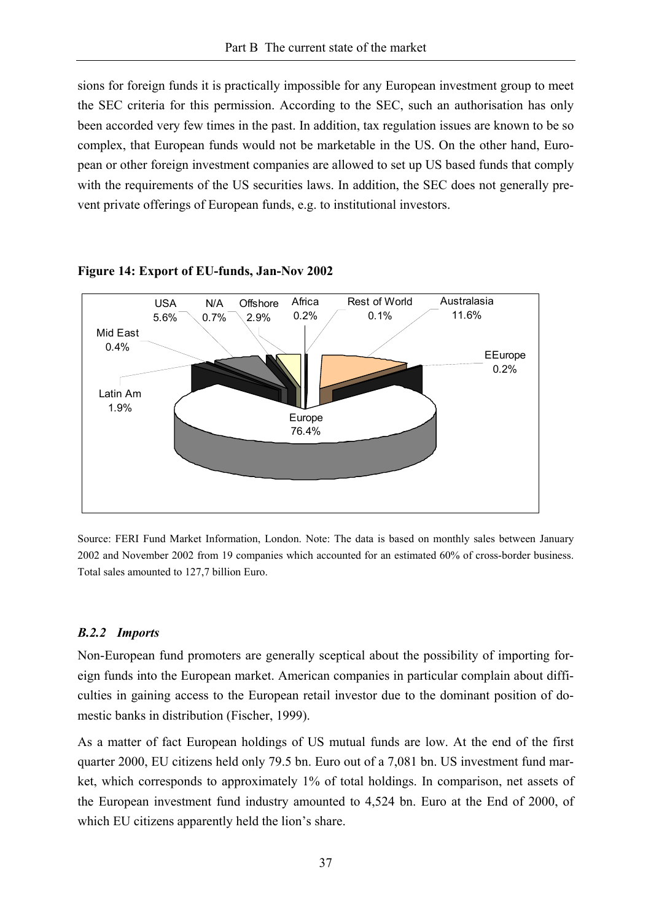sions for foreign funds it is practically impossible for any European investment group to meet the SEC criteria for this permission. According to the SEC, such an authorisation has only been accorded very few times in the past. In addition, tax regulation issues are known to be so complex, that European funds would not be marketable in the US. On the other hand, European or other foreign investment companies are allowed to set up US based funds that comply with the requirements of the US securities laws. In addition, the SEC does not generally prevent private offerings of European funds, e.g. to institutional investors.

**Figure 14: Export of EU-funds, Jan-Nov 2002**

Source: FERI Fund Market Information, London. Note: The data is based on monthly sales between January 2002 and November 2002 from 19 companies which accounted for an estimated 60% of cross-border business. Total sales amounted to 127,7 billion Euro.

### *B.2.2 Imports*

Non-European fund promoters are generally sceptical about the possibility of importing foreign funds into the European market. American companies in particular complain about difficulties in gaining access to the European retail investor due to the dominant position of domestic banks in distribution (Fischer, 1999).

As a matter of fact European holdings of US mutual funds are low. At the end of the first quarter 2000, EU citizens held only 79.5 bn. Euro out of a 7,081 bn. US investment fund market, which corresponds to approximately 1% of total holdings. In comparison, net assets of the European investment fund industry amounted to 4,524 bn. Euro at the End of 2000, of which EU citizens apparently held the lion's share.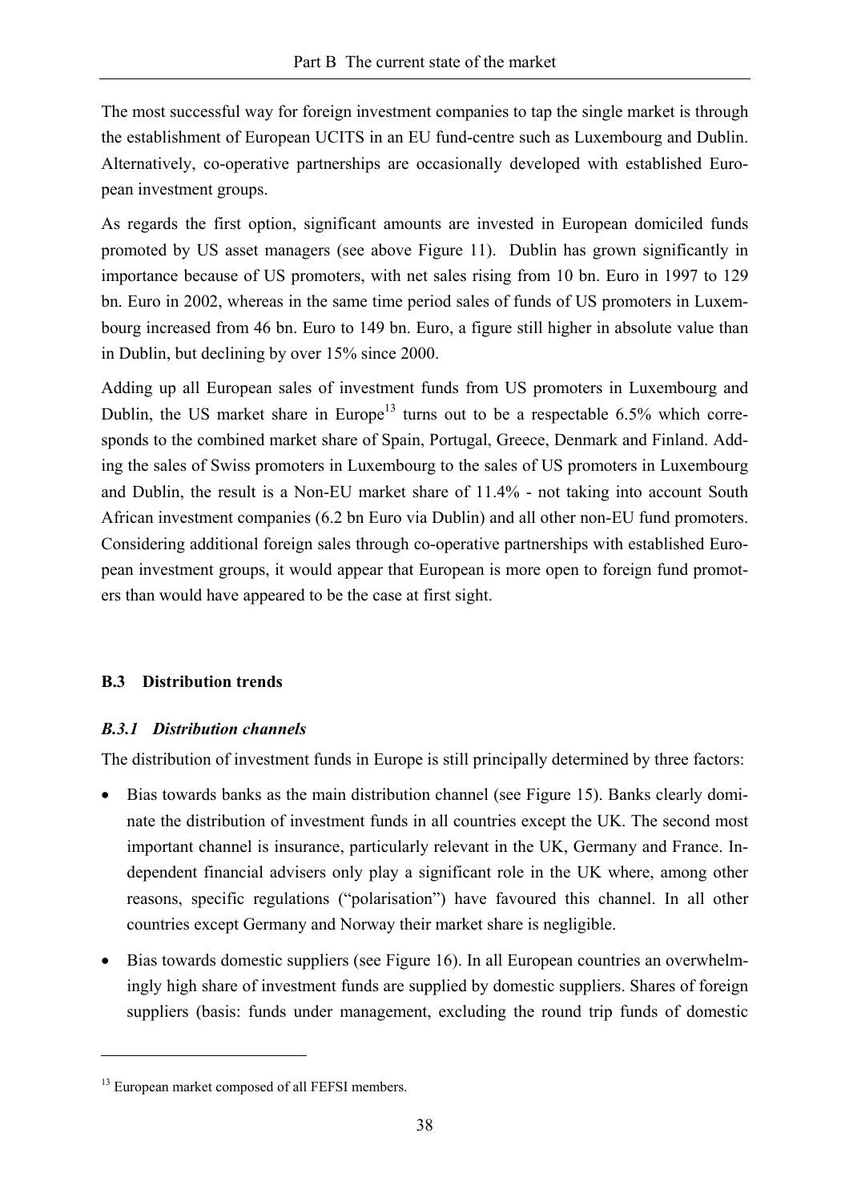The most successful way for foreign investment companies to tap the single market is through the establishment of European UCITS in an EU fund-centre such as Luxembourg and Dublin. Alternatively, co-operative partnerships are occasionally developed with established European investment groups.

As regards the first option, significant amounts are invested in European domiciled funds promoted by US asset managers (see above Figure 11). Dublin has grown significantly in importance because of US promoters, with net sales rising from 10 bn. Euro in 1997 to 129 bn. Euro in 2002, whereas in the same time period sales of funds of US promoters in Luxembourg increased from 46 bn. Euro to 149 bn. Euro, a figure still higher in absolute value than in Dublin, but declining by over 15% since 2000.

Adding up all European sales of investment funds from US promoters in Luxembourg and Dublin, the US market share in Europe[13] turns out to be a respectable 6.5% which corresponds to the combined market share of Spain, Portugal, Greece, Denmark and Finland. Adding the sales of Swiss promoters in Luxembourg to the sales of US promoters in Luxembourg and Dublin, the result is a Non-EU market share of 11.4% - not taking into account South African investment companies (6.2 bn Euro via Dublin) and all other non-EU fund promoters. Considering additional foreign sales through co-operative partnerships with established European investment groups, it would appear that European is more open to foreign fund promoters than would have appeared to be the case at first sight.

## B.3 Distribution trends

### *B.3.1 Distribution channels*

The distribution of investment funds in Europe is still principally determined by three factors:

- Bias towards banks as the main distribution channel (see Figure 15). Banks clearly dominate the distribution of investment funds in all countries except the UK. The second most important channel is insurance, particularly relevant in the UK, Germany and France. Independent financial advisers only play a significant role in the UK where, among other reasons, specific regulations ("polarisation") have favoured this channel. In all other countries except Germany and Norway their market share is negligible.
- Bias towards domestic suppliers (see Figure 16). In all European countries an overwhelmingly high share of investment funds are supplied by domestic suppliers. Shares of foreign suppliers (basis: funds under management, excluding the round trip funds of domestic

[13] European market composed of all FEFSI members.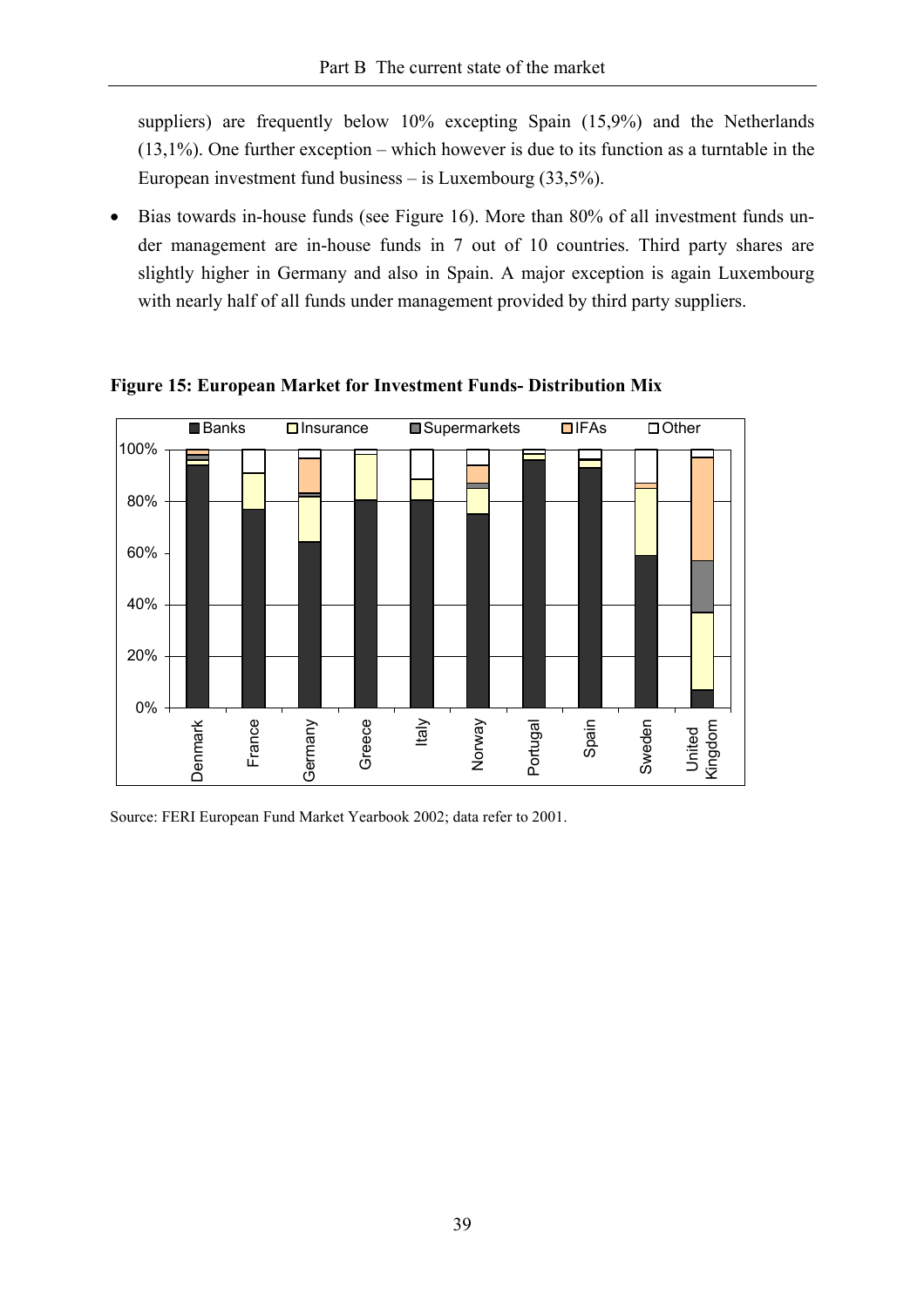suppliers) are frequently below 10% excepting Spain (15,9%) and the Netherlands (13,1%). One further exception – which however is due to its function as a turntable in the European investment fund business – is Luxembourg (33,5%).

- Bias towards in-house funds (see Figure 16). More than 80% of all investment funds under management are in-house funds in 7 out of 10 countries. Third party shares are slightly higher in Germany and also in Spain. A major exception is again Luxembourg with nearly half of all funds under management provided by third party suppliers.

**Figure 15: European Market for Investment Funds- Distribution Mix**

Source: FERI European Fund Market Yearbook 2002; data refer to 2001.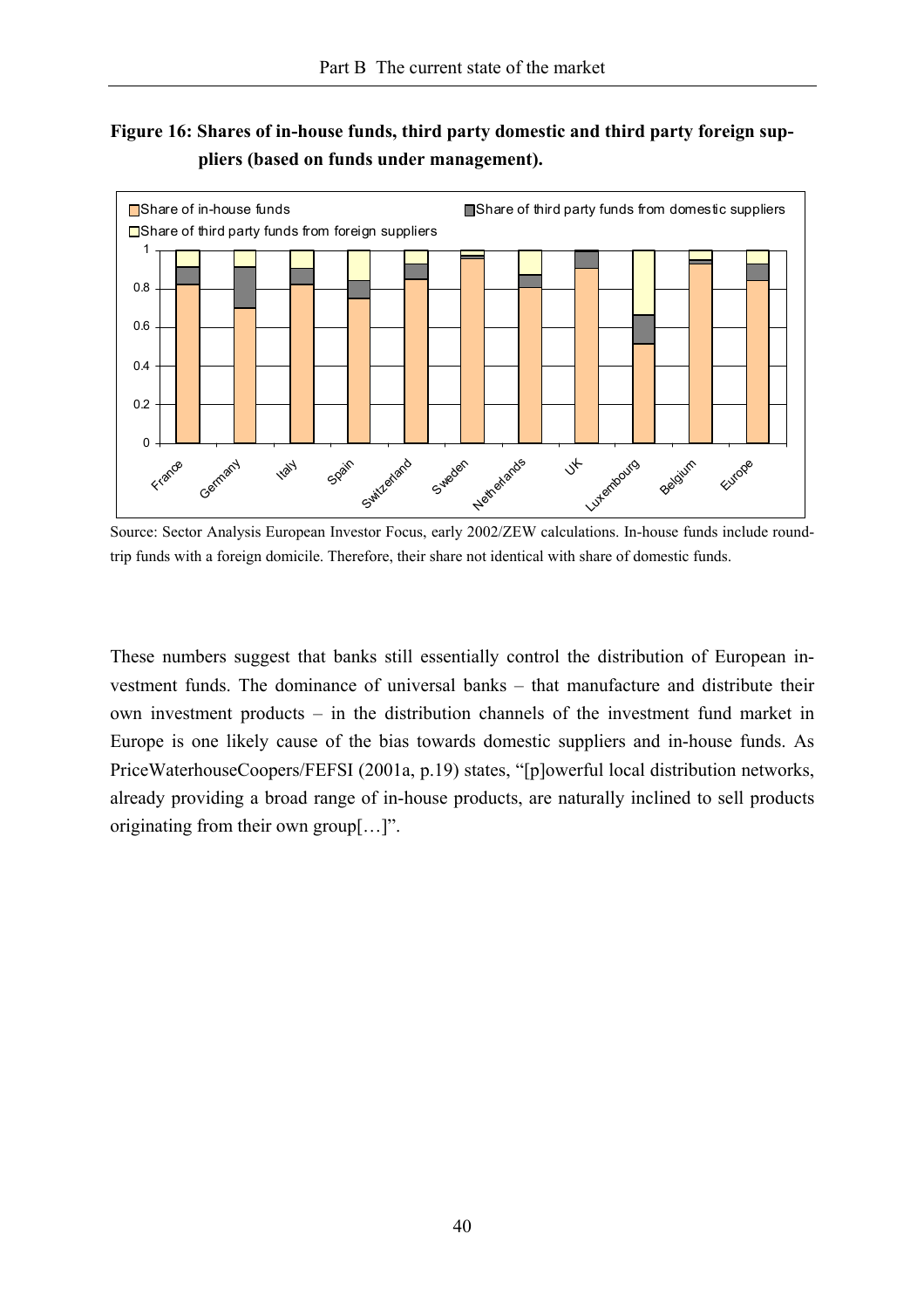**Figure 16: Shares of in-house funds, third party domestic and third party foreign suppliers (based on funds under management).**

Source: Sector Analysis European Investor Focus, early 2002/ZEW calculations. In-house funds include round-trip funds with a foreign domicile. Therefore, their share not identical with share of domestic funds.

These numbers suggest that banks still essentially control the distribution of European investment funds. The dominance of universal banks – that manufacture and distribute their own investment products – in the distribution channels of the investment fund market in Europe is one likely cause of the bias towards domestic suppliers and in-house funds. As PriceWaterhouseCoopers/FEFSI (2001a, p.19) states, "[p]owerful local distribution networks, already providing a broad range of in-house products, are naturally inclined to sell products originating from their own group[…]".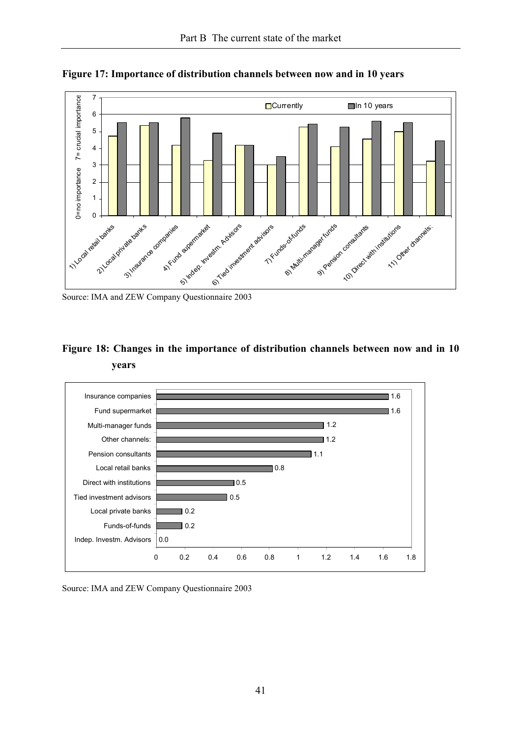**Figure 17: Importance of distribution channels between now and in 10 years**

Source: IMA and ZEW Company Questionnaire 2003

**Figure 18: Changes in the importance of distribution channels between now and in 10 years**

Source: IMA and ZEW Company Questionnaire 2003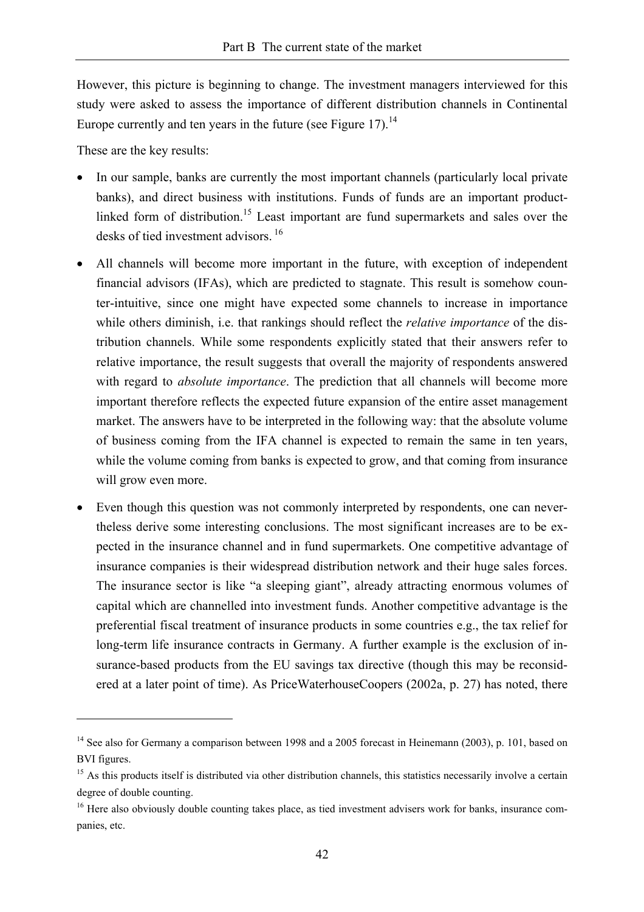However, this picture is beginning to change. The investment managers interviewed for this study were asked to assess the importance of different distribution channels in Continental Europe currently and ten years in the future (see Figure 17).[14]

These are the key results:

- In our sample, banks are currently the most important channels (particularly local private banks), and direct business with institutions. Funds of funds are an important product-linked form of distribution.[15] Least important are fund supermarkets and sales over the desks of tied investment advisors. [16]
- All channels will become more important in the future, with exception of independent financial advisors (IFAs), which are predicted to stagnate. This result is somehow counter-intuitive, since one might have expected some channels to increase in importance while others diminish, i.e. that rankings should reflect the *relative importance* of the distribution channels. While some respondents explicitly stated that their answers refer to relative importance, the result suggests that overall the majority of respondents answered with regard to *absolute importance*. The prediction that all channels will become more important therefore reflects the expected future expansion of the entire asset management market. The answers have to be interpreted in the following way: that the absolute volume of business coming from the IFA channel is expected to remain the same in ten years, while the volume coming from banks is expected to grow, and that coming from insurance will grow even more.
- Even though this question was not commonly interpreted by respondents, one can nevertheless derive some interesting conclusions. The most significant increases are to be expected in the insurance channel and in fund supermarkets. One competitive advantage of insurance companies is their widespread distribution network and their huge sales forces. The insurance sector is like "a sleeping giant", already attracting enormous volumes of capital which are channelled into investment funds. Another competitive advantage is the preferential fiscal treatment of insurance products in some countries e.g., the tax relief for long-term life insurance contracts in Germany. A further example is the exclusion of insurance-based products from the EU savings tax directive (though this may be reconsidered at a later point of time). As PriceWaterhouseCoopers (2002a, p. 27) has noted, there

---

[14] See also for Germany a comparison between 1998 and a 2005 forecast in Heinemann (2003), p. 101, based on BVI figures.

[15] As this products itself is distributed via other distribution channels, this statistics necessarily involve a certain degree of double counting.

[16] Here also obviously double counting takes place, as tied investment advisers work for banks, insurance companies, etc.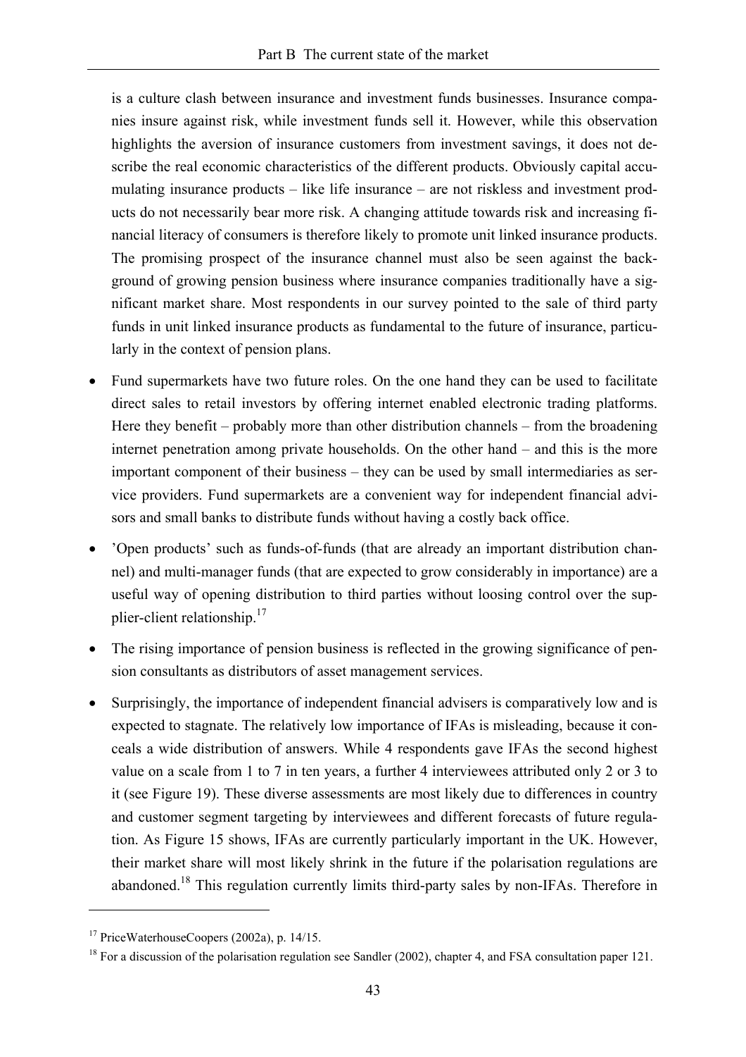is a culture clash between insurance and investment funds businesses. Insurance companies insure against risk, while investment funds sell it. However, while this observation highlights the aversion of insurance customers from investment savings, it does not describe the real economic characteristics of the different products. Obviously capital accumulating insurance products – like life insurance – are not riskless and investment products do not necessarily bear more risk. A changing attitude towards risk and increasing financial literacy of consumers is therefore likely to promote unit linked insurance products. The promising prospect of the insurance channel must also be seen against the background of growing pension business where insurance companies traditionally have a significant market share. Most respondents in our survey pointed to the sale of third party funds in unit linked insurance products as fundamental to the future of insurance, particularly in the context of pension plans.

- Fund supermarkets have two future roles. On the one hand they can be used to facilitate direct sales to retail investors by offering internet enabled electronic trading platforms. Here they benefit – probably more than other distribution channels – from the broadening internet penetration among private households. On the other hand – and this is the more important component of their business – they can be used by small intermediaries as service providers. Fund supermarkets are a convenient way for independent financial advisors and small banks to distribute funds without having a costly back office.
- 'Open products' such as funds-of-funds (that are already an important distribution channel) and multi-manager funds (that are expected to grow considerably in importance) are a useful way of opening distribution to third parties without loosing control over the supplier-client relationship.[17]
- The rising importance of pension business is reflected in the growing significance of pension consultants as distributors of asset management services.
- Surprisingly, the importance of independent financial advisers is comparatively low and is expected to stagnate. The relatively low importance of IFAs is misleading, because it conceals a wide distribution of answers. While 4 respondents gave IFAs the second highest value on a scale from 1 to 7 in ten years, a further 4 interviewees attributed only 2 or 3 to it (see Figure 19). These diverse assessments are most likely due to differences in country and customer segment targeting by interviewees and different forecasts of future regulation. As Figure 15 shows, IFAs are currently particularly important in the UK. However, their market share will most likely shrink in the future if the polarisation regulations are abandoned.[18] This regulation currently limits third-party sales by non-IFAs. Therefore in

---

[17] PriceWaterhouseCoopers (2002a), p. 14/15.

[18] For a discussion of the polarisation regulation see Sandler (2002), chapter 4, and FSA consultation paper 121.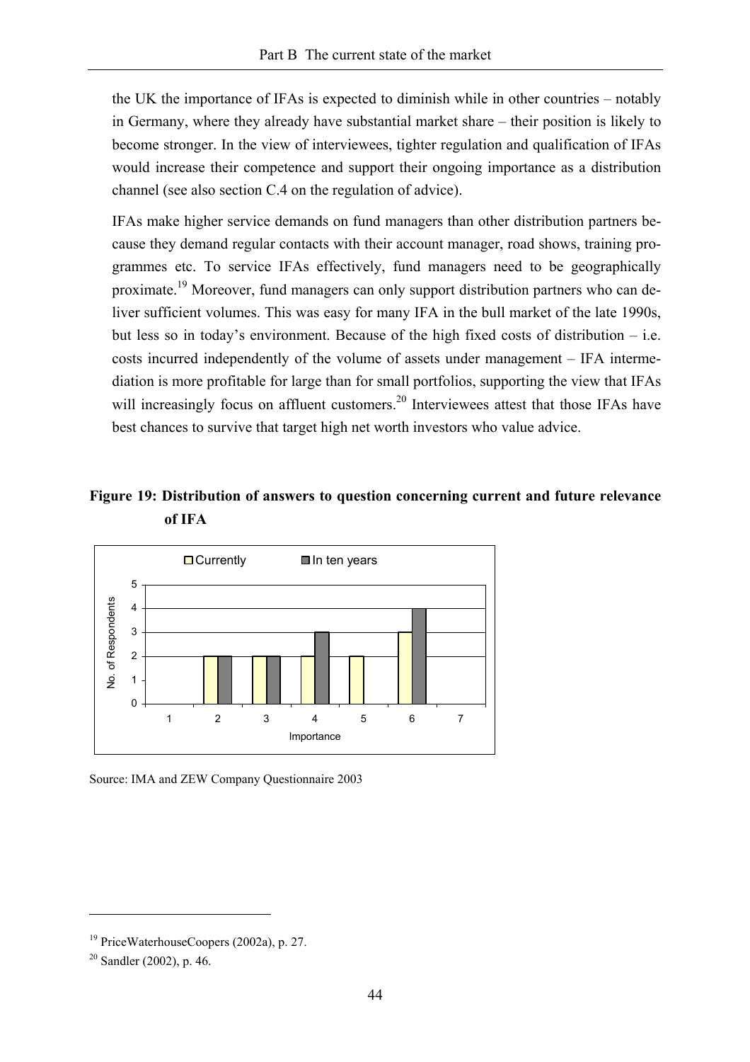the UK the importance of IFAs is expected to diminish while in other countries – notably in Germany, where they already have substantial market share – their position is likely to become stronger. In the view of interviewees, tighter regulation and qualification of IFAs would increase their competence and support their ongoing importance as a distribution channel (see also section C.4 on the regulation of advice).

IFAs make higher service demands on fund managers than other distribution partners because they demand regular contacts with their account manager, road shows, training programmes etc. To service IFAs effectively, fund managers need to be geographically proximate.[19] Moreover, fund managers can only support distribution partners who can deliver sufficient volumes. This was easy for many IFA in the bull market of the late 1990s, but less so in today's environment. Because of the high fixed costs of distribution – i.e. costs incurred independently of the volume of assets under management – IFA intermediation is more profitable for large than for small portfolios, supporting the view that IFAs will increasingly focus on affluent customers.[20] Interviewees attest that those IFAs have best chances to survive that target high net worth investors who value advice.

**Figure 19: Distribution of answers to question concerning current and future relevance of IFA**

| Importance | Currently | In ten years |
|---|---|---|
| 1 | 0 | 0 |
| 2 | 2 | 2 |
| 3 | 2 | 2 |
| 4 | 2 | 3 |
| 5 | 2 | 0 |
| 6 | 3 | 4 |
| 7 | 0 | 0 |

Source: IMA and ZEW Company Questionnaire 2003

[19] PriceWaterhouseCoopers (2002a), p. 27.

[20] Sandler (2002), p. 46.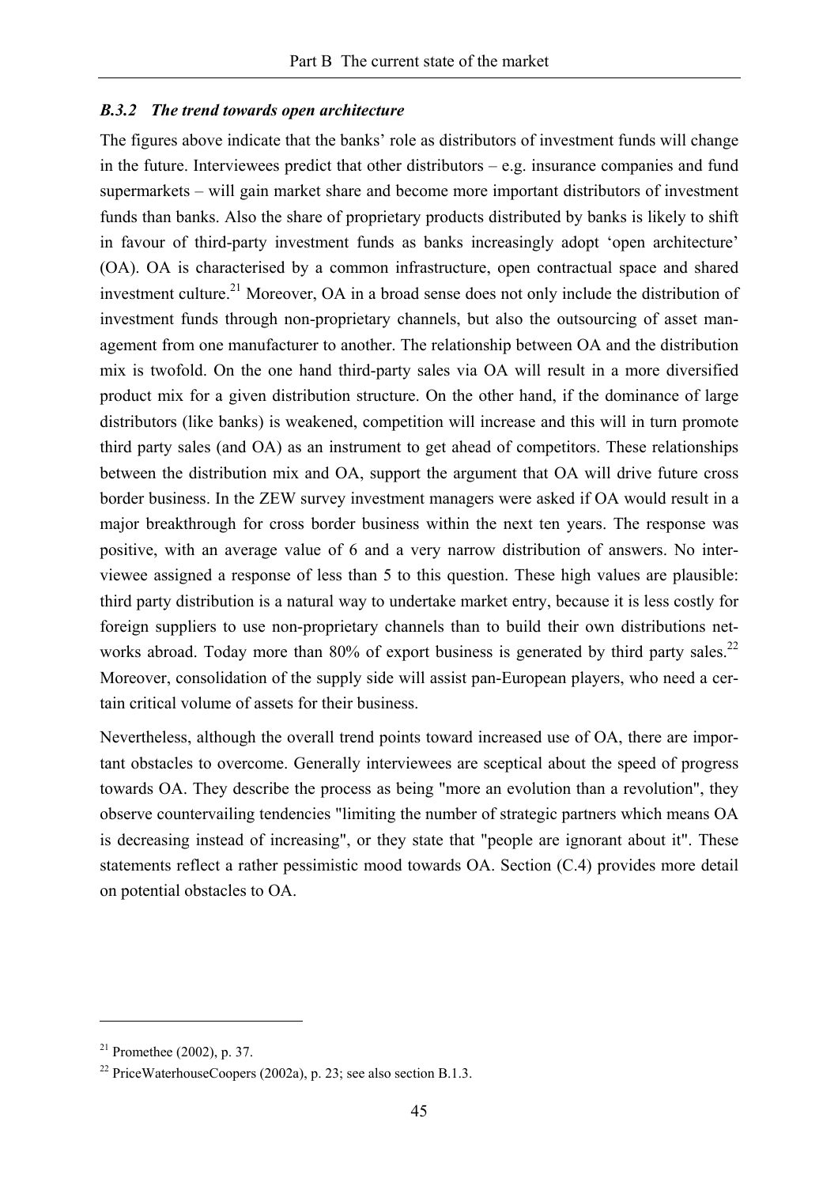### *B.3.2 The trend towards open architecture*

The figures above indicate that the banks' role as distributors of investment funds will change in the future. Interviewees predict that other distributors – e.g. insurance companies and fund supermarkets – will gain market share and become more important distributors of investment funds than banks. Also the share of proprietary products distributed by banks is likely to shift in favour of third-party investment funds as banks increasingly adopt 'open architecture' (OA). OA is characterised by a common infrastructure, open contractual space and shared investment culture.[21] Moreover, OA in a broad sense does not only include the distribution of investment funds through non-proprietary channels, but also the outsourcing of asset management from one manufacturer to another. The relationship between OA and the distribution mix is twofold. On the one hand third-party sales via OA will result in a more diversified product mix for a given distribution structure. On the other hand, if the dominance of large distributors (like banks) is weakened, competition will increase and this will in turn promote third party sales (and OA) as an instrument to get ahead of competitors. These relationships between the distribution mix and OA, support the argument that OA will drive future cross border business. In the ZEW survey investment managers were asked if OA would result in a major breakthrough for cross border business within the next ten years. The response was positive, with an average value of 6 and a very narrow distribution of answers. No interviewee assigned a response of less than 5 to this question. These high values are plausible: third party distribution is a natural way to undertake market entry, because it is less costly for foreign suppliers to use non-proprietary channels than to build their own distributions networks abroad. Today more than 80% of export business is generated by third party sales.[22] Moreover, consolidation of the supply side will assist pan-European players, who need a certain critical volume of assets for their business.

Nevertheless, although the overall trend points toward increased use of OA, there are important obstacles to overcome. Generally interviewees are sceptical about the speed of progress towards OA. They describe the process as being "more an evolution than a revolution", they observe countervailing tendencies "limiting the number of strategic partners which means OA is decreasing instead of increasing", or they state that "people are ignorant about it". These statements reflect a rather pessimistic mood towards OA. Section (C.4) provides more detail on potential obstacles to OA.

---

[21] Promethee (2002), p. 37.

[22] PriceWaterhouseCoopers (2002a), p. 23; see also section B.1.3.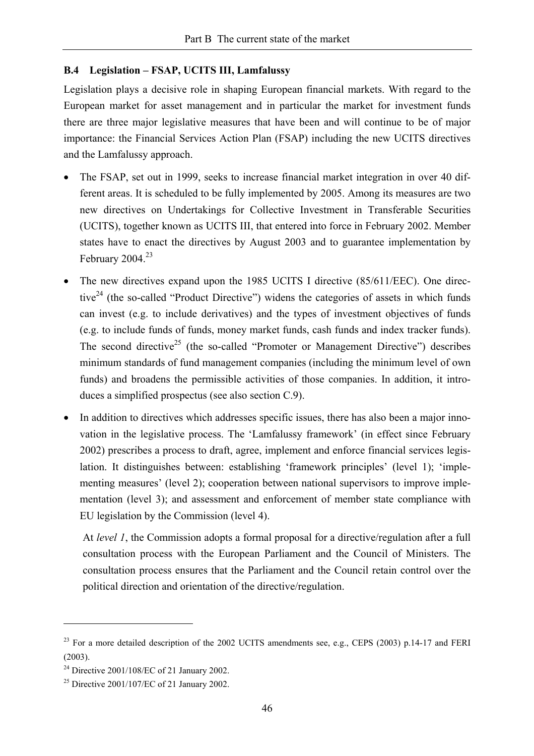### B.4 Legislation – FSAP, UCITS III, Lamfalussy

Legislation plays a decisive role in shaping European financial markets. With regard to the European market for asset management and in particular the market for investment funds there are three major legislative measures that have been and will continue to be of major importance: the Financial Services Action Plan (FSAP) including the new UCITS directives and the Lamfalussy approach.

- The FSAP, set out in 1999, seeks to increase financial market integration in over 40 different areas. It is scheduled to be fully implemented by 2005. Among its measures are two new directives on Undertakings for Collective Investment in Transferable Securities (UCITS), together known as UCITS III, that entered into force in February 2002. Member states have to enact the directives by August 2003 and to guarantee implementation by February 2004.[23]
- The new directives expand upon the 1985 UCITS I directive (85/611/EEC). One directive[24] (the so-called "Product Directive") widens the categories of assets in which funds can invest (e.g. to include derivatives) and the types of investment objectives of funds (e.g. to include funds of funds, money market funds, cash funds and index tracker funds). The second directive[25] (the so-called "Promoter or Management Directive") describes minimum standards of fund management companies (including the minimum level of own funds) and broadens the permissible activities of those companies. In addition, it introduces a simplified prospectus (see also section C.9).
- In addition to directives which addresses specific issues, there has also been a major innovation in the legislative process. The 'Lamfalussy framework' (in effect since February 2002) prescribes a process to draft, agree, implement and enforce financial services legislation. It distinguishes between: establishing 'framework principles' (level 1); 'implementing measures' (level 2); cooperation between national supervisors to improve implementation (level 3); and assessment and enforcement of member state compliance with EU legislation by the Commission (level 4).

  At *level 1*, the Commission adopts a formal proposal for a directive/regulation after a full consultation process with the European Parliament and the Council of Ministers. The consultation process ensures that the Parliament and the Council retain control over the political direction and orientation of the directive/regulation.

---

[23] For a more detailed description of the 2002 UCITS amendments see, e.g., CEPS (2003) p.14-17 and FERI (2003).

[24] Directive 2001/108/EC of 21 January 2002.

[25] Directive 2001/107/EC of 21 January 2002.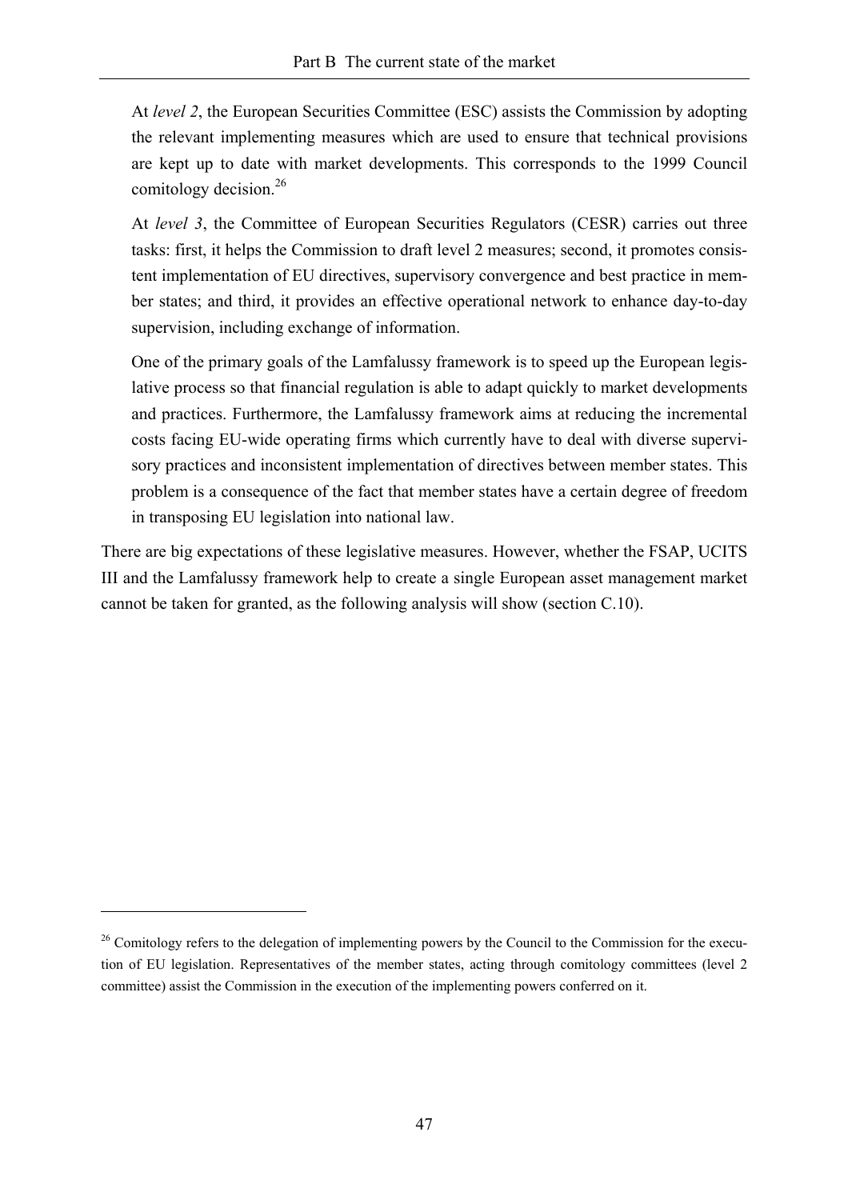At *level 2*, the European Securities Committee (ESC) assists the Commission by adopting the relevant implementing measures which are used to ensure that technical provisions are kept up to date with market developments. This corresponds to the 1999 Council comitology decision.[26]

At *level 3*, the Committee of European Securities Regulators (CESR) carries out three tasks: first, it helps the Commission to draft level 2 measures; second, it promotes consistent implementation of EU directives, supervisory convergence and best practice in member states; and third, it provides an effective operational network to enhance day-to-day supervision, including exchange of information.

One of the primary goals of the Lamfalussy framework is to speed up the European legislative process so that financial regulation is able to adapt quickly to market developments and practices. Furthermore, the Lamfalussy framework aims at reducing the incremental costs facing EU-wide operating firms which currently have to deal with diverse supervisory practices and inconsistent implementation of directives between member states. This problem is a consequence of the fact that member states have a certain degree of freedom in transposing EU legislation into national law.

There are big expectations of these legislative measures. However, whether the FSAP, UCITS III and the Lamfalussy framework help to create a single European asset management market cannot be taken for granted, as the following analysis will show (section C.10).

---

[26] Comitology refers to the delegation of implementing powers by the Council to the Commission for the execution of EU legislation. Representatives of the member states, acting through comitology committees (level 2 committee) assist the Commission in the execution of the implementing powers conferred on it.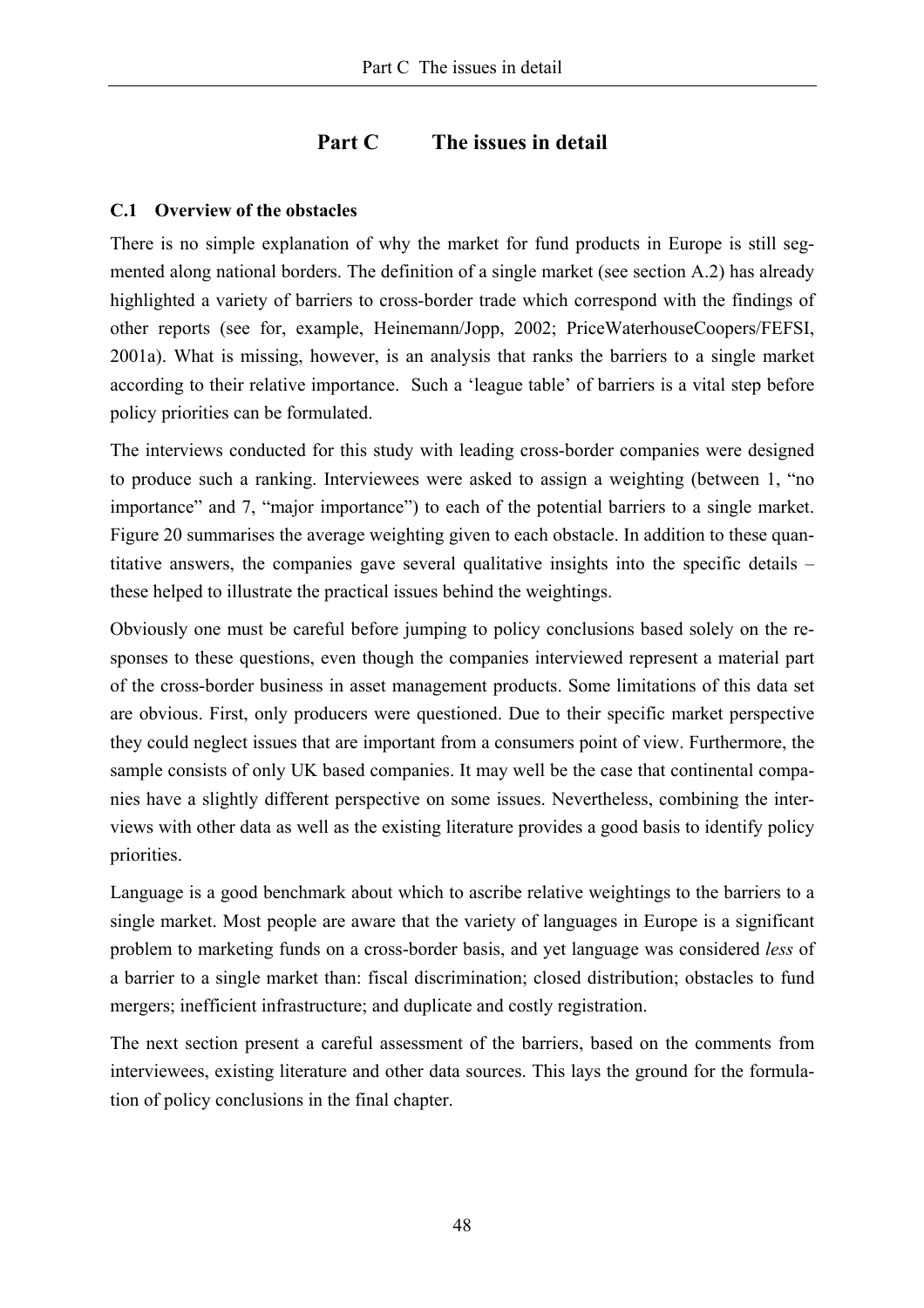# Part C The issues in detail

## C.1 Overview of the obstacles

There is no simple explanation of why the market for fund products in Europe is still segmented along national borders. The definition of a single market (see section A.2) has already highlighted a variety of barriers to cross-border trade which correspond with the findings of other reports (see for, example, Heinemann/Jopp, 2002; PriceWaterhouseCoopers/FEFSI, 2001a). What is missing, however, is an analysis that ranks the barriers to a single market according to their relative importance. Such a 'league table' of barriers is a vital step before policy priorities can be formulated.

The interviews conducted for this study with leading cross-border companies were designed to produce such a ranking. Interviewees were asked to assign a weighting (between 1, "no importance" and 7, "major importance") to each of the potential barriers to a single market. Figure 20 summarises the average weighting given to each obstacle. In addition to these quantitative answers, the companies gave several qualitative insights into the specific details – these helped to illustrate the practical issues behind the weightings.

Obviously one must be careful before jumping to policy conclusions based solely on the responses to these questions, even though the companies interviewed represent a material part of the cross-border business in asset management products. Some limitations of this data set are obvious. First, only producers were questioned. Due to their specific market perspective they could neglect issues that are important from a consumers point of view. Furthermore, the sample consists of only UK based companies. It may well be the case that continental companies have a slightly different perspective on some issues. Nevertheless, combining the interviews with other data as well as the existing literature provides a good basis to identify policy priorities.

Language is a good benchmark about which to ascribe relative weightings to the barriers to a single market. Most people are aware that the variety of languages in Europe is a significant problem to marketing funds on a cross-border basis, and yet language was considered *less* of a barrier to a single market than: fiscal discrimination; closed distribution; obstacles to fund mergers; inefficient infrastructure; and duplicate and costly registration.

The next section present a careful assessment of the barriers, based on the comments from interviewees, existing literature and other data sources. This lays the ground for the formulation of policy conclusions in the final chapter.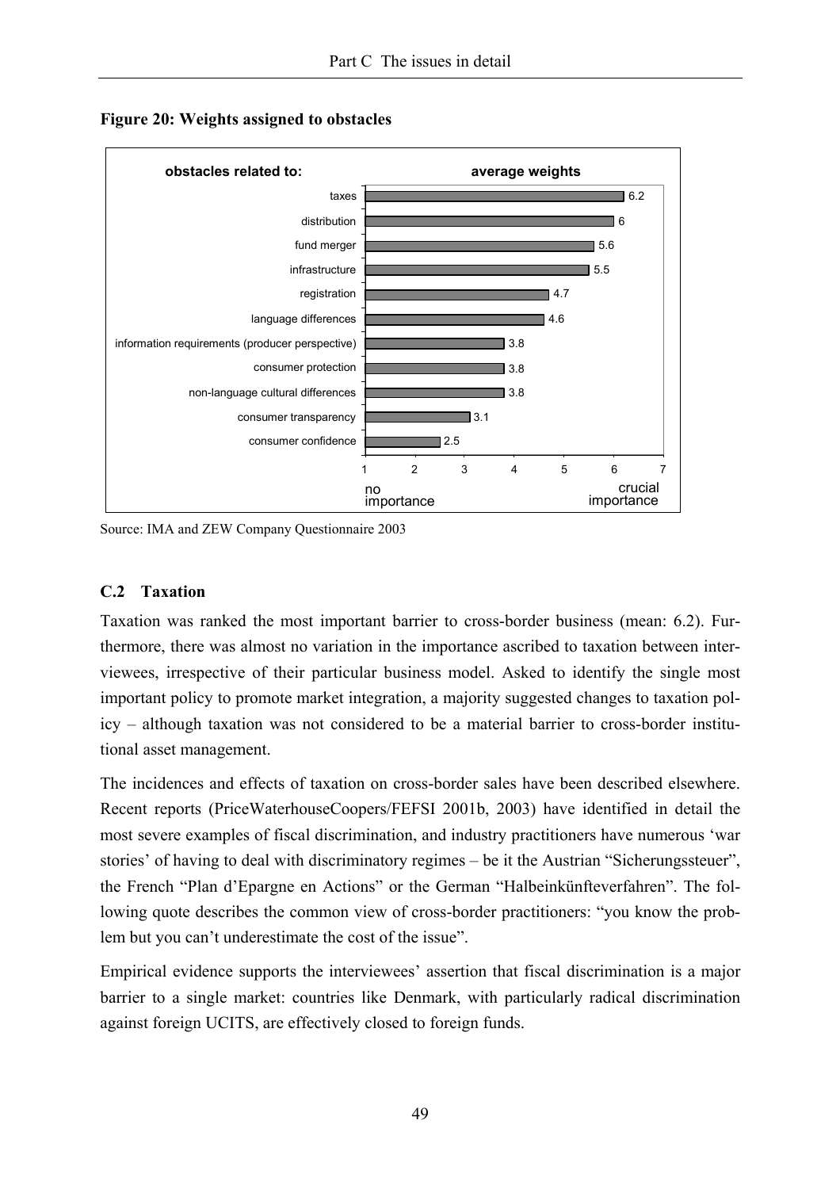**Figure 20: Weights assigned to obstacles**

| obstacles related to: | average weights |
|---|---|
| taxes | 6.2 |
| distribution | 6 |
| fund merger | 5.6 |
| infrastructure | 5.5 |
| registration | 4.7 |
| language differences | 4.6 |
| information requirements (producer perspective) | 3.8 |
| consumer protection | 3.8 |
| non-language cultural differences | 3.8 |
| consumer transparency | 3.1 |
| consumer confidence | 2.5 |

Scale: 1 (no importance) to 7 (crucial importance)

Source: IMA and ZEW Company Questionnaire 2003

## C.2 Taxation

Taxation was ranked the most important barrier to cross-border business (mean: 6.2). Furthermore, there was almost no variation in the importance ascribed to taxation between interviewees, irrespective of their particular business model. Asked to identify the single most important policy to promote market integration, a majority suggested changes to taxation policy – although taxation was not considered to be a material barrier to cross-border institutional asset management.

The incidences and effects of taxation on cross-border sales have been described elsewhere. Recent reports (PriceWaterhouseCoopers/FEFSI 2001b, 2003) have identified in detail the most severe examples of fiscal discrimination, and industry practitioners have numerous 'war stories' of having to deal with discriminatory regimes – be it the Austrian "Sicherungssteuer", the French "Plan d'Epargne en Actions" or the German "Halbeinkünfteverfahren". The following quote describes the common view of cross-border practitioners: "you know the problem but you can't underestimate the cost of the issue".

Empirical evidence supports the interviewees' assertion that fiscal discrimination is a major barrier to a single market: countries like Denmark, with particularly radical discrimination against foreign UCITS, are effectively closed to foreign funds.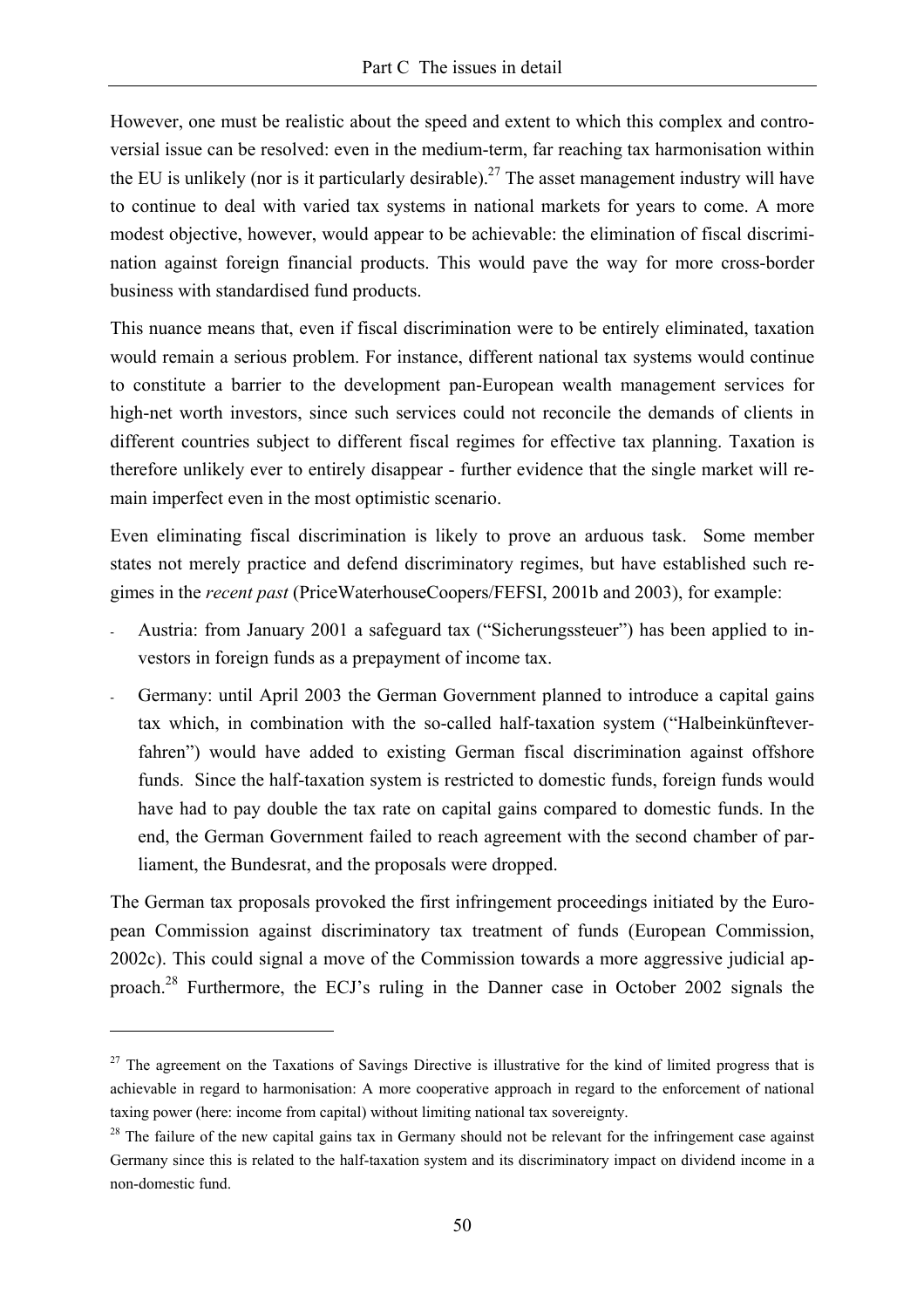However, one must be realistic about the speed and extent to which this complex and controversial issue can be resolved: even in the medium-term, far reaching tax harmonisation within the EU is unlikely (nor is it particularly desirable).[27] The asset management industry will have to continue to deal with varied tax systems in national markets for years to come. A more modest objective, however, would appear to be achievable: the elimination of fiscal discrimination against foreign financial products. This would pave the way for more cross-border business with standardised fund products.

This nuance means that, even if fiscal discrimination were to be entirely eliminated, taxation would remain a serious problem. For instance, different national tax systems would continue to constitute a barrier to the development pan-European wealth management services for high-net worth investors, since such services could not reconcile the demands of clients in different countries subject to different fiscal regimes for effective tax planning. Taxation is therefore unlikely ever to entirely disappear - further evidence that the single market will remain imperfect even in the most optimistic scenario.

Even eliminating fiscal discrimination is likely to prove an arduous task. Some member states not merely practice and defend discriminatory regimes, but have established such regimes in the *recent past* (PriceWaterhouseCoopers/FEFSI, 2001b and 2003), for example:

- Austria: from January 2001 a safeguard tax ("Sicherungssteuer") has been applied to investors in foreign funds as a prepayment of income tax.
- Germany: until April 2003 the German Government planned to introduce a capital gains tax which, in combination with the so-called half-taxation system ("Halbeinkünfteverfahren") would have added to existing German fiscal discrimination against offshore funds. Since the half-taxation system is restricted to domestic funds, foreign funds would have had to pay double the tax rate on capital gains compared to domestic funds. In the end, the German Government failed to reach agreement with the second chamber of parliament, the Bundesrat, and the proposals were dropped.

The German tax proposals provoked the first infringement proceedings initiated by the European Commission against discriminatory tax treatment of funds (European Commission, 2002c). This could signal a move of the Commission towards a more aggressive judicial approach.[28] Furthermore, the ECJ's ruling in the Danner case in October 2002 signals the

[27] The agreement on the Taxations of Savings Directive is illustrative for the kind of limited progress that is achievable in regard to harmonisation: A more cooperative approach in regard to the enforcement of national taxing power (here: income from capital) without limiting national tax sovereignty.

[28] The failure of the new capital gains tax in Germany should not be relevant for the infringement case against Germany since this is related to the half-taxation system and its discriminatory impact on dividend income in a non-domestic fund.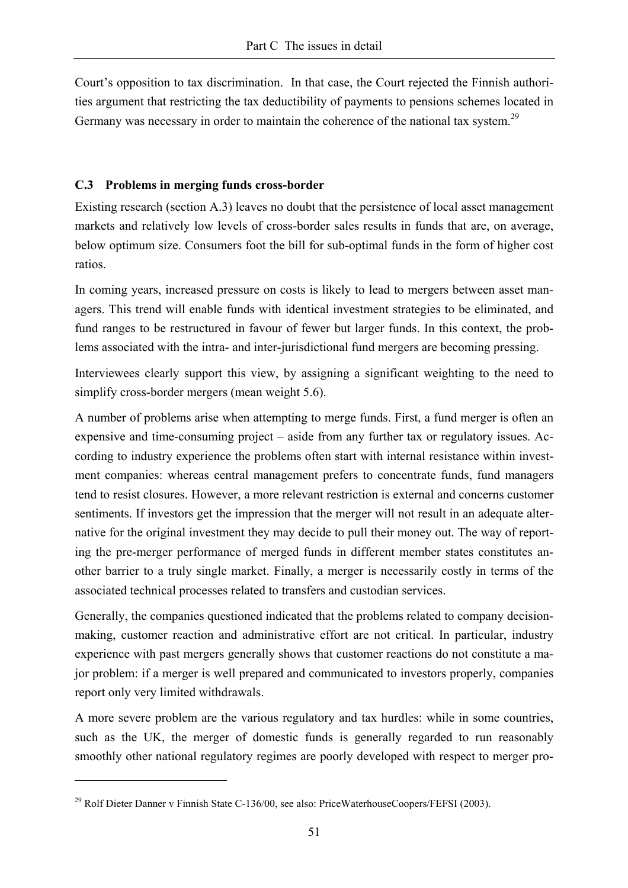Court's opposition to tax discrimination. In that case, the Court rejected the Finnish authorities argument that restricting the tax deductibility of payments to pensions schemes located in Germany was necessary in order to maintain the coherence of the national tax system.[29]

### C.3 Problems in merging funds cross-border

Existing research (section A.3) leaves no doubt that the persistence of local asset management markets and relatively low levels of cross-border sales results in funds that are, on average, below optimum size. Consumers foot the bill for sub-optimal funds in the form of higher cost ratios.

In coming years, increased pressure on costs is likely to lead to mergers between asset managers. This trend will enable funds with identical investment strategies to be eliminated, and fund ranges to be restructured in favour of fewer but larger funds. In this context, the problems associated with the intra- and inter-jurisdictional fund mergers are becoming pressing.

Interviewees clearly support this view, by assigning a significant weighting to the need to simplify cross-border mergers (mean weight 5.6).

A number of problems arise when attempting to merge funds. First, a fund merger is often an expensive and time-consuming project – aside from any further tax or regulatory issues. According to industry experience the problems often start with internal resistance within investment companies: whereas central management prefers to concentrate funds, fund managers tend to resist closures. However, a more relevant restriction is external and concerns customer sentiments. If investors get the impression that the merger will not result in an adequate alternative for the original investment they may decide to pull their money out. The way of reporting the pre-merger performance of merged funds in different member states constitutes another barrier to a truly single market. Finally, a merger is necessarily costly in terms of the associated technical processes related to transfers and custodian services.

Generally, the companies questioned indicated that the problems related to company decision-making, customer reaction and administrative effort are not critical. In particular, industry experience with past mergers generally shows that customer reactions do not constitute a major problem: if a merger is well prepared and communicated to investors properly, companies report only very limited withdrawals.

A more severe problem are the various regulatory and tax hurdles: while in some countries, such as the UK, the merger of domestic funds is generally regarded to run reasonably smoothly other national regulatory regimes are poorly developed with respect to merger pro-

---

[29] Rolf Dieter Danner v Finnish State C-136/00, see also: PriceWaterhouseCoopers/FEFSI (2003).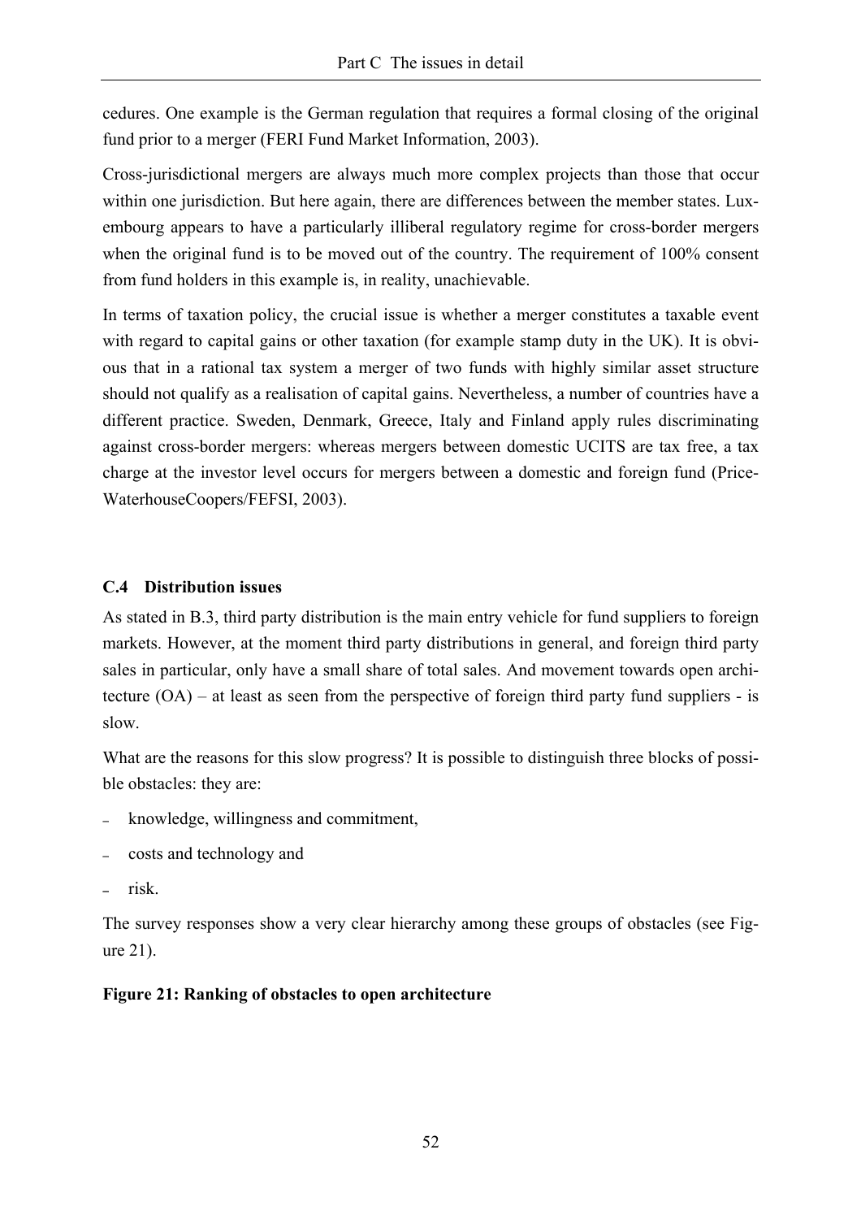cedures. One example is the German regulation that requires a formal closing of the original fund prior to a merger (FERI Fund Market Information, 2003).

Cross-jurisdictional mergers are always much more complex projects than those that occur within one jurisdiction. But here again, there are differences between the member states. Luxembourg appears to have a particularly illiberal regulatory regime for cross-border mergers when the original fund is to be moved out of the country. The requirement of 100% consent from fund holders in this example is, in reality, unachievable.

In terms of taxation policy, the crucial issue is whether a merger constitutes a taxable event with regard to capital gains or other taxation (for example stamp duty in the UK). It is obvious that in a rational tax system a merger of two funds with highly similar asset structure should not qualify as a realisation of capital gains. Nevertheless, a number of countries have a different practice. Sweden, Denmark, Greece, Italy and Finland apply rules discriminating against cross-border mergers: whereas mergers between domestic UCITS are tax free, a tax charge at the investor level occurs for mergers between a domestic and foreign fund (PriceWaterhouseCoopers/FEFSI, 2003).

### C.4 Distribution issues

As stated in B.3, third party distribution is the main entry vehicle for fund suppliers to foreign markets. However, at the moment third party distributions in general, and foreign third party sales in particular, only have a small share of total sales. And movement towards open architecture (OA) – at least as seen from the perspective of foreign third party fund suppliers - is slow.

What are the reasons for this slow progress? It is possible to distinguish three blocks of possible obstacles: they are:

- knowledge, willingness and commitment,
- costs and technology and
- risk.

The survey responses show a very clear hierarchy among these groups of obstacles (see Figure 21).

**Figure 21: Ranking of obstacles to open architecture**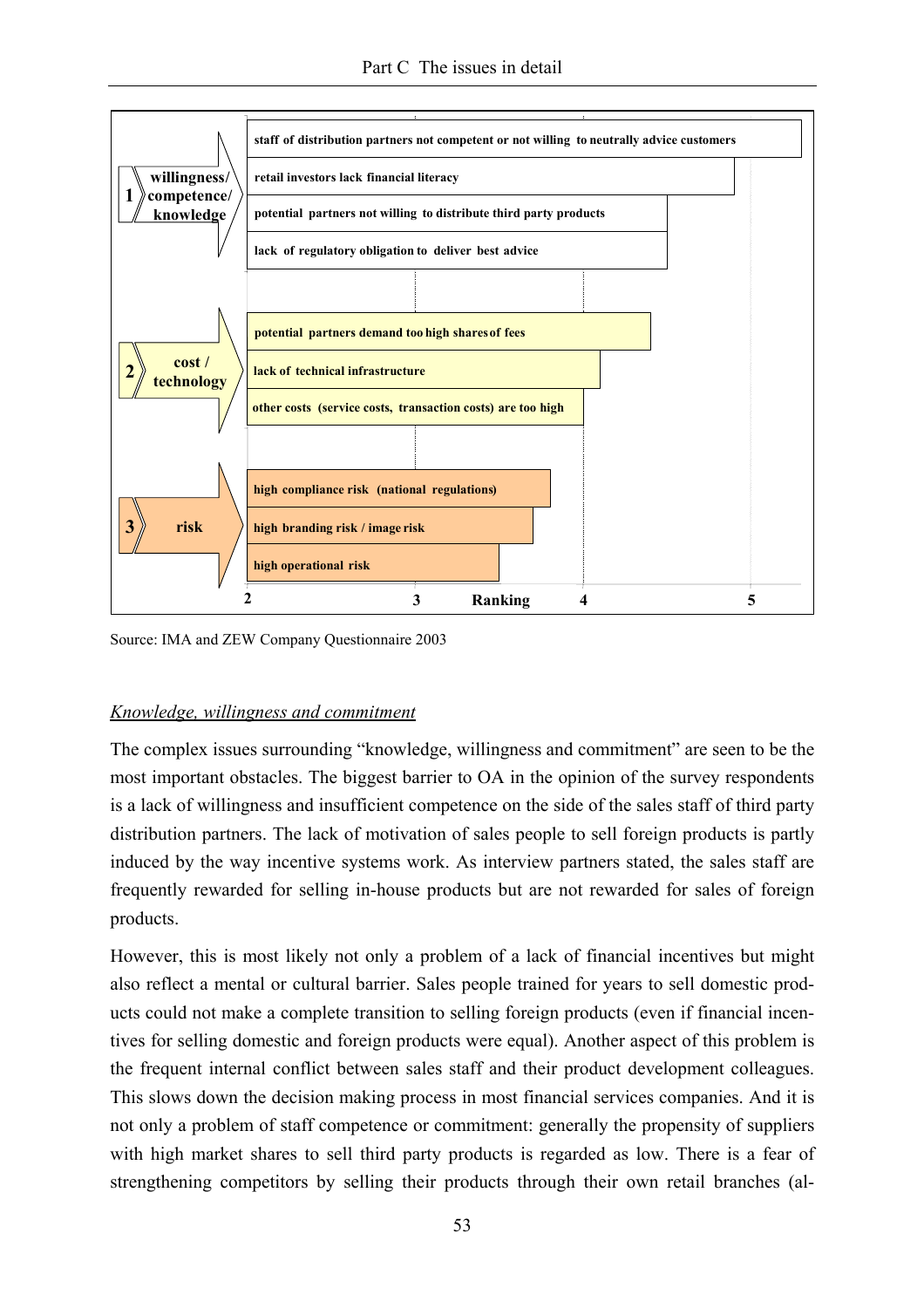| Category | Obstacle |
| --- | --- |
| 1 willingness/ competence/ knowledge | staff of distribution partners not competent or not willing to neutrally advice customers |
| | retail investors lack financial literacy |
| | potential partners not willing to distribute third party products |
| | lack of regulatory obligation to deliver best advice |
| 2 cost / technology | potential partners demand too high shares of fees |
| | lack of technical infrastructure |
| | other costs (service costs, transaction costs) are too high |
| 3 risk | high compliance risk (national regulations) |
| | high branding risk / image risk |
| | high operational risk |

Ranking: 2 – 3 – 4 – 5

Source: IMA and ZEW Company Questionnaire 2003

*Knowledge, willingness and commitment*

The complex issues surrounding "knowledge, willingness and commitment" are seen to be the most important obstacles. The biggest barrier to OA in the opinion of the survey respondents is a lack of willingness and insufficient competence on the side of the sales staff of third party distribution partners. The lack of motivation of sales people to sell foreign products is partly induced by the way incentive systems work. As interview partners stated, the sales staff are frequently rewarded for selling in-house products but are not rewarded for sales of foreign products.

However, this is most likely not only a problem of a lack of financial incentives but might also reflect a mental or cultural barrier. Sales people trained for years to sell domestic products could not make a complete transition to selling foreign products (even if financial incentives for selling domestic and foreign products were equal). Another aspect of this problem is the frequent internal conflict between sales staff and their product development colleagues. This slows down the decision making process in most financial services companies. And it is not only a problem of staff competence or commitment: generally the propensity of suppliers with high market shares to sell third party products is regarded as low. There is a fear of strengthening competitors by selling their products through their own retail branches (al-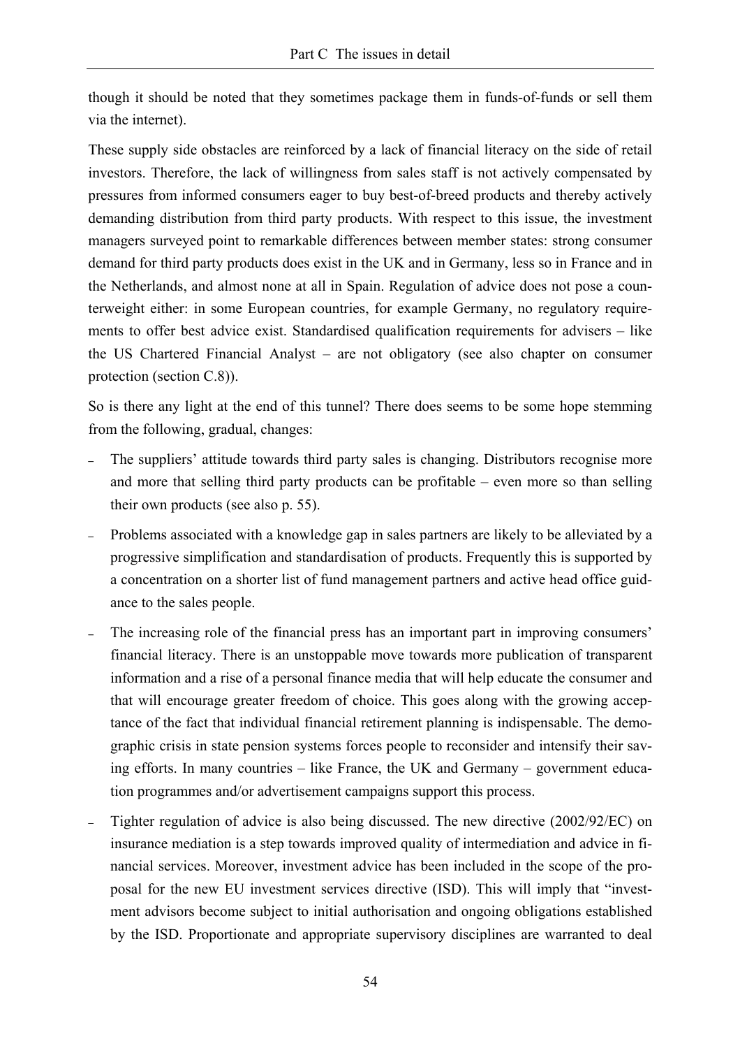though it should be noted that they sometimes package them in funds-of-funds or sell them via the internet).

These supply side obstacles are reinforced by a lack of financial literacy on the side of retail investors. Therefore, the lack of willingness from sales staff is not actively compensated by pressures from informed consumers eager to buy best-of-breed products and thereby actively demanding distribution from third party products. With respect to this issue, the investment managers surveyed point to remarkable differences between member states: strong consumer demand for third party products does exist in the UK and in Germany, less so in France and in the Netherlands, and almost none at all in Spain. Regulation of advice does not pose a counterweight either: in some European countries, for example Germany, no regulatory requirements to offer best advice exist. Standardised qualification requirements for advisers – like the US Chartered Financial Analyst – are not obligatory (see also chapter on consumer protection (section C.8)).

So is there any light at the end of this tunnel? There does seems to be some hope stemming from the following, gradual, changes:

- The suppliers' attitude towards third party sales is changing. Distributors recognise more and more that selling third party products can be profitable – even more so than selling their own products (see also p. 55).
- Problems associated with a knowledge gap in sales partners are likely to be alleviated by a progressive simplification and standardisation of products. Frequently this is supported by a concentration on a shorter list of fund management partners and active head office guidance to the sales people.
- The increasing role of the financial press has an important part in improving consumers' financial literacy. There is an unstoppable move towards more publication of transparent information and a rise of a personal finance media that will help educate the consumer and that will encourage greater freedom of choice. This goes along with the growing acceptance of the fact that individual financial retirement planning is indispensable. The demographic crisis in state pension systems forces people to reconsider and intensify their saving efforts. In many countries – like France, the UK and Germany – government education programmes and/or advertisement campaigns support this process.
- Tighter regulation of advice is also being discussed. The new directive (2002/92/EC) on insurance mediation is a step towards improved quality of intermediation and advice in financial services. Moreover, investment advice has been included in the scope of the proposal for the new EU investment services directive (ISD). This will imply that "investment advisors become subject to initial authorisation and ongoing obligations established by the ISD. Proportionate and appropriate supervisory disciplines are warranted to deal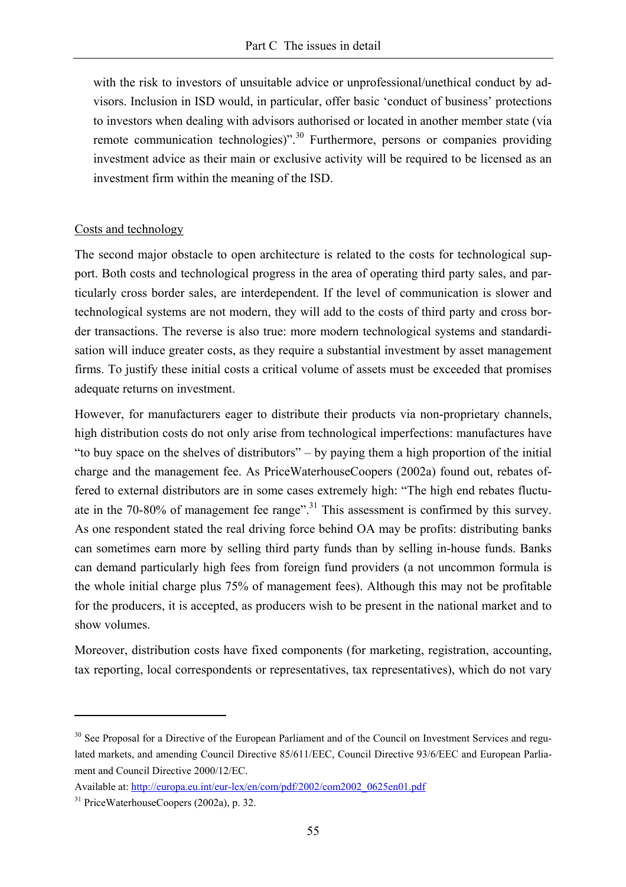with the risk to investors of unsuitable advice or unprofessional/unethical conduct by advisors. Inclusion in ISD would, in particular, offer basic 'conduct of business' protections to investors when dealing with advisors authorised or located in another member state (via remote communication technologies)".[30] Furthermore, persons or companies providing investment advice as their main or exclusive activity will be required to be licensed as an investment firm within the meaning of the ISD.

Costs and technology

The second major obstacle to open architecture is related to the costs for technological support. Both costs and technological progress in the area of operating third party sales, and particularly cross border sales, are interdependent. If the level of communication is slower and technological systems are not modern, they will add to the costs of third party and cross border transactions. The reverse is also true: more modern technological systems and standardisation will induce greater costs, as they require a substantial investment by asset management firms. To justify these initial costs a critical volume of assets must be exceeded that promises adequate returns on investment.

However, for manufacturers eager to distribute their products via non-proprietary channels, high distribution costs do not only arise from technological imperfections: manufactures have "to buy space on the shelves of distributors" – by paying them a high proportion of the initial charge and the management fee. As PriceWaterhouseCoopers (2002a) found out, rebates offered to external distributors are in some cases extremely high: "The high end rebates fluctuate in the 70-80% of management fee range".[31] This assessment is confirmed by this survey. As one respondent stated the real driving force behind OA may be profits: distributing banks can sometimes earn more by selling third party funds than by selling in-house funds. Banks can demand particularly high fees from foreign fund providers (a not uncommon formula is the whole initial charge plus 75% of management fees). Although this may not be profitable for the producers, it is accepted, as producers wish to be present in the national market and to show volumes.

Moreover, distribution costs have fixed components (for marketing, registration, accounting, tax reporting, local correspondents or representatives, tax representatives), which do not vary

---

[30] See Proposal for a Directive of the European Parliament and of the Council on Investment Services and regulated markets, and amending Council Directive 85/611/EEC, Council Directive 93/6/EEC and European Parliament and Council Directive 2000/12/EC.

Available at: http://europa.eu.int/eur-lex/en/com/pdf/2002/com2002_0625en01.pdf

[31] PriceWaterhouseCoopers (2002a), p. 32.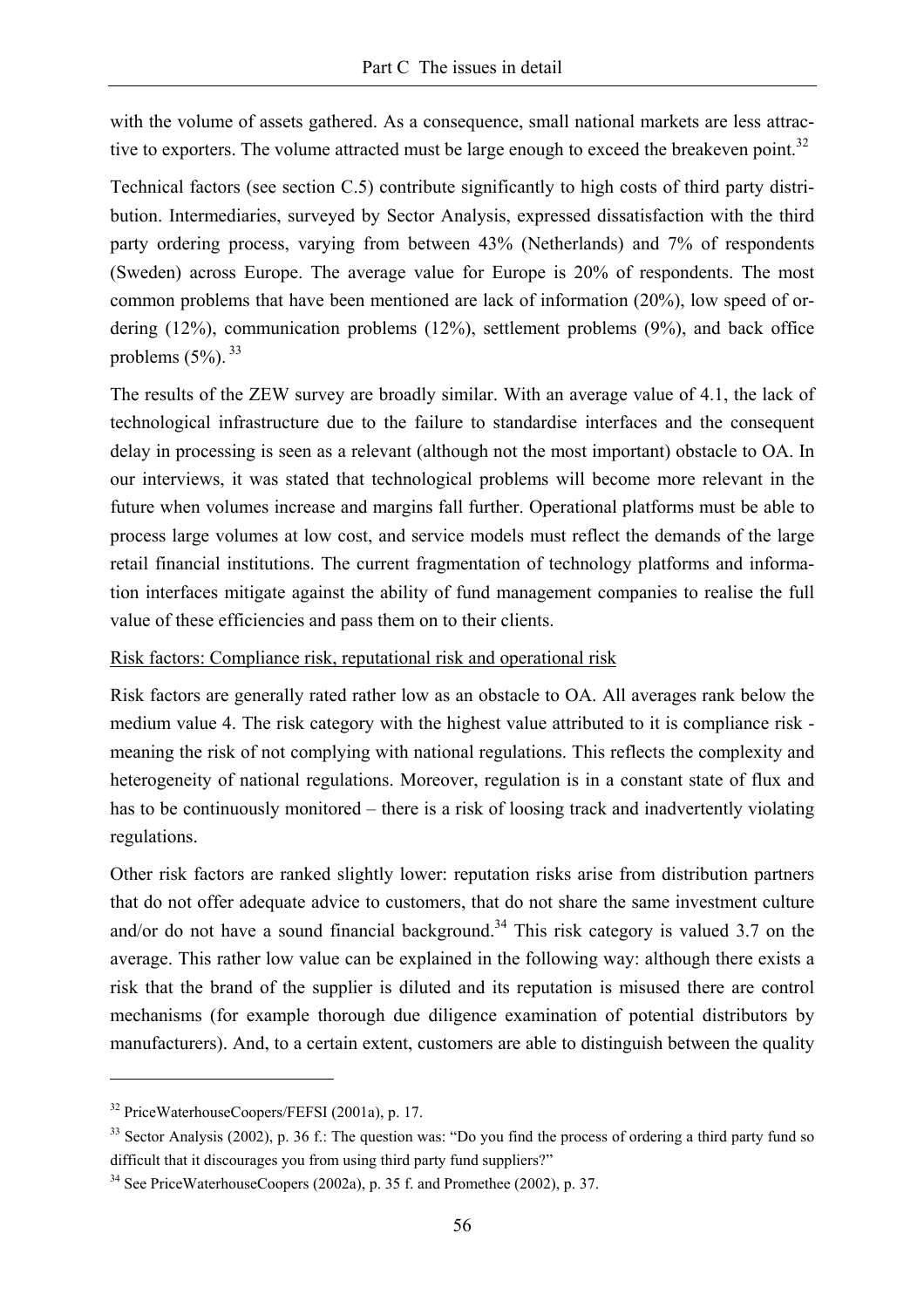with the volume of assets gathered. As a consequence, small national markets are less attractive to exporters. The volume attracted must be large enough to exceed the breakeven point.[32]

Technical factors (see section C.5) contribute significantly to high costs of third party distribution. Intermediaries, surveyed by Sector Analysis, expressed dissatisfaction with the third party ordering process, varying from between 43% (Netherlands) and 7% of respondents (Sweden) across Europe. The average value for Europe is 20% of respondents. The most common problems that have been mentioned are lack of information (20%), low speed of ordering (12%), communication problems (12%), settlement problems (9%), and back office problems (5%). [33]

The results of the ZEW survey are broadly similar. With an average value of 4.1, the lack of technological infrastructure due to the failure to standardise interfaces and the consequent delay in processing is seen as a relevant (although not the most important) obstacle to OA. In our interviews, it was stated that technological problems will become more relevant in the future when volumes increase and margins fall further. Operational platforms must be able to process large volumes at low cost, and service models must reflect the demands of the large retail financial institutions. The current fragmentation of technology platforms and information interfaces mitigate against the ability of fund management companies to realise the full value of these efficiencies and pass them on to their clients.

<u>Risk factors: Compliance risk, reputational risk and operational risk</u>

Risk factors are generally rated rather low as an obstacle to OA. All averages rank below the medium value 4. The risk category with the highest value attributed to it is compliance risk - meaning the risk of not complying with national regulations. This reflects the complexity and heterogeneity of national regulations. Moreover, regulation is in a constant state of flux and has to be continuously monitored – there is a risk of loosing track and inadvertently violating regulations.

Other risk factors are ranked slightly lower: reputation risks arise from distribution partners that do not offer adequate advice to customers, that do not share the same investment culture and/or do not have a sound financial background.[34] This risk category is valued 3.7 on the average. This rather low value can be explained in the following way: although there exists a risk that the brand of the supplier is diluted and its reputation is misused there are control mechanisms (for example thorough due diligence examination of potential distributors by manufacturers). And, to a certain extent, customers are able to distinguish between the quality

---

[32] PriceWaterhouseCoopers/FEFSI (2001a), p. 17.

[33] Sector Analysis (2002), p. 36 f.: The question was: "Do you find the process of ordering a third party fund so difficult that it discourages you from using third party fund suppliers?"

[34] See PriceWaterhouseCoopers (2002a), p. 35 f. and Promethee (2002), p. 37.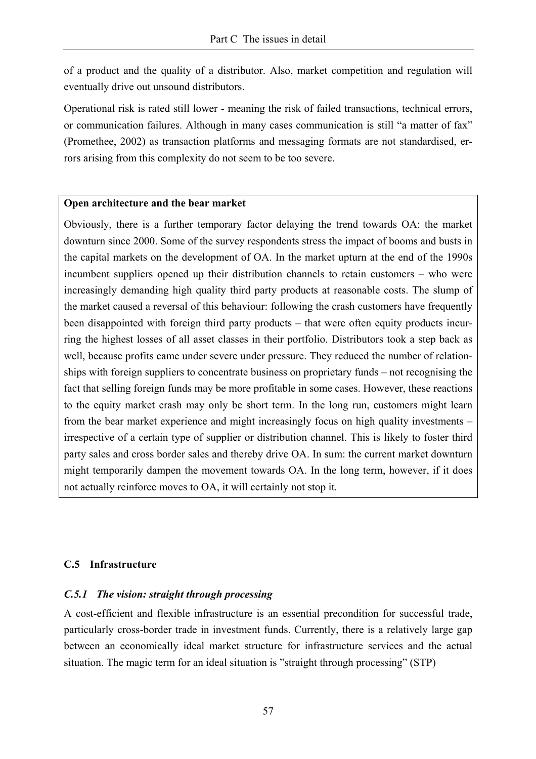of a product and the quality of a distributor. Also, market competition and regulation will eventually drive out unsound distributors.

Operational risk is rated still lower - meaning the risk of failed transactions, technical errors, or communication failures. Although in many cases communication is still "a matter of fax" (Promethee, 2002) as transaction platforms and messaging formats are not standardised, errors arising from this complexity do not seem to be too severe.

> **Open architecture and the bear market**
>
> Obviously, there is a further temporary factor delaying the trend towards OA: the market downturn since 2000. Some of the survey respondents stress the impact of booms and busts in the capital markets on the development of OA. In the market upturn at the end of the 1990s incumbent suppliers opened up their distribution channels to retain customers – who were increasingly demanding high quality third party products at reasonable costs. The slump of the market caused a reversal of this behaviour: following the crash customers have frequently been disappointed with foreign third party products – that were often equity products incurring the highest losses of all asset classes in their portfolio. Distributors took a step back as well, because profits came under severe under pressure. They reduced the number of relationships with foreign suppliers to concentrate business on proprietary funds – not recognising the fact that selling foreign funds may be more profitable in some cases. However, these reactions to the equity market crash may only be short term. In the long run, customers might learn from the bear market experience and might increasingly focus on high quality investments – irrespective of a certain type of supplier or distribution channel. This is likely to foster third party sales and cross border sales and thereby drive OA. In sum: the current market downturn might temporarily dampen the movement towards OA. In the long term, however, if it does not actually reinforce moves to OA, it will certainly not stop it.

## C.5 Infrastructure

### *C.5.1 The vision: straight through processing*

A cost-efficient and flexible infrastructure is an essential precondition for successful trade, particularly cross-border trade in investment funds. Currently, there is a relatively large gap between an economically ideal market structure for infrastructure services and the actual situation. The magic term for an ideal situation is "straight through processing" (STP)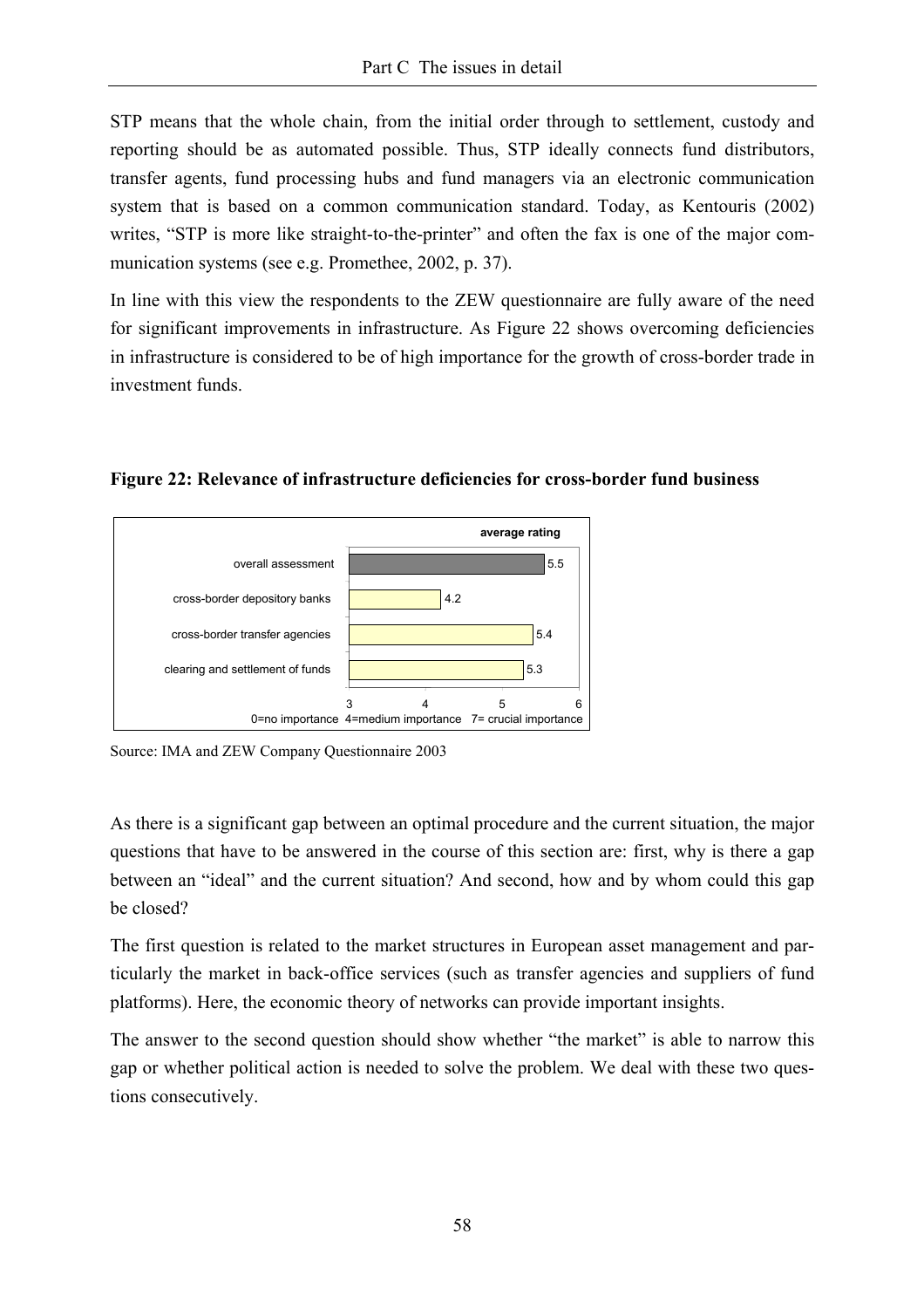STP means that the whole chain, from the initial order through to settlement, custody and reporting should be as automated possible. Thus, STP ideally connects fund distributors, transfer agents, fund processing hubs and fund managers via an electronic communication system that is based on a common communication standard. Today, as Kentouris (2002) writes, "STP is more like straight-to-the-printer" and often the fax is one of the major communication systems (see e.g. Promethee, 2002, p. 37).

In line with this view the respondents to the ZEW questionnaire are fully aware of the need for significant improvements in infrastructure. As Figure 22 shows overcoming deficiencies in infrastructure is considered to be of high importance for the growth of cross-border trade in investment funds.

**Figure 22: Relevance of infrastructure deficiencies for cross-border fund business**

| | average rating |
|---|---|
| overall assessment | 5.5 |
| cross-border depository banks | 4.2 |
| cross-border transfer agencies | 5.4 |
| clearing and settlement of funds | 5.3 |

0=no importance 4=medium importance 7= crucial importance

Source: IMA and ZEW Company Questionnaire 2003

As there is a significant gap between an optimal procedure and the current situation, the major questions that have to be answered in the course of this section are: first, why is there a gap between an "ideal" and the current situation? And second, how and by whom could this gap be closed?

The first question is related to the market structures in European asset management and particularly the market in back-office services (such as transfer agencies and suppliers of fund platforms). Here, the economic theory of networks can provide important insights.

The answer to the second question should show whether "the market" is able to narrow this gap or whether political action is needed to solve the problem. We deal with these two questions consecutively.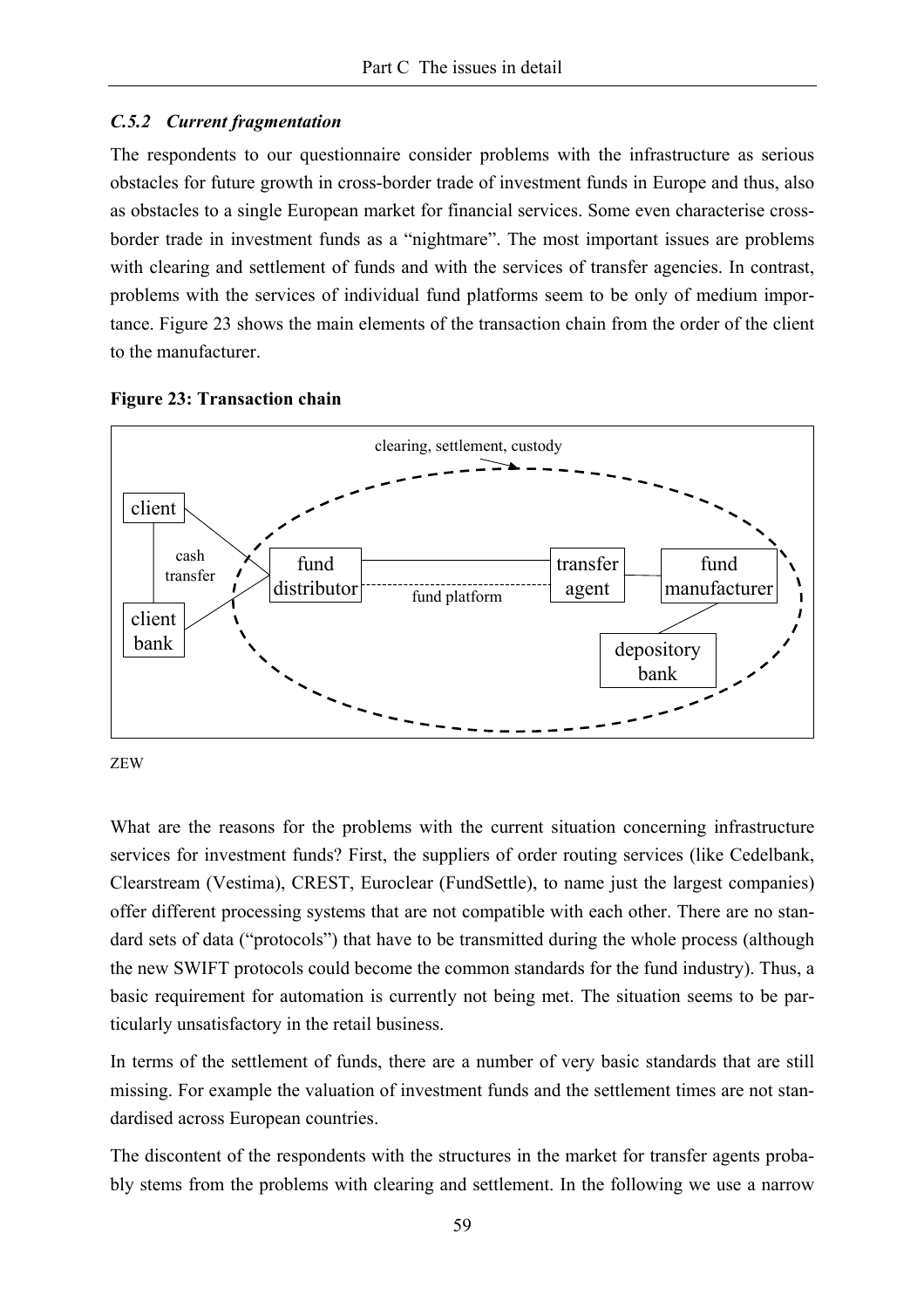### *C.5.2 Current fragmentation*

The respondents to our questionnaire consider problems with the infrastructure as serious obstacles for future growth in cross-border trade of investment funds in Europe and thus, also as obstacles to a single European market for financial services. Some even characterise cross-border trade in investment funds as a "nightmare". The most important issues are problems with clearing and settlement of funds and with the services of transfer agencies. In contrast, problems with the services of individual fund platforms seem to be only of medium importance. Figure 23 shows the main elements of the transaction chain from the order of the client to the manufacturer.

**Figure 23: Transaction chain**

clearing, settlement, custody

client

cash transfer

client bank

fund distributor

fund platform

transfer agent

fund manufacturer

depository bank

ZEW

What are the reasons for the problems with the current situation concerning infrastructure services for investment funds? First, the suppliers of order routing services (like Cedelbank, Clearstream (Vestima), CREST, Euroclear (FundSettle), to name just the largest companies) offer different processing systems that are not compatible with each other. There are no standard sets of data ("protocols") that have to be transmitted during the whole process (although the new SWIFT protocols could become the common standards for the fund industry). Thus, a basic requirement for automation is currently not being met. The situation seems to be particularly unsatisfactory in the retail business.

In terms of the settlement of funds, there are a number of very basic standards that are still missing. For example the valuation of investment funds and the settlement times are not standardised across European countries.

The discontent of the respondents with the structures in the market for transfer agents probably stems from the problems with clearing and settlement. In the following we use a narrow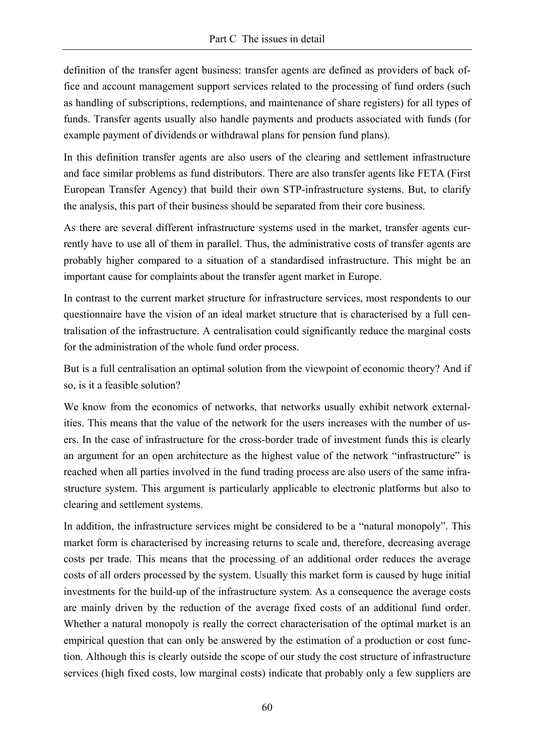definition of the transfer agent business: transfer agents are defined as providers of back office and account management support services related to the processing of fund orders (such as handling of subscriptions, redemptions, and maintenance of share registers) for all types of funds. Transfer agents usually also handle payments and products associated with funds (for example payment of dividends or withdrawal plans for pension fund plans).

In this definition transfer agents are also users of the clearing and settlement infrastructure and face similar problems as fund distributors. There are also transfer agents like FETA (First European Transfer Agency) that build their own STP-infrastructure systems. But, to clarify the analysis, this part of their business should be separated from their core business.

As there are several different infrastructure systems used in the market, transfer agents currently have to use all of them in parallel. Thus, the administrative costs of transfer agents are probably higher compared to a situation of a standardised infrastructure. This might be an important cause for complaints about the transfer agent market in Europe.

In contrast to the current market structure for infrastructure services, most respondents to our questionnaire have the vision of an ideal market structure that is characterised by a full centralisation of the infrastructure. A centralisation could significantly reduce the marginal costs for the administration of the whole fund order process.

But is a full centralisation an optimal solution from the viewpoint of economic theory? And if so, is it a feasible solution?

We know from the economics of networks, that networks usually exhibit network externalities. This means that the value of the network for the users increases with the number of users. In the case of infrastructure for the cross-border trade of investment funds this is clearly an argument for an open architecture as the highest value of the network "infrastructure" is reached when all parties involved in the fund trading process are also users of the same infrastructure system. This argument is particularly applicable to electronic platforms but also to clearing and settlement systems.

In addition, the infrastructure services might be considered to be a "natural monopoly". This market form is characterised by increasing returns to scale and, therefore, decreasing average costs per trade. This means that the processing of an additional order reduces the average costs of all orders processed by the system. Usually this market form is caused by huge initial investments for the build-up of the infrastructure system. As a consequence the average costs are mainly driven by the reduction of the average fixed costs of an additional fund order. Whether a natural monopoly is really the correct characterisation of the optimal market is an empirical question that can only be answered by the estimation of a production or cost function. Although this is clearly outside the scope of our study the cost structure of infrastructure services (high fixed costs, low marginal costs) indicate that probably only a few suppliers are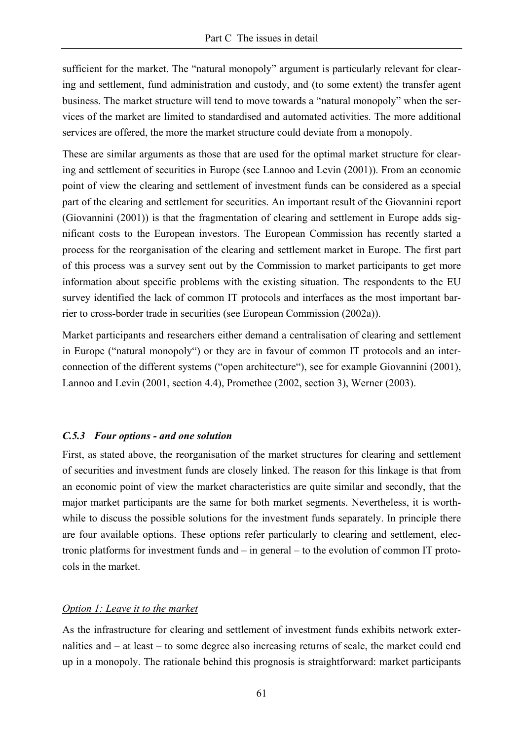sufficient for the market. The "natural monopoly" argument is particularly relevant for clearing and settlement, fund administration and custody, and (to some extent) the transfer agent business. The market structure will tend to move towards a "natural monopoly" when the services of the market are limited to standardised and automated activities. The more additional services are offered, the more the market structure could deviate from a monopoly.

These are similar arguments as those that are used for the optimal market structure for clearing and settlement of securities in Europe (see Lannoo and Levin (2001)). From an economic point of view the clearing and settlement of investment funds can be considered as a special part of the clearing and settlement for securities. An important result of the Giovannini report (Giovannini (2001)) is that the fragmentation of clearing and settlement in Europe adds significant costs to the European investors. The European Commission has recently started a process for the reorganisation of the clearing and settlement market in Europe. The first part of this process was a survey sent out by the Commission to market participants to get more information about specific problems with the existing situation. The respondents to the EU survey identified the lack of common IT protocols and interfaces as the most important barrier to cross-border trade in securities (see European Commission (2002a)).

Market participants and researchers either demand a centralisation of clearing and settlement in Europe ("natural monopoly") or they are in favour of common IT protocols and an interconnection of the different systems ("open architecture"), see for example Giovannini (2001), Lannoo and Levin (2001, section 4.4), Promethee (2002, section 3), Werner (2003).

### *C.5.3 Four options - and one solution*

First, as stated above, the reorganisation of the market structures for clearing and settlement of securities and investment funds are closely linked. The reason for this linkage is that from an economic point of view the market characteristics are quite similar and secondly, that the major market participants are the same for both market segments. Nevertheless, it is worthwhile to discuss the possible solutions for the investment funds separately. In principle there are four available options. These options refer particularly to clearing and settlement, electronic platforms for investment funds and – in general – to the evolution of common IT protocols in the market.

*Option 1: Leave it to the market*

As the infrastructure for clearing and settlement of investment funds exhibits network externalities and – at least – to some degree also increasing returns of scale, the market could end up in a monopoly. The rationale behind this prognosis is straightforward: market participants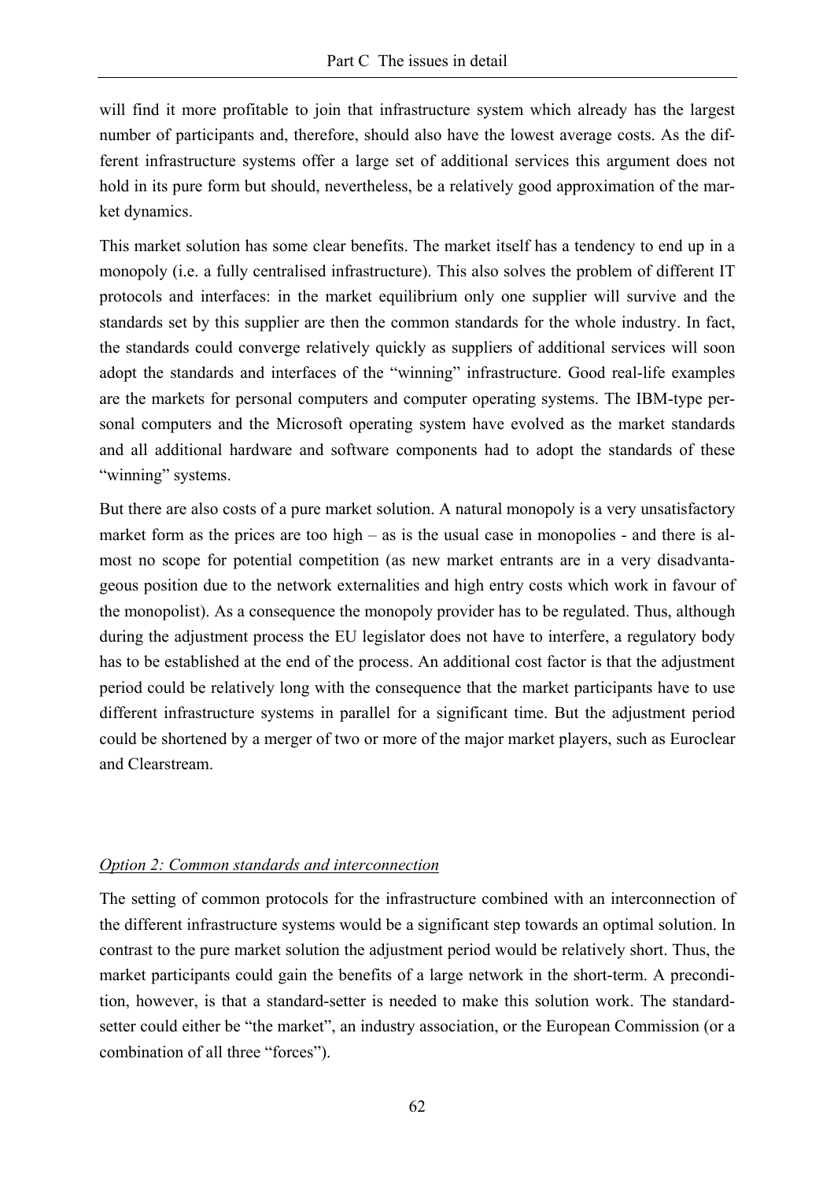will find it more profitable to join that infrastructure system which already has the largest number of participants and, therefore, should also have the lowest average costs. As the different infrastructure systems offer a large set of additional services this argument does not hold in its pure form but should, nevertheless, be a relatively good approximation of the market dynamics.

This market solution has some clear benefits. The market itself has a tendency to end up in a monopoly (i.e. a fully centralised infrastructure). This also solves the problem of different IT protocols and interfaces: in the market equilibrium only one supplier will survive and the standards set by this supplier are then the common standards for the whole industry. In fact, the standards could converge relatively quickly as suppliers of additional services will soon adopt the standards and interfaces of the "winning" infrastructure. Good real-life examples are the markets for personal computers and computer operating systems. The IBM-type personal computers and the Microsoft operating system have evolved as the market standards and all additional hardware and software components had to adopt the standards of these "winning" systems.

But there are also costs of a pure market solution. A natural monopoly is a very unsatisfactory market form as the prices are too high – as is the usual case in monopolies - and there is almost no scope for potential competition (as new market entrants are in a very disadvantageous position due to the network externalities and high entry costs which work in favour of the monopolist). As a consequence the monopoly provider has to be regulated. Thus, although during the adjustment process the EU legislator does not have to interfere, a regulatory body has to be established at the end of the process. An additional cost factor is that the adjustment period could be relatively long with the consequence that the market participants have to use different infrastructure systems in parallel for a significant time. But the adjustment period could be shortened by a merger of two or more of the major market players, such as Euroclear and Clearstream.

*Option 2: Common standards and interconnection*

The setting of common protocols for the infrastructure combined with an interconnection of the different infrastructure systems would be a significant step towards an optimal solution. In contrast to the pure market solution the adjustment period would be relatively short. Thus, the market participants could gain the benefits of a large network in the short-term. A precondition, however, is that a standard-setter is needed to make this solution work. The standard-setter could either be "the market", an industry association, or the European Commission (or a combination of all three "forces").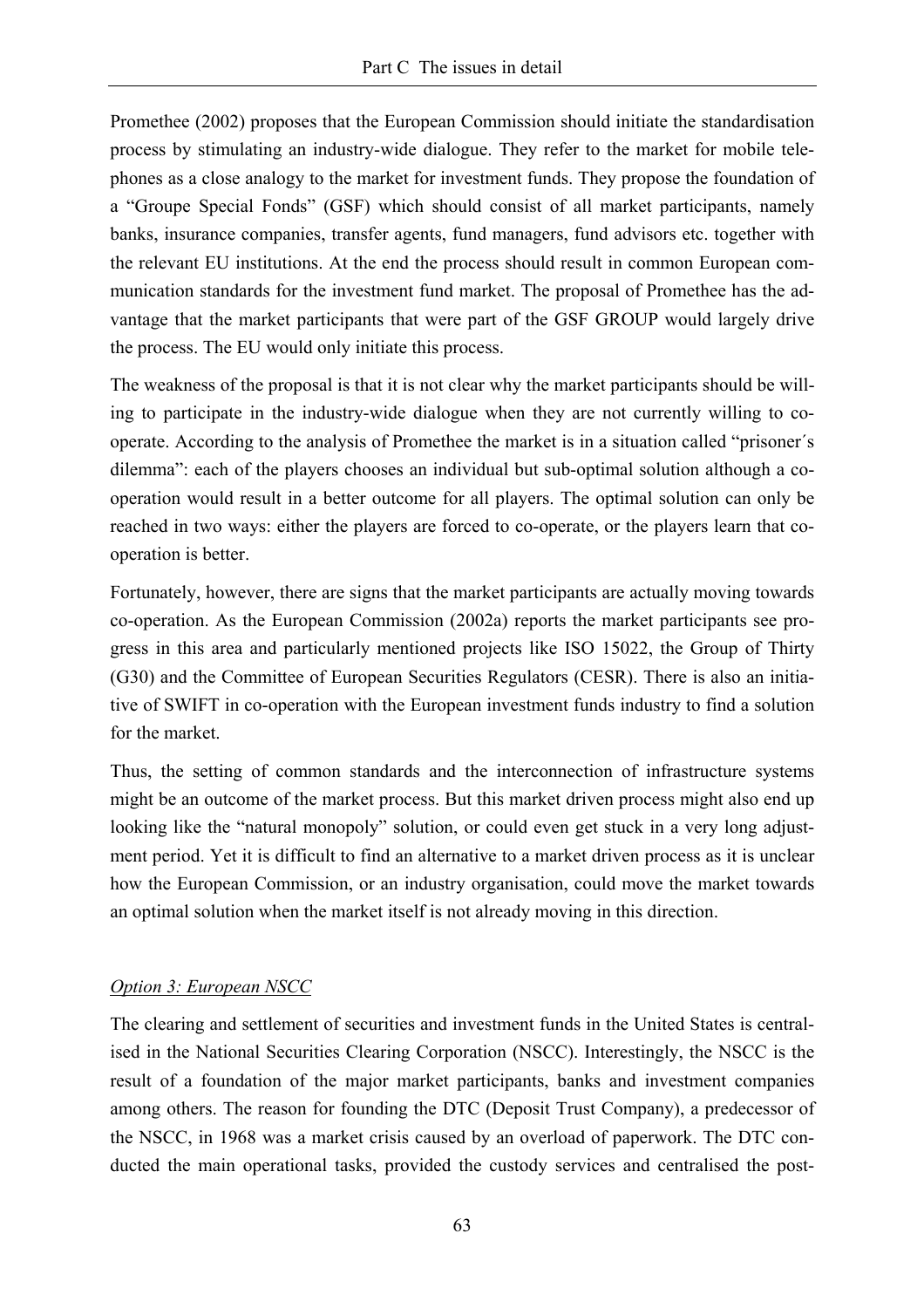Promethee (2002) proposes that the European Commission should initiate the standardisation process by stimulating an industry-wide dialogue. They refer to the market for mobile telephones as a close analogy to the market for investment funds. They propose the foundation of a "Groupe Special Fonds" (GSF) which should consist of all market participants, namely banks, insurance companies, transfer agents, fund managers, fund advisors etc. together with the relevant EU institutions. At the end the process should result in common European communication standards for the investment fund market. The proposal of Promethee has the advantage that the market participants that were part of the GSF GROUP would largely drive the process. The EU would only initiate this process.

The weakness of the proposal is that it is not clear why the market participants should be willing to participate in the industry-wide dialogue when they are not currently willing to co-operate. According to the analysis of Promethee the market is in a situation called "prisoner´s dilemma": each of the players chooses an individual but sub-optimal solution although a co-operation would result in a better outcome for all players. The optimal solution can only be reached in two ways: either the players are forced to co-operate, or the players learn that co-operation is better.

Fortunately, however, there are signs that the market participants are actually moving towards co-operation. As the European Commission (2002a) reports the market participants see progress in this area and particularly mentioned projects like ISO 15022, the Group of Thirty (G30) and the Committee of European Securities Regulators (CESR). There is also an initiative of SWIFT in co-operation with the European investment funds industry to find a solution for the market.

Thus, the setting of common standards and the interconnection of infrastructure systems might be an outcome of the market process. But this market driven process might also end up looking like the "natural monopoly" solution, or could even get stuck in a very long adjustment period. Yet it is difficult to find an alternative to a market driven process as it is unclear how the European Commission, or an industry organisation, could move the market towards an optimal solution when the market itself is not already moving in this direction.

*Option 3: European NSCC*

The clearing and settlement of securities and investment funds in the United States is centralised in the National Securities Clearing Corporation (NSCC). Interestingly, the NSCC is the result of a foundation of the major market participants, banks and investment companies among others. The reason for founding the DTC (Deposit Trust Company), a predecessor of the NSCC, in 1968 was a market crisis caused by an overload of paperwork. The DTC conducted the main operational tasks, provided the custody services and centralised the post-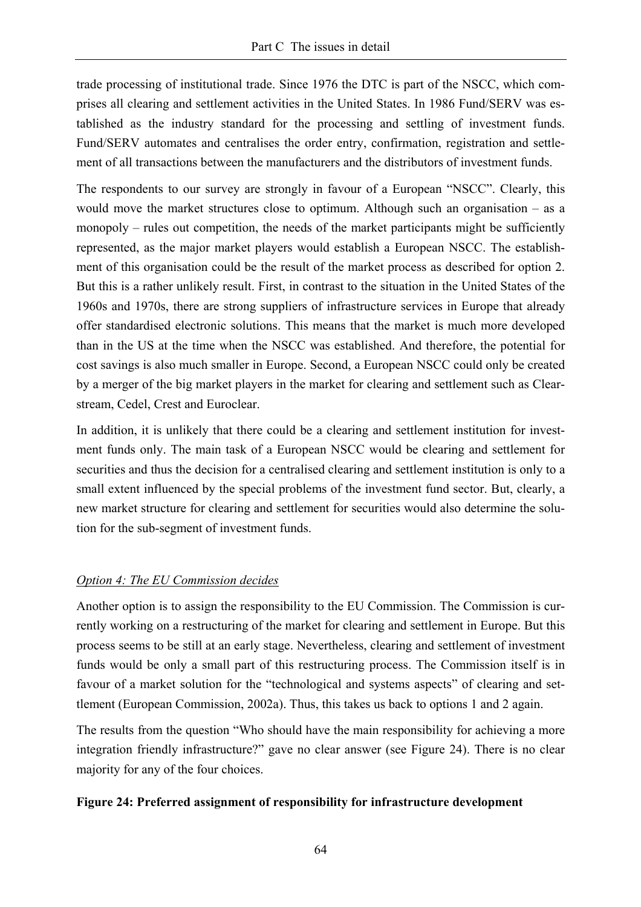trade processing of institutional trade. Since 1976 the DTC is part of the NSCC, which comprises all clearing and settlement activities in the United States. In 1986 Fund/SERV was established as the industry standard for the processing and settling of investment funds. Fund/SERV automates and centralises the order entry, confirmation, registration and settlement of all transactions between the manufacturers and the distributors of investment funds.

The respondents to our survey are strongly in favour of a European "NSCC". Clearly, this would move the market structures close to optimum. Although such an organisation – as a monopoly – rules out competition, the needs of the market participants might be sufficiently represented, as the major market players would establish a European NSCC. The establishment of this organisation could be the result of the market process as described for option 2. But this is a rather unlikely result. First, in contrast to the situation in the United States of the 1960s and 1970s, there are strong suppliers of infrastructure services in Europe that already offer standardised electronic solutions. This means that the market is much more developed than in the US at the time when the NSCC was established. And therefore, the potential for cost savings is also much smaller in Europe. Second, a European NSCC could only be created by a merger of the big market players in the market for clearing and settlement such as Clearstream, Cedel, Crest and Euroclear.

In addition, it is unlikely that there could be a clearing and settlement institution for investment funds only. The main task of a European NSCC would be clearing and settlement for securities and thus the decision for a centralised clearing and settlement institution is only to a small extent influenced by the special problems of the investment fund sector. But, clearly, a new market structure for clearing and settlement for securities would also determine the solution for the sub-segment of investment funds.

*Option 4: The EU Commission decides*

Another option is to assign the responsibility to the EU Commission. The Commission is currently working on a restructuring of the market for clearing and settlement in Europe. But this process seems to be still at an early stage. Nevertheless, clearing and settlement of investment funds would be only a small part of this restructuring process. The Commission itself is in favour of a market solution for the "technological and systems aspects" of clearing and settlement (European Commission, 2002a). Thus, this takes us back to options 1 and 2 again.

The results from the question "Who should have the main responsibility for achieving a more integration friendly infrastructure?" gave no clear answer (see Figure 24). There is no clear majority for any of the four choices.

**Figure 24: Preferred assignment of responsibility for infrastructure development**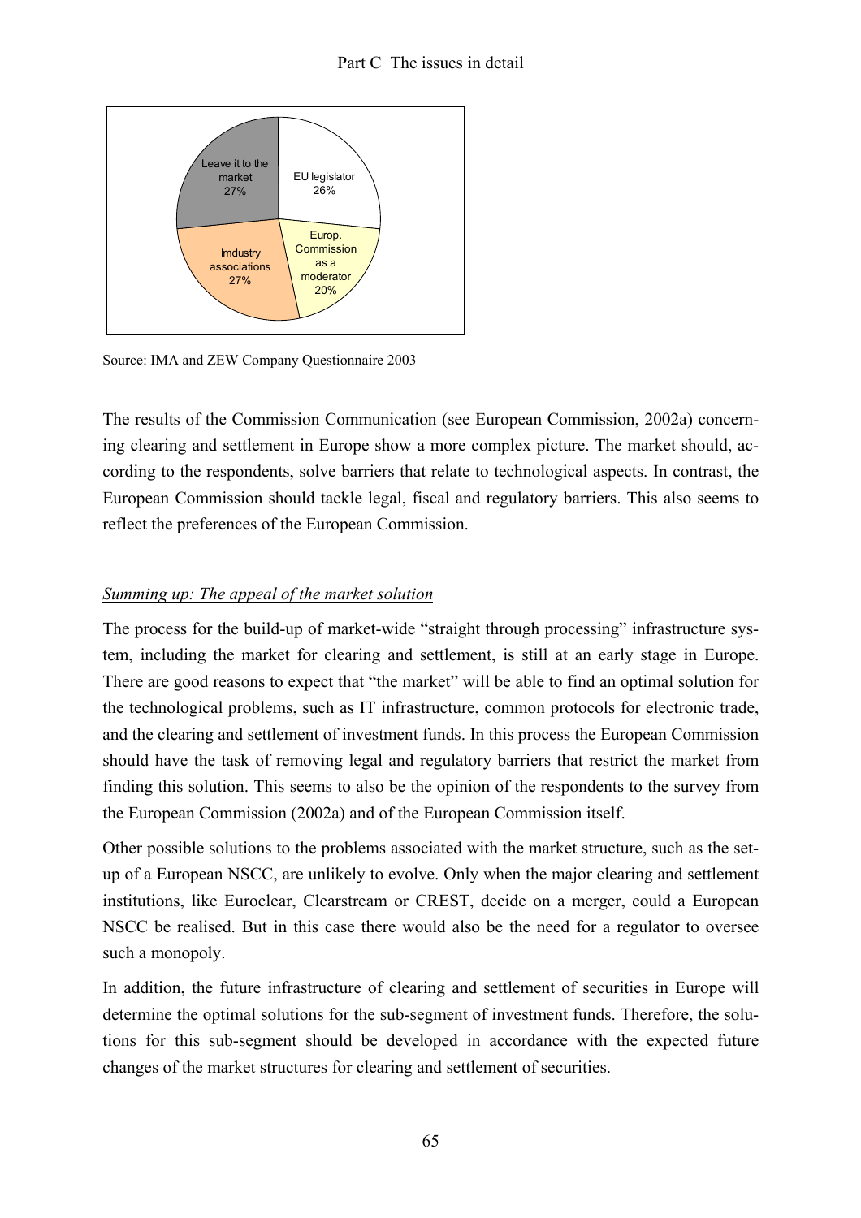Leave it to the market 27%

EU legislator 26%

Europ. Commission as a moderator 20%

Imdustry associations 27%

Source: IMA and ZEW Company Questionnaire 2003

The results of the Commission Communication (see European Commission, 2002a) concerning clearing and settlement in Europe show a more complex picture. The market should, according to the respondents, solve barriers that relate to technological aspects. In contrast, the European Commission should tackle legal, fiscal and regulatory barriers. This also seems to reflect the preferences of the European Commission.

*Summing up: The appeal of the market solution*

The process for the build-up of market-wide "straight through processing" infrastructure system, including the market for clearing and settlement, is still at an early stage in Europe. There are good reasons to expect that "the market" will be able to find an optimal solution for the technological problems, such as IT infrastructure, common protocols for electronic trade, and the clearing and settlement of investment funds. In this process the European Commission should have the task of removing legal and regulatory barriers that restrict the market from finding this solution. This seems to also be the opinion of the respondents to the survey from the European Commission (2002a) and of the European Commission itself.

Other possible solutions to the problems associated with the market structure, such as the set-up of a European NSCC, are unlikely to evolve. Only when the major clearing and settlement institutions, like Euroclear, Clearstream or CREST, decide on a merger, could a European NSCC be realised. But in this case there would also be the need for a regulator to oversee such a monopoly.

In addition, the future infrastructure of clearing and settlement of securities in Europe will determine the optimal solutions for the sub-segment of investment funds. Therefore, the solutions for this sub-segment should be developed in accordance with the expected future changes of the market structures for clearing and settlement of securities.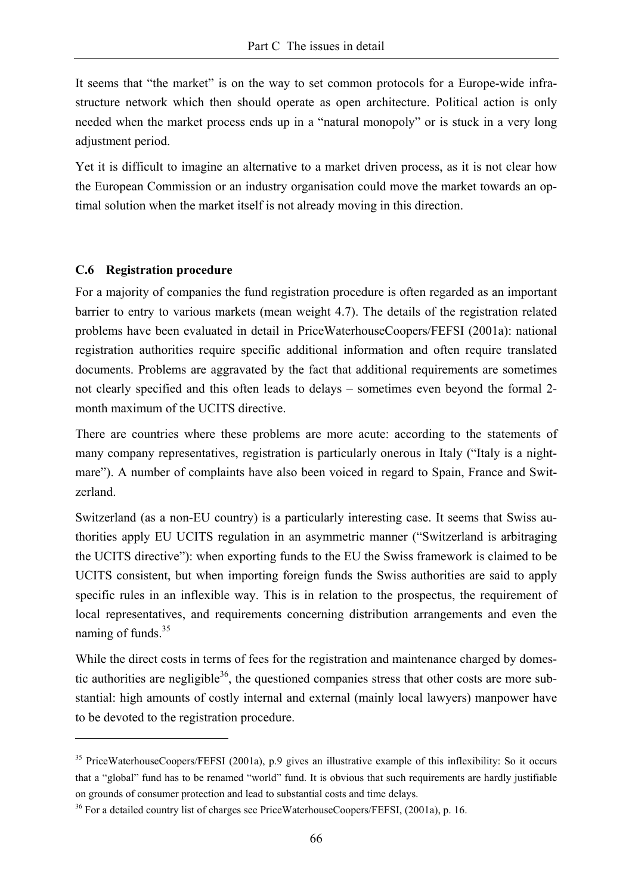It seems that "the market" is on the way to set common protocols for a Europe-wide infrastructure network which then should operate as open architecture. Political action is only needed when the market process ends up in a "natural monopoly" or is stuck in a very long adjustment period.

Yet it is difficult to imagine an alternative to a market driven process, as it is not clear how the European Commission or an industry organisation could move the market towards an optimal solution when the market itself is not already moving in this direction.

### C.6 Registration procedure

For a majority of companies the fund registration procedure is often regarded as an important barrier to entry to various markets (mean weight 4.7). The details of the registration related problems have been evaluated in detail in PriceWaterhouseCoopers/FEFSI (2001a): national registration authorities require specific additional information and often require translated documents. Problems are aggravated by the fact that additional requirements are sometimes not clearly specified and this often leads to delays – sometimes even beyond the formal 2-month maximum of the UCITS directive.

There are countries where these problems are more acute: according to the statements of many company representatives, registration is particularly onerous in Italy ("Italy is a nightmare"). A number of complaints have also been voiced in regard to Spain, France and Switzerland.

Switzerland (as a non-EU country) is a particularly interesting case. It seems that Swiss authorities apply EU UCITS regulation in an asymmetric manner ("Switzerland is arbitraging the UCITS directive"): when exporting funds to the EU the Swiss framework is claimed to be UCITS consistent, but when importing foreign funds the Swiss authorities are said to apply specific rules in an inflexible way. This is in relation to the prospectus, the requirement of local representatives, and requirements concerning distribution arrangements and even the naming of funds.[35]

While the direct costs in terms of fees for the registration and maintenance charged by domestic authorities are negligible[36], the questioned companies stress that other costs are more substantial: high amounts of costly internal and external (mainly local lawyers) manpower have to be devoted to the registration procedure.

---

[35] PriceWaterhouseCoopers/FEFSI (2001a), p.9 gives an illustrative example of this inflexibility: So it occurs that a "global" fund has to be renamed "world" fund. It is obvious that such requirements are hardly justifiable on grounds of consumer protection and lead to substantial costs and time delays.

[36] For a detailed country list of charges see PriceWaterhouseCoopers/FEFSI, (2001a), p. 16.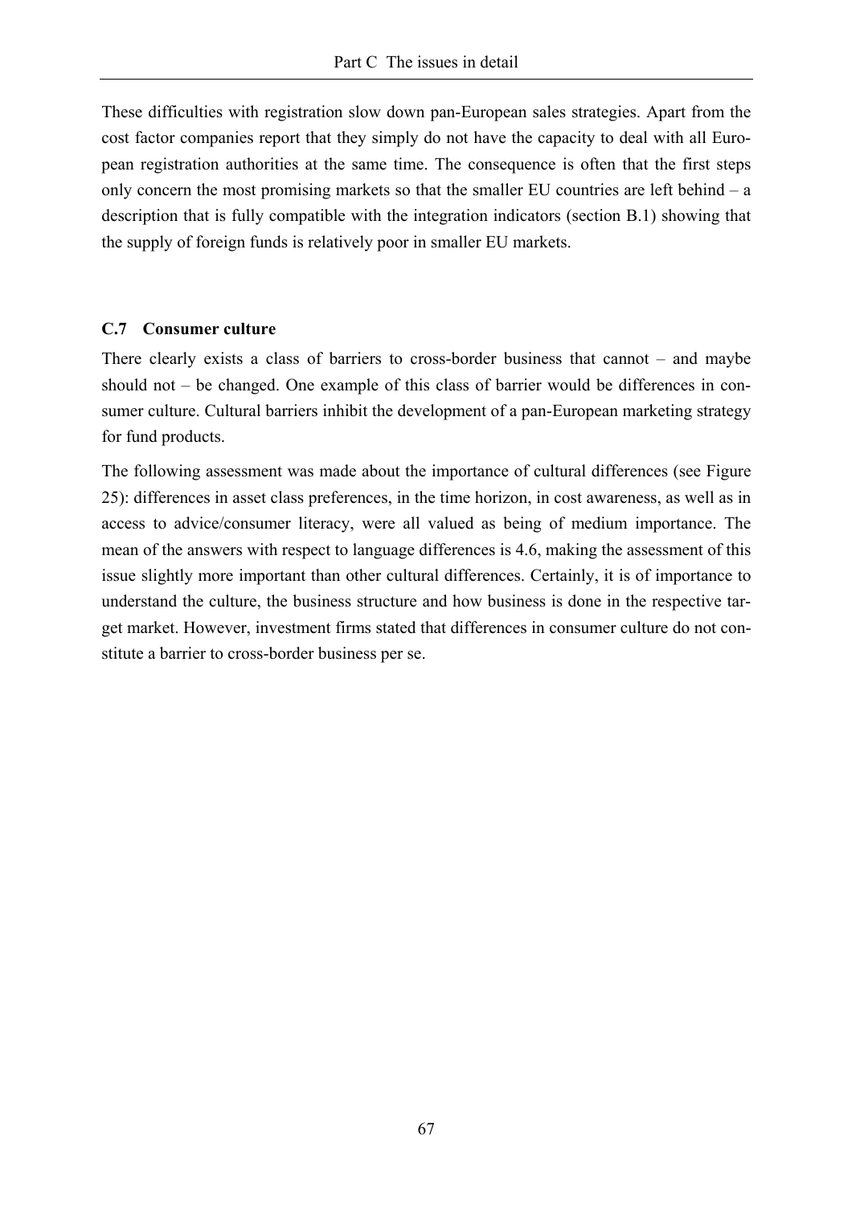These difficulties with registration slow down pan-European sales strategies. Apart from the cost factor companies report that they simply do not have the capacity to deal with all European registration authorities at the same time. The consequence is often that the first steps only concern the most promising markets so that the smaller EU countries are left behind – a description that is fully compatible with the integration indicators (section B.1) showing that the supply of foreign funds is relatively poor in smaller EU markets.

### C.7 Consumer culture

There clearly exists a class of barriers to cross-border business that cannot – and maybe should not – be changed. One example of this class of barrier would be differences in consumer culture. Cultural barriers inhibit the development of a pan-European marketing strategy for fund products.

The following assessment was made about the importance of cultural differences (see Figure 25): differences in asset class preferences, in the time horizon, in cost awareness, as well as in access to advice/consumer literacy, were all valued as being of medium importance. The mean of the answers with respect to language differences is 4.6, making the assessment of this issue slightly more important than other cultural differences. Certainly, it is of importance to understand the culture, the business structure and how business is done in the respective target market. However, investment firms stated that differences in consumer culture do not constitute a barrier to cross-border business per se.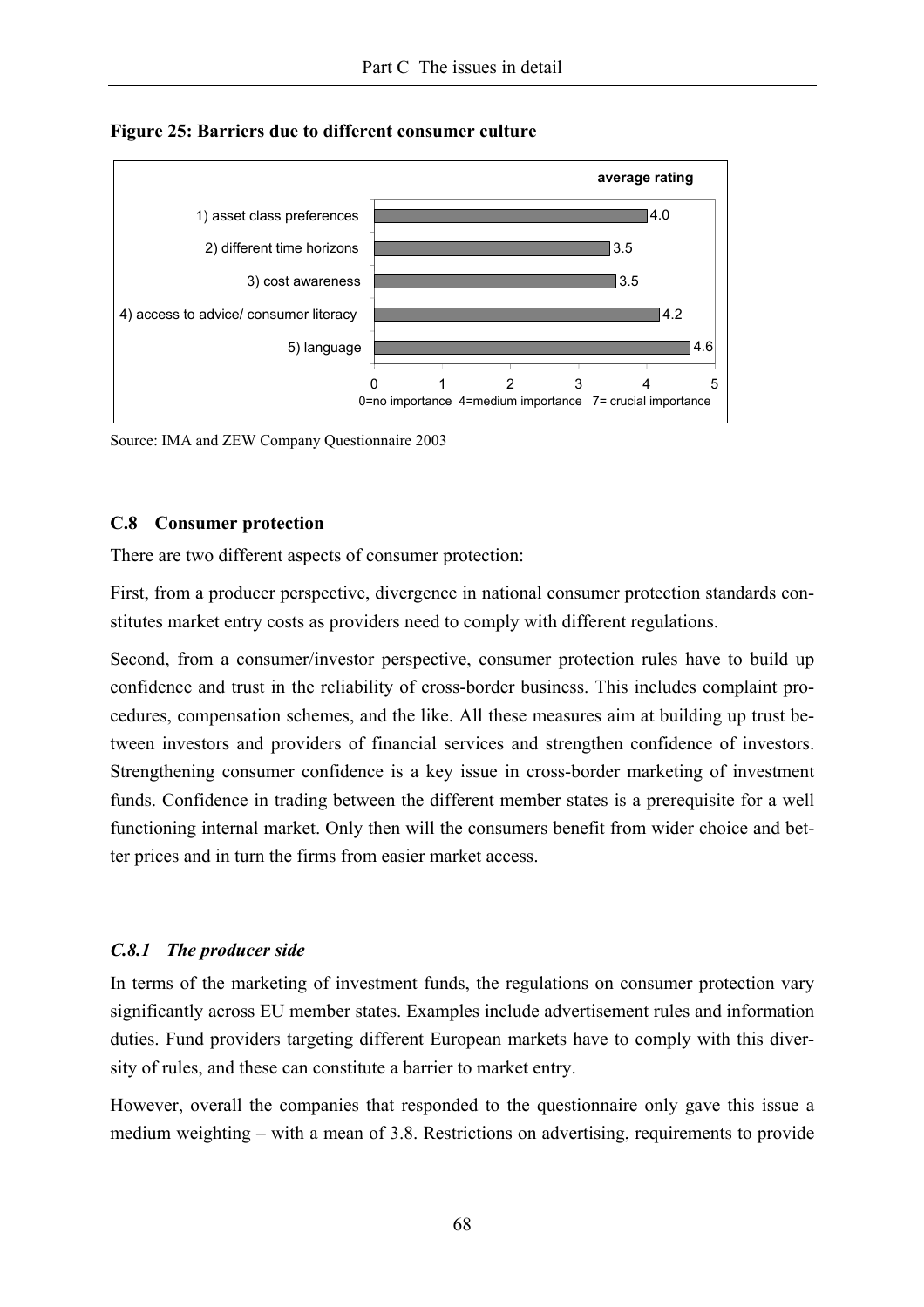**Figure 25: Barriers due to different consumer culture**

| | average rating |
|---|---|
| 1) asset class preferences | 4.0 |
| 2) different time horizons | 3.5 |
| 3) cost awareness | 3.5 |
| 4) access to advice/ consumer literacy | 4.2 |
| 5) language | 4.6 |

0=no importance 4=medium importance 7= crucial importance

Source: IMA and ZEW Company Questionnaire 2003

### C.8 Consumer protection

There are two different aspects of consumer protection:

First, from a producer perspective, divergence in national consumer protection standards constitutes market entry costs as providers need to comply with different regulations.

Second, from a consumer/investor perspective, consumer protection rules have to build up confidence and trust in the reliability of cross-border business. This includes complaint procedures, compensation schemes, and the like. All these measures aim at building up trust between investors and providers of financial services and strengthen confidence of investors. Strengthening consumer confidence is a key issue in cross-border marketing of investment funds. Confidence in trading between the different member states is a prerequisite for a well functioning internal market. Only then will the consumers benefit from wider choice and better prices and in turn the firms from easier market access.

#### *C.8.1 The producer side*

In terms of the marketing of investment funds, the regulations on consumer protection vary significantly across EU member states. Examples include advertisement rules and information duties. Fund providers targeting different European markets have to comply with this diversity of rules, and these can constitute a barrier to market entry.

However, overall the companies that responded to the questionnaire only gave this issue a medium weighting – with a mean of 3.8. Restrictions on advertising, requirements to provide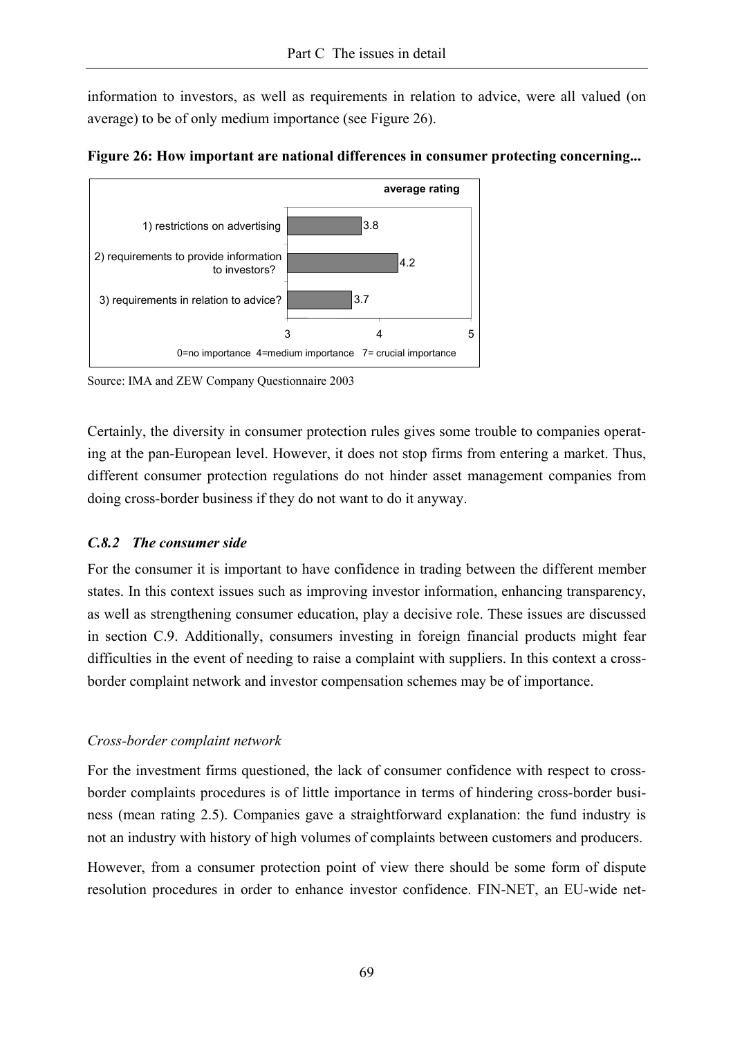information to investors, as well as requirements in relation to advice, were all valued (on average) to be of only medium importance (see Figure 26).

**Figure 26: How important are national differences in consumer protecting concerning...**

| | average rating |
|---|---|
| 1) restrictions on advertising | 3.8 |
| 2) requirements to provide information to investors? | 4.2 |
| 3) requirements in relation to advice? | 3.7 |

0=no importance 4=medium importance 7= crucial importance

Source: IMA and ZEW Company Questionnaire 2003

Certainly, the diversity in consumer protection rules gives some trouble to companies operating at the pan-European level. However, it does not stop firms from entering a market. Thus, different consumer protection regulations do not hinder asset management companies from doing cross-border business if they do not want to do it anyway.

### *C.8.2 The consumer side*

For the consumer it is important to have confidence in trading between the different member states. In this context issues such as improving investor information, enhancing transparency, as well as strengthening consumer education, play a decisive role. These issues are discussed in section C.9. Additionally, consumers investing in foreign financial products might fear difficulties in the event of needing to raise a complaint with suppliers. In this context a cross-border complaint network and investor compensation schemes may be of importance.

*Cross-border complaint network*

For the investment firms questioned, the lack of consumer confidence with respect to cross-border complaints procedures is of little importance in terms of hindering cross-border business (mean rating 2.5). Companies gave a straightforward explanation: the fund industry is not an industry with history of high volumes of complaints between customers and producers.

However, from a consumer protection point of view there should be some form of dispute resolution procedures in order to enhance investor confidence. FIN-NET, an EU-wide net-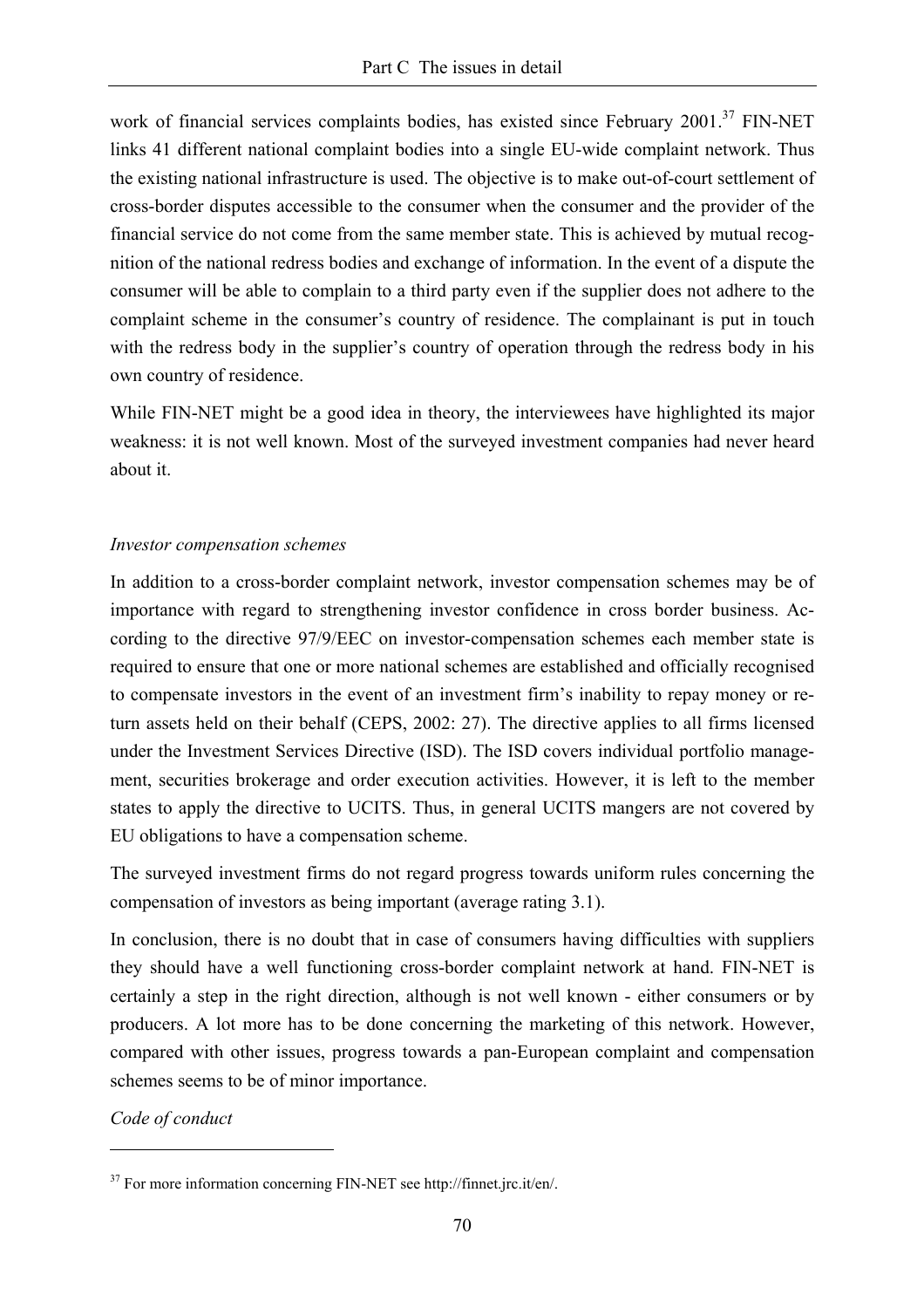work of financial services complaints bodies, has existed since February 2001.[37] FIN-NET links 41 different national complaint bodies into a single EU-wide complaint network. Thus the existing national infrastructure is used. The objective is to make out-of-court settlement of cross-border disputes accessible to the consumer when the consumer and the provider of the financial service do not come from the same member state. This is achieved by mutual recognition of the national redress bodies and exchange of information. In the event of a dispute the consumer will be able to complain to a third party even if the supplier does not adhere to the complaint scheme in the consumer's country of residence. The complainant is put in touch with the redress body in the supplier's country of operation through the redress body in his own country of residence.

While FIN-NET might be a good idea in theory, the interviewees have highlighted its major weakness: it is not well known. Most of the surveyed investment companies had never heard about it.

*Investor compensation schemes*

In addition to a cross-border complaint network, investor compensation schemes may be of importance with regard to strengthening investor confidence in cross border business. According to the directive 97/9/EEC on investor-compensation schemes each member state is required to ensure that one or more national schemes are established and officially recognised to compensate investors in the event of an investment firm's inability to repay money or return assets held on their behalf (CEPS, 2002: 27). The directive applies to all firms licensed under the Investment Services Directive (ISD). The ISD covers individual portfolio management, securities brokerage and order execution activities. However, it is left to the member states to apply the directive to UCITS. Thus, in general UCITS mangers are not covered by EU obligations to have a compensation scheme.

The surveyed investment firms do not regard progress towards uniform rules concerning the compensation of investors as being important (average rating 3.1).

In conclusion, there is no doubt that in case of consumers having difficulties with suppliers they should have a well functioning cross-border complaint network at hand. FIN-NET is certainly a step in the right direction, although is not well known - either consumers or by producers. A lot more has to be done concerning the marketing of this network. However, compared with other issues, progress towards a pan-European complaint and compensation schemes seems to be of minor importance.

*Code of conduct*

[37] For more information concerning FIN-NET see http://finnet.jrc.it/en/.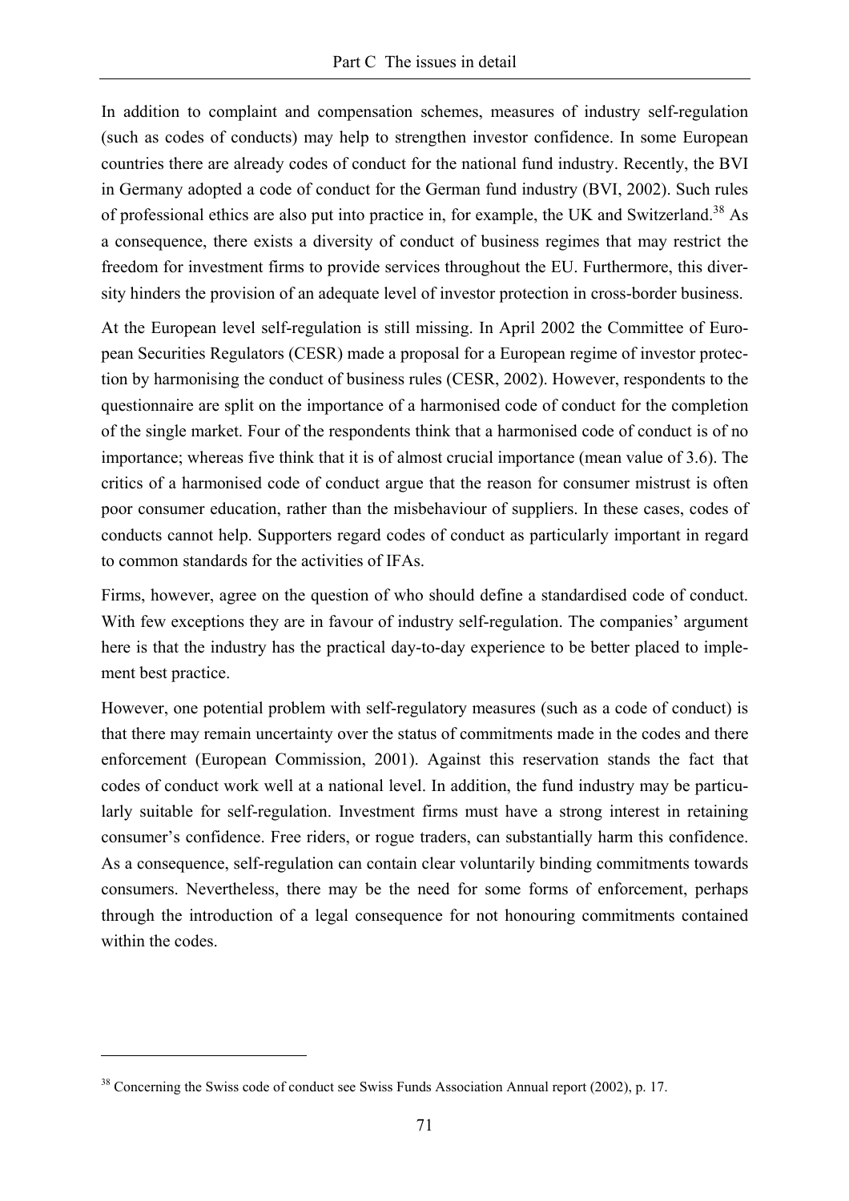In addition to complaint and compensation schemes, measures of industry self-regulation (such as codes of conducts) may help to strengthen investor confidence. In some European countries there are already codes of conduct for the national fund industry. Recently, the BVI in Germany adopted a code of conduct for the German fund industry (BVI, 2002). Such rules of professional ethics are also put into practice in, for example, the UK and Switzerland.[38] As a consequence, there exists a diversity of conduct of business regimes that may restrict the freedom for investment firms to provide services throughout the EU. Furthermore, this diversity hinders the provision of an adequate level of investor protection in cross-border business.

At the European level self-regulation is still missing. In April 2002 the Committee of European Securities Regulators (CESR) made a proposal for a European regime of investor protection by harmonising the conduct of business rules (CESR, 2002). However, respondents to the questionnaire are split on the importance of a harmonised code of conduct for the completion of the single market. Four of the respondents think that a harmonised code of conduct is of no importance; whereas five think that it is of almost crucial importance (mean value of 3.6). The critics of a harmonised code of conduct argue that the reason for consumer mistrust is often poor consumer education, rather than the misbehaviour of suppliers. In these cases, codes of conducts cannot help. Supporters regard codes of conduct as particularly important in regard to common standards for the activities of IFAs.

Firms, however, agree on the question of who should define a standardised code of conduct. With few exceptions they are in favour of industry self-regulation. The companies' argument here is that the industry has the practical day-to-day experience to be better placed to implement best practice.

However, one potential problem with self-regulatory measures (such as a code of conduct) is that there may remain uncertainty over the status of commitments made in the codes and there enforcement (European Commission, 2001). Against this reservation stands the fact that codes of conduct work well at a national level. In addition, the fund industry may be particularly suitable for self-regulation. Investment firms must have a strong interest in retaining consumer's confidence. Free riders, or rogue traders, can substantially harm this confidence. As a consequence, self-regulation can contain clear voluntarily binding commitments towards consumers. Nevertheless, there may be the need for some forms of enforcement, perhaps through the introduction of a legal consequence for not honouring commitments contained within the codes.

[38] Concerning the Swiss code of conduct see Swiss Funds Association Annual report (2002), p. 17.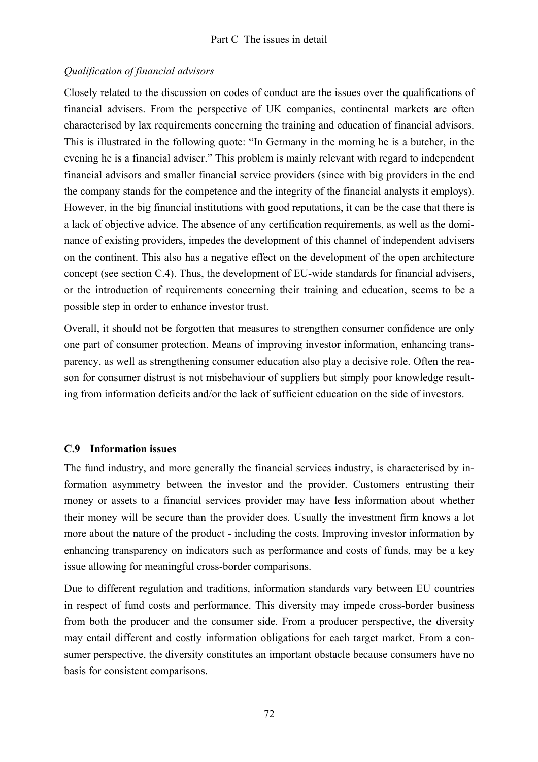*Qualification of financial advisors*

Closely related to the discussion on codes of conduct are the issues over the qualifications of financial advisers. From the perspective of UK companies, continental markets are often characterised by lax requirements concerning the training and education of financial advisors. This is illustrated in the following quote: "In Germany in the morning he is a butcher, in the evening he is a financial adviser." This problem is mainly relevant with regard to independent financial advisors and smaller financial service providers (since with big providers in the end the company stands for the competence and the integrity of the financial analysts it employs). However, in the big financial institutions with good reputations, it can be the case that there is a lack of objective advice. The absence of any certification requirements, as well as the dominance of existing providers, impedes the development of this channel of independent advisers on the continent. This also has a negative effect on the development of the open architecture concept (see section C.4). Thus, the development of EU-wide standards for financial advisers, or the introduction of requirements concerning their training and education, seems to be a possible step in order to enhance investor trust.

Overall, it should not be forgotten that measures to strengthen consumer confidence are only one part of consumer protection. Means of improving investor information, enhancing transparency, as well as strengthening consumer education also play a decisive role. Often the reason for consumer distrust is not misbehaviour of suppliers but simply poor knowledge resulting from information deficits and/or the lack of sufficient education on the side of investors.

### C.9 Information issues

The fund industry, and more generally the financial services industry, is characterised by information asymmetry between the investor and the provider. Customers entrusting their money or assets to a financial services provider may have less information about whether their money will be secure than the provider does. Usually the investment firm knows a lot more about the nature of the product - including the costs. Improving investor information by enhancing transparency on indicators such as performance and costs of funds, may be a key issue allowing for meaningful cross-border comparisons.

Due to different regulation and traditions, information standards vary between EU countries in respect of fund costs and performance. This diversity may impede cross-border business from both the producer and the consumer side. From a producer perspective, the diversity may entail different and costly information obligations for each target market. From a consumer perspective, the diversity constitutes an important obstacle because consumers have no basis for consistent comparisons.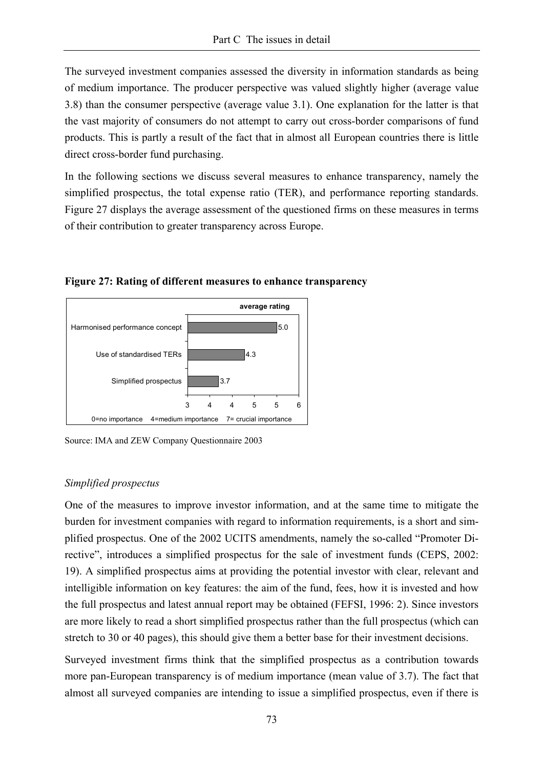The surveyed investment companies assessed the diversity in information standards as being of medium importance. The producer perspective was valued slightly higher (average value 3.8) than the consumer perspective (average value 3.1). One explanation for the latter is that the vast majority of consumers do not attempt to carry out cross-border comparisons of fund products. This is partly a result of the fact that in almost all European countries there is little direct cross-border fund purchasing.

In the following sections we discuss several measures to enhance transparency, namely the simplified prospectus, the total expense ratio (TER), and performance reporting standards. Figure 27 displays the average assessment of the questioned firms on these measures in terms of their contribution to greater transparency across Europe.

**Figure 27: Rating of different measures to enhance transparency**

| Measure | average rating |
|---|---|
| Harmonised performance concept | 5.0 |
| Use of standardised TERs | 4.3 |
| Simplified prospectus | 3.7 |

0=no importance 4=medium importance 7= crucial importance

Source: IMA and ZEW Company Questionnaire 2003

*Simplified prospectus*

One of the measures to improve investor information, and at the same time to mitigate the burden for investment companies with regard to information requirements, is a short and simplified prospectus. One of the 2002 UCITS amendments, namely the so-called "Promoter Directive", introduces a simplified prospectus for the sale of investment funds (CEPS, 2002: 19). A simplified prospectus aims at providing the potential investor with clear, relevant and intelligible information on key features: the aim of the fund, fees, how it is invested and how the full prospectus and latest annual report may be obtained (FEFSI, 1996: 2). Since investors are more likely to read a short simplified prospectus rather than the full prospectus (which can stretch to 30 or 40 pages), this should give them a better base for their investment decisions.

Surveyed investment firms think that the simplified prospectus as a contribution towards more pan-European transparency is of medium importance (mean value of 3.7). The fact that almost all surveyed companies are intending to issue a simplified prospectus, even if there is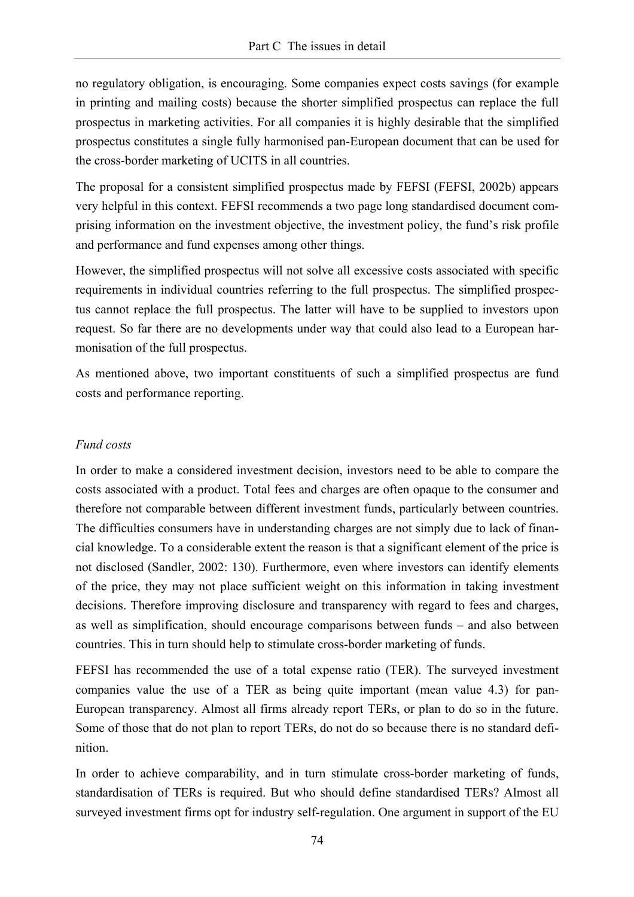no regulatory obligation, is encouraging. Some companies expect costs savings (for example in printing and mailing costs) because the shorter simplified prospectus can replace the full prospectus in marketing activities. For all companies it is highly desirable that the simplified prospectus constitutes a single fully harmonised pan-European document that can be used for the cross-border marketing of UCITS in all countries.

The proposal for a consistent simplified prospectus made by FEFSI (FEFSI, 2002b) appears very helpful in this context. FEFSI recommends a two page long standardised document comprising information on the investment objective, the investment policy, the fund's risk profile and performance and fund expenses among other things.

However, the simplified prospectus will not solve all excessive costs associated with specific requirements in individual countries referring to the full prospectus. The simplified prospectus cannot replace the full prospectus. The latter will have to be supplied to investors upon request. So far there are no developments under way that could also lead to a European harmonisation of the full prospectus.

As mentioned above, two important constituents of such a simplified prospectus are fund costs and performance reporting.

*Fund costs*

In order to make a considered investment decision, investors need to be able to compare the costs associated with a product. Total fees and charges are often opaque to the consumer and therefore not comparable between different investment funds, particularly between countries. The difficulties consumers have in understanding charges are not simply due to lack of financial knowledge. To a considerable extent the reason is that a significant element of the price is not disclosed (Sandler, 2002: 130). Furthermore, even where investors can identify elements of the price, they may not place sufficient weight on this information in taking investment decisions. Therefore improving disclosure and transparency with regard to fees and charges, as well as simplification, should encourage comparisons between funds – and also between countries. This in turn should help to stimulate cross-border marketing of funds.

FEFSI has recommended the use of a total expense ratio (TER). The surveyed investment companies value the use of a TER as being quite important (mean value 4.3) for pan-European transparency. Almost all firms already report TERs, or plan to do so in the future. Some of those that do not plan to report TERs, do not do so because there is no standard definition.

In order to achieve comparability, and in turn stimulate cross-border marketing of funds, standardisation of TERs is required. But who should define standardised TERs? Almost all surveyed investment firms opt for industry self-regulation. One argument in support of the EU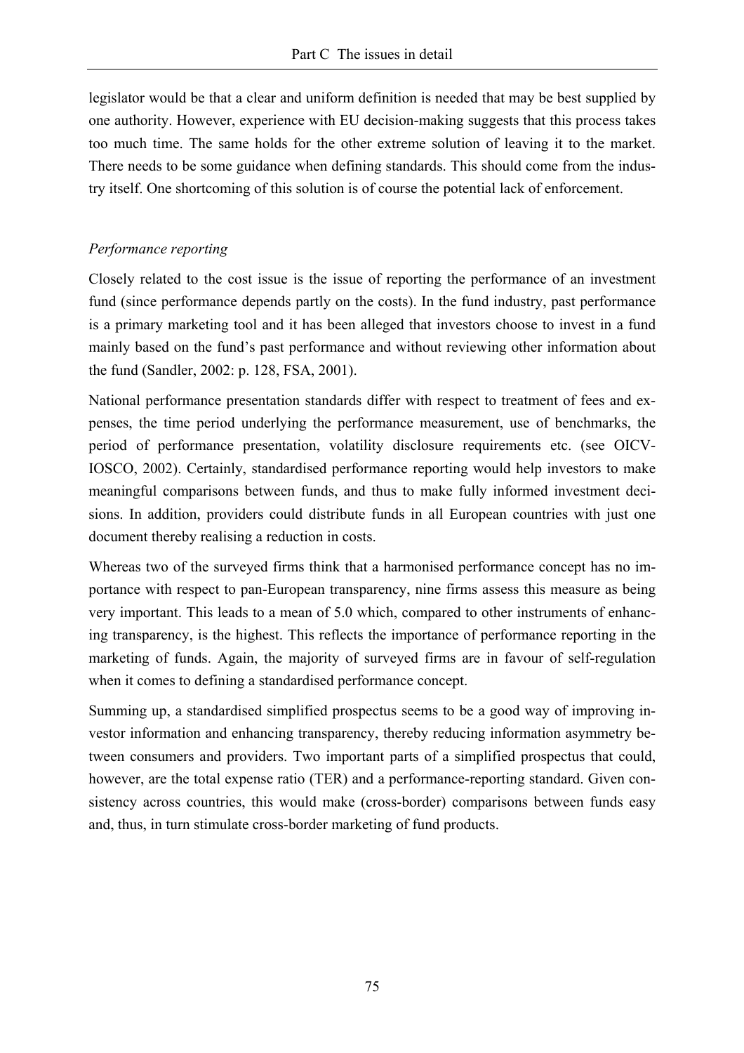legislator would be that a clear and uniform definition is needed that may be best supplied by one authority. However, experience with EU decision-making suggests that this process takes too much time. The same holds for the other extreme solution of leaving it to the market. There needs to be some guidance when defining standards. This should come from the industry itself. One shortcoming of this solution is of course the potential lack of enforcement.

### *Performance reporting*

Closely related to the cost issue is the issue of reporting the performance of an investment fund (since performance depends partly on the costs). In the fund industry, past performance is a primary marketing tool and it has been alleged that investors choose to invest in a fund mainly based on the fund's past performance and without reviewing other information about the fund (Sandler, 2002: p. 128, FSA, 2001).

National performance presentation standards differ with respect to treatment of fees and expenses, the time period underlying the performance measurement, use of benchmarks, the period of performance presentation, volatility disclosure requirements etc. (see OICV-IOSCO, 2002). Certainly, standardised performance reporting would help investors to make meaningful comparisons between funds, and thus to make fully informed investment decisions. In addition, providers could distribute funds in all European countries with just one document thereby realising a reduction in costs.

Whereas two of the surveyed firms think that a harmonised performance concept has no importance with respect to pan-European transparency, nine firms assess this measure as being very important. This leads to a mean of 5.0 which, compared to other instruments of enhancing transparency, is the highest. This reflects the importance of performance reporting in the marketing of funds. Again, the majority of surveyed firms are in favour of self-regulation when it comes to defining a standardised performance concept.

Summing up, a standardised simplified prospectus seems to be a good way of improving investor information and enhancing transparency, thereby reducing information asymmetry between consumers and providers. Two important parts of a simplified prospectus that could, however, are the total expense ratio (TER) and a performance-reporting standard. Given consistency across countries, this would make (cross-border) comparisons between funds easy and, thus, in turn stimulate cross-border marketing of fund products.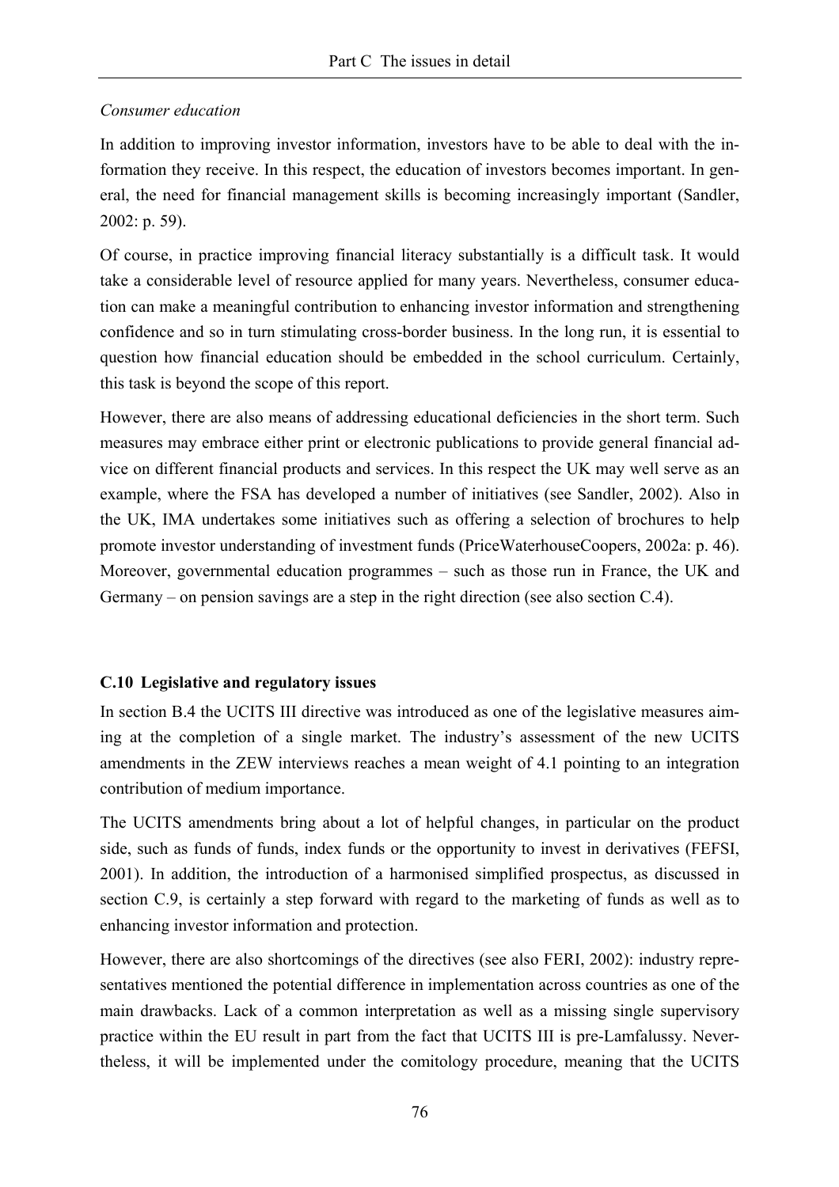*Consumer education*

In addition to improving investor information, investors have to be able to deal with the information they receive. In this respect, the education of investors becomes important. In general, the need for financial management skills is becoming increasingly important (Sandler, 2002: p. 59).

Of course, in practice improving financial literacy substantially is a difficult task. It would take a considerable level of resource applied for many years. Nevertheless, consumer education can make a meaningful contribution to enhancing investor information and strengthening confidence and so in turn stimulating cross-border business. In the long run, it is essential to question how financial education should be embedded in the school curriculum. Certainly, this task is beyond the scope of this report.

However, there are also means of addressing educational deficiencies in the short term. Such measures may embrace either print or electronic publications to provide general financial advice on different financial products and services. In this respect the UK may well serve as an example, where the FSA has developed a number of initiatives (see Sandler, 2002). Also in the UK, IMA undertakes some initiatives such as offering a selection of brochures to help promote investor understanding of investment funds (PriceWaterhouseCoopers, 2002a: p. 46). Moreover, governmental education programmes – such as those run in France, the UK and Germany – on pension savings are a step in the right direction (see also section C.4).

### C.10 Legislative and regulatory issues

In section B.4 the UCITS III directive was introduced as one of the legislative measures aiming at the completion of a single market. The industry's assessment of the new UCITS amendments in the ZEW interviews reaches a mean weight of 4.1 pointing to an integration contribution of medium importance.

The UCITS amendments bring about a lot of helpful changes, in particular on the product side, such as funds of funds, index funds or the opportunity to invest in derivatives (FEFSI, 2001). In addition, the introduction of a harmonised simplified prospectus, as discussed in section C.9, is certainly a step forward with regard to the marketing of funds as well as to enhancing investor information and protection.

However, there are also shortcomings of the directives (see also FERI, 2002): industry representatives mentioned the potential difference in implementation across countries as one of the main drawbacks. Lack of a common interpretation as well as a missing single supervisory practice within the EU result in part from the fact that UCITS III is pre-Lamfalussy. Nevertheless, it will be implemented under the comitology procedure, meaning that the UCITS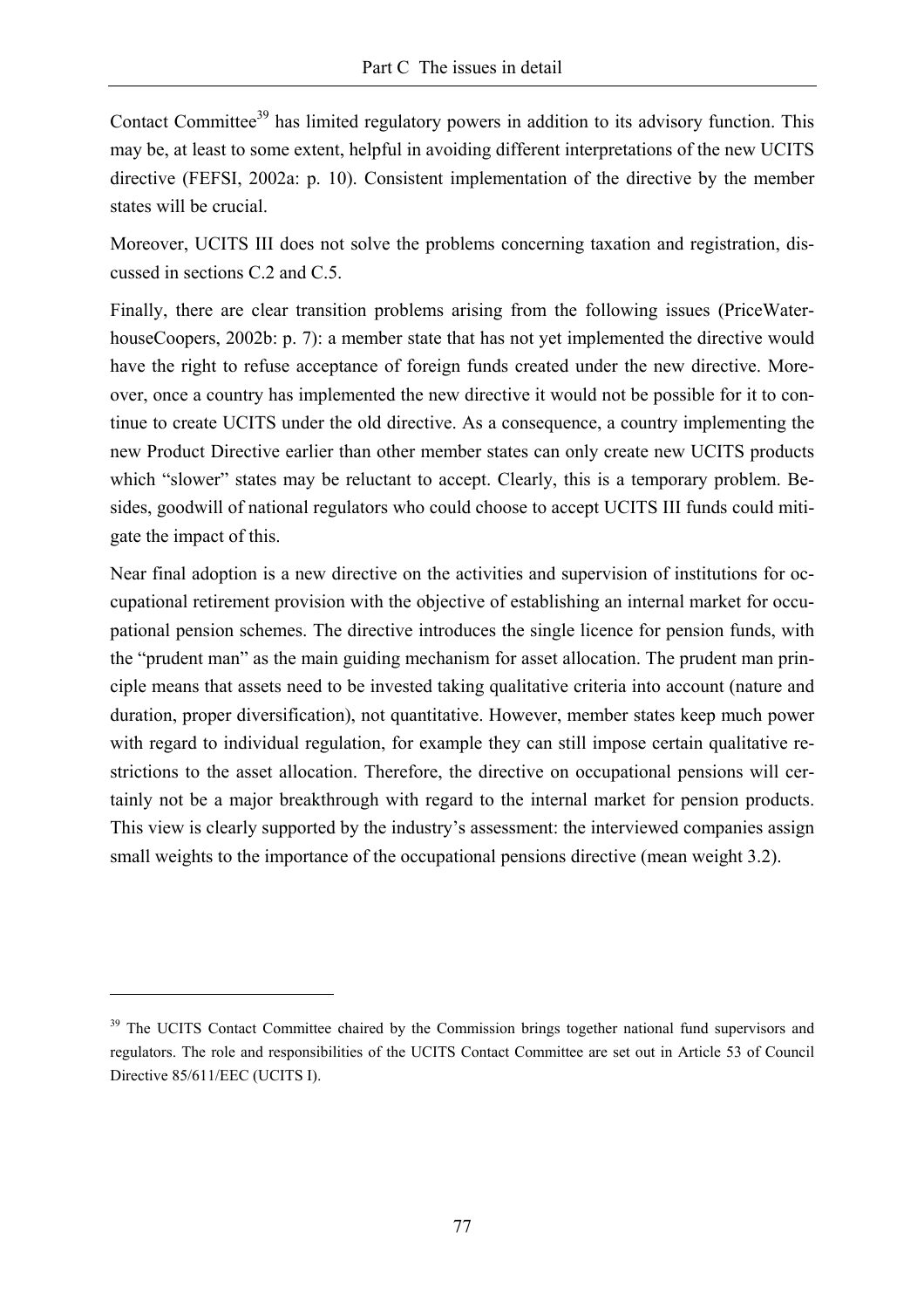Contact Committee[39] has limited regulatory powers in addition to its advisory function. This may be, at least to some extent, helpful in avoiding different interpretations of the new UCITS directive (FEFSI, 2002a: p. 10). Consistent implementation of the directive by the member states will be crucial.

Moreover, UCITS III does not solve the problems concerning taxation and registration, discussed in sections C.2 and C.5.

Finally, there are clear transition problems arising from the following issues (PriceWaterhouseCoopers, 2002b: p. 7): a member state that has not yet implemented the directive would have the right to refuse acceptance of foreign funds created under the new directive. Moreover, once a country has implemented the new directive it would not be possible for it to continue to create UCITS under the old directive. As a consequence, a country implementing the new Product Directive earlier than other member states can only create new UCITS products which "slower" states may be reluctant to accept. Clearly, this is a temporary problem. Besides, goodwill of national regulators who could choose to accept UCITS III funds could mitigate the impact of this.

Near final adoption is a new directive on the activities and supervision of institutions for occupational retirement provision with the objective of establishing an internal market for occupational pension schemes. The directive introduces the single licence for pension funds, with the "prudent man" as the main guiding mechanism for asset allocation. The prudent man principle means that assets need to be invested taking qualitative criteria into account (nature and duration, proper diversification), not quantitative. However, member states keep much power with regard to individual regulation, for example they can still impose certain qualitative restrictions to the asset allocation. Therefore, the directive on occupational pensions will certainly not be a major breakthrough with regard to the internal market for pension products. This view is clearly supported by the industry's assessment: the interviewed companies assign small weights to the importance of the occupational pensions directive (mean weight 3.2).

---

[39] The UCITS Contact Committee chaired by the Commission brings together national fund supervisors and regulators. The role and responsibilities of the UCITS Contact Committee are set out in Article 53 of Council Directive 85/611/EEC (UCITS I).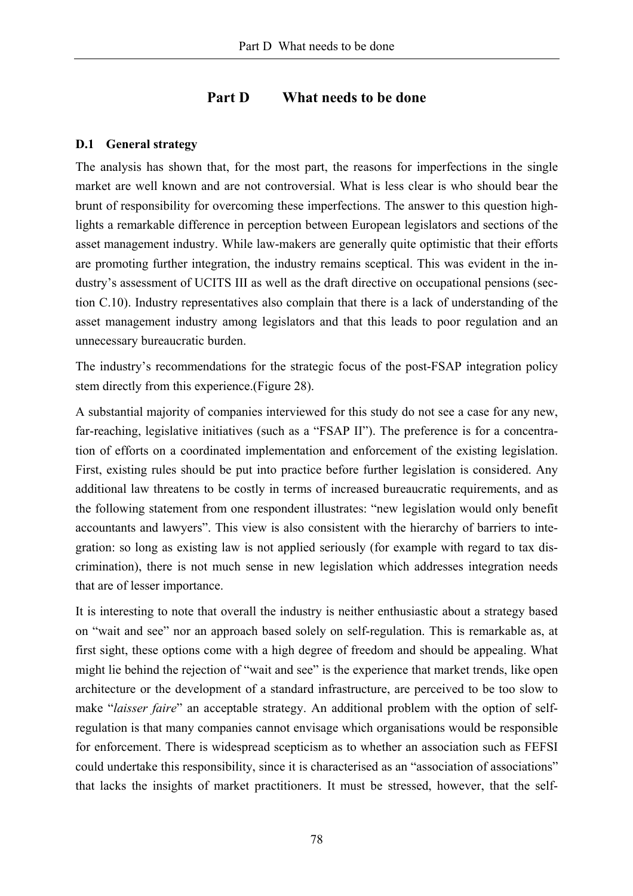# Part D What needs to be done

## D.1 General strategy

The analysis has shown that, for the most part, the reasons for imperfections in the single market are well known and are not controversial. What is less clear is who should bear the brunt of responsibility for overcoming these imperfections. The answer to this question highlights a remarkable difference in perception between European legislators and sections of the asset management industry. While law-makers are generally quite optimistic that their efforts are promoting further integration, the industry remains sceptical. This was evident in the industry's assessment of UCITS III as well as the draft directive on occupational pensions (section C.10). Industry representatives also complain that there is a lack of understanding of the asset management industry among legislators and that this leads to poor regulation and an unnecessary bureaucratic burden.

The industry's recommendations for the strategic focus of the post-FSAP integration policy stem directly from this experience.(Figure 28).

A substantial majority of companies interviewed for this study do not see a case for any new, far-reaching, legislative initiatives (such as a "FSAP II"). The preference is for a concentration of efforts on a coordinated implementation and enforcement of the existing legislation. First, existing rules should be put into practice before further legislation is considered. Any additional law threatens to be costly in terms of increased bureaucratic requirements, and as the following statement from one respondent illustrates: "new legislation would only benefit accountants and lawyers". This view is also consistent with the hierarchy of barriers to integration: so long as existing law is not applied seriously (for example with regard to tax discrimination), there is not much sense in new legislation which addresses integration needs that are of lesser importance.

It is interesting to note that overall the industry is neither enthusiastic about a strategy based on "wait and see" nor an approach based solely on self-regulation. This is remarkable as, at first sight, these options come with a high degree of freedom and should be appealing. What might lie behind the rejection of "wait and see" is the experience that market trends, like open architecture or the development of a standard infrastructure, are perceived to be too slow to make "*laisser faire*" an acceptable strategy. An additional problem with the option of self-regulation is that many companies cannot envisage which organisations would be responsible for enforcement. There is widespread scepticism as to whether an association such as FEFSI could undertake this responsibility, since it is characterised as an "association of associations" that lacks the insights of market practitioners. It must be stressed, however, that the self-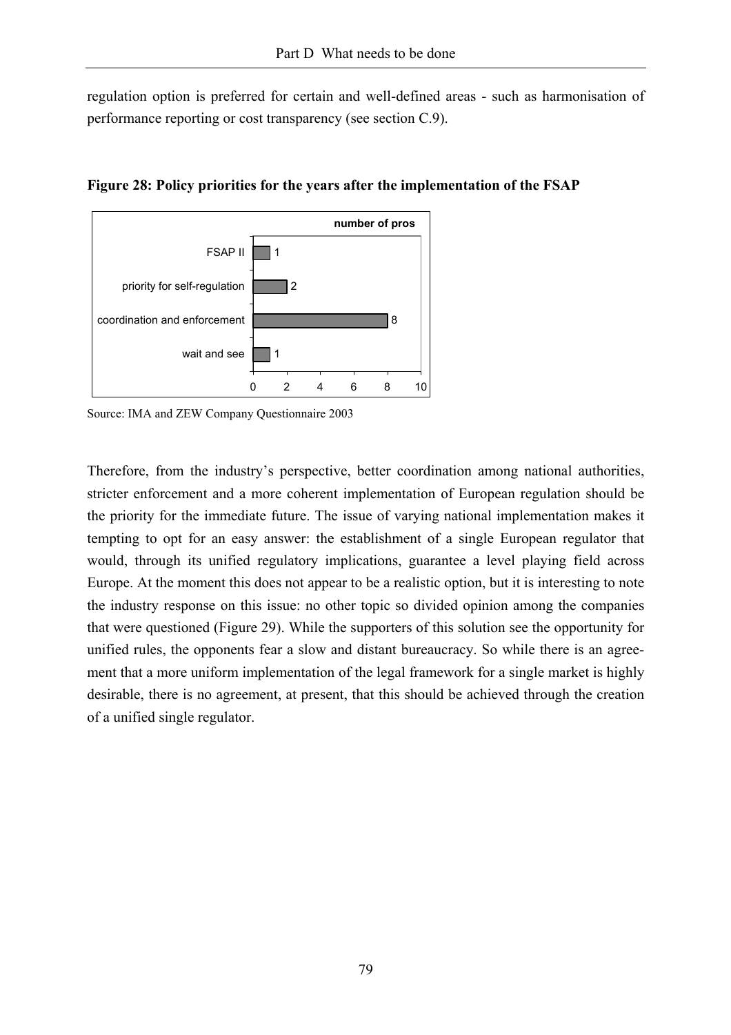regulation option is preferred for certain and well-defined areas - such as harmonisation of performance reporting or cost transparency (see section C.9).

**Figure 28: Policy priorities for the years after the implementation of the FSAP**

| | number of pros |
| --- | --- |
| FSAP II | 1 |
| priority for self-regulation | 2 |
| coordination and enforcement | 8 |
| wait and see | 1 |

Source: IMA and ZEW Company Questionnaire 2003

Therefore, from the industry's perspective, better coordination among national authorities, stricter enforcement and a more coherent implementation of European regulation should be the priority for the immediate future. The issue of varying national implementation makes it tempting to opt for an easy answer: the establishment of a single European regulator that would, through its unified regulatory implications, guarantee a level playing field across Europe. At the moment this does not appear to be a realistic option, but it is interesting to note the industry response on this issue: no other topic so divided opinion among the companies that were questioned (Figure 29). While the supporters of this solution see the opportunity for unified rules, the opponents fear a slow and distant bureaucracy. So while there is an agreement that a more uniform implementation of the legal framework for a single market is highly desirable, there is no agreement, at present, that this should be achieved through the creation of a unified single regulator.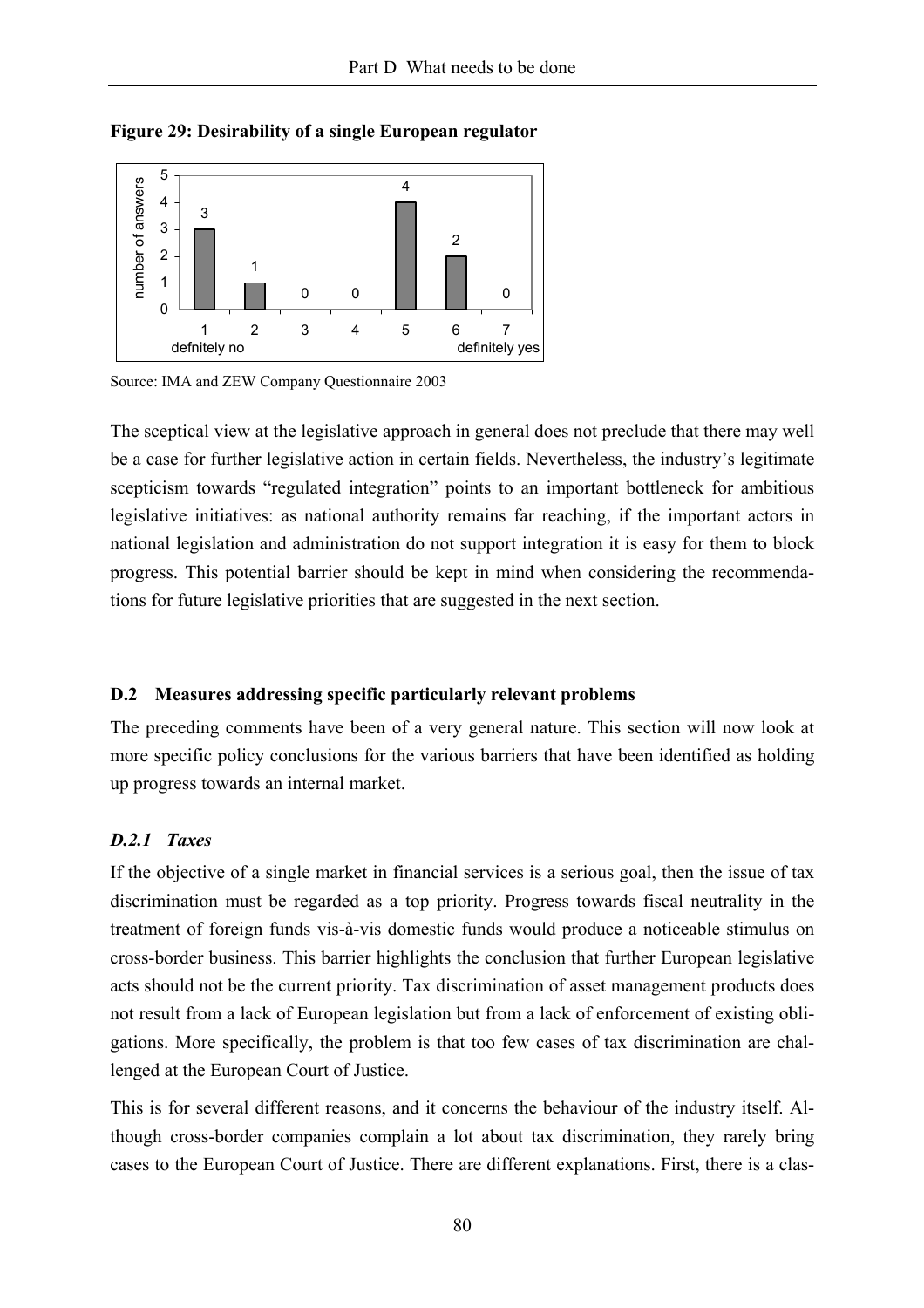**Figure 29: Desirability of a single European regulator**

| | 1 (defnitely no) | 2 | 3 | 4 | 5 | 6 | 7 (definitely yes) |
|---|---|---|---|---|---|---|---|
| number of answers | 3 | 1 | 0 | 0 | 4 | 2 | 0 |

Source: IMA and ZEW Company Questionnaire 2003

The sceptical view at the legislative approach in general does not preclude that there may well be a case for further legislative action in certain fields. Nevertheless, the industry's legitimate scepticism towards "regulated integration" points to an important bottleneck for ambitious legislative initiatives: as national authority remains far reaching, if the important actors in national legislation and administration do not support integration it is easy for them to block progress. This potential barrier should be kept in mind when considering the recommendations for future legislative priorities that are suggested in the next section.

### D.2 Measures addressing specific particularly relevant problems

The preceding comments have been of a very general nature. This section will now look at more specific policy conclusions for the various barriers that have been identified as holding up progress towards an internal market.

#### *D.2.1 Taxes*

If the objective of a single market in financial services is a serious goal, then the issue of tax discrimination must be regarded as a top priority. Progress towards fiscal neutrality in the treatment of foreign funds vis-à-vis domestic funds would produce a noticeable stimulus on cross-border business. This barrier highlights the conclusion that further European legislative acts should not be the current priority. Tax discrimination of asset management products does not result from a lack of European legislation but from a lack of enforcement of existing obligations. More specifically, the problem is that too few cases of tax discrimination are challenged at the European Court of Justice.

This is for several different reasons, and it concerns the behaviour of the industry itself. Although cross-border companies complain a lot about tax discrimination, they rarely bring cases to the European Court of Justice. There are different explanations. First, there is a clas-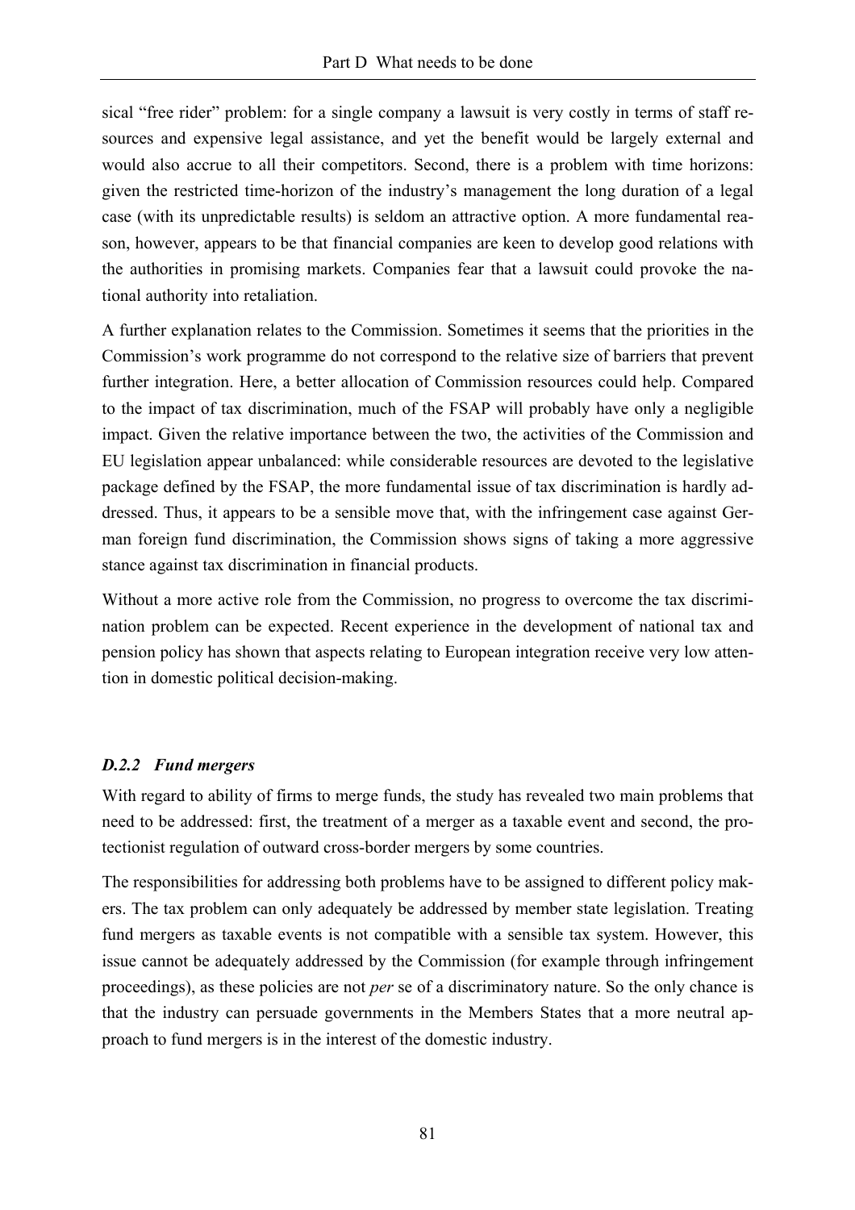sical "free rider" problem: for a single company a lawsuit is very costly in terms of staff resources and expensive legal assistance, and yet the benefit would be largely external and would also accrue to all their competitors. Second, there is a problem with time horizons: given the restricted time-horizon of the industry's management the long duration of a legal case (with its unpredictable results) is seldom an attractive option. A more fundamental reason, however, appears to be that financial companies are keen to develop good relations with the authorities in promising markets. Companies fear that a lawsuit could provoke the national authority into retaliation.

A further explanation relates to the Commission. Sometimes it seems that the priorities in the Commission's work programme do not correspond to the relative size of barriers that prevent further integration. Here, a better allocation of Commission resources could help. Compared to the impact of tax discrimination, much of the FSAP will probably have only a negligible impact. Given the relative importance between the two, the activities of the Commission and EU legislation appear unbalanced: while considerable resources are devoted to the legislative package defined by the FSAP, the more fundamental issue of tax discrimination is hardly addressed. Thus, it appears to be a sensible move that, with the infringement case against German foreign fund discrimination, the Commission shows signs of taking a more aggressive stance against tax discrimination in financial products.

Without a more active role from the Commission, no progress to overcome the tax discrimination problem can be expected. Recent experience in the development of national tax and pension policy has shown that aspects relating to European integration receive very low attention in domestic political decision-making.

### *D.2.2 Fund mergers*

With regard to ability of firms to merge funds, the study has revealed two main problems that need to be addressed: first, the treatment of a merger as a taxable event and second, the protectionist regulation of outward cross-border mergers by some countries.

The responsibilities for addressing both problems have to be assigned to different policy makers. The tax problem can only adequately be addressed by member state legislation. Treating fund mergers as taxable events is not compatible with a sensible tax system. However, this issue cannot be adequately addressed by the Commission (for example through infringement proceedings), as these policies are not *per* se of a discriminatory nature. So the only chance is that the industry can persuade governments in the Members States that a more neutral approach to fund mergers is in the interest of the domestic industry.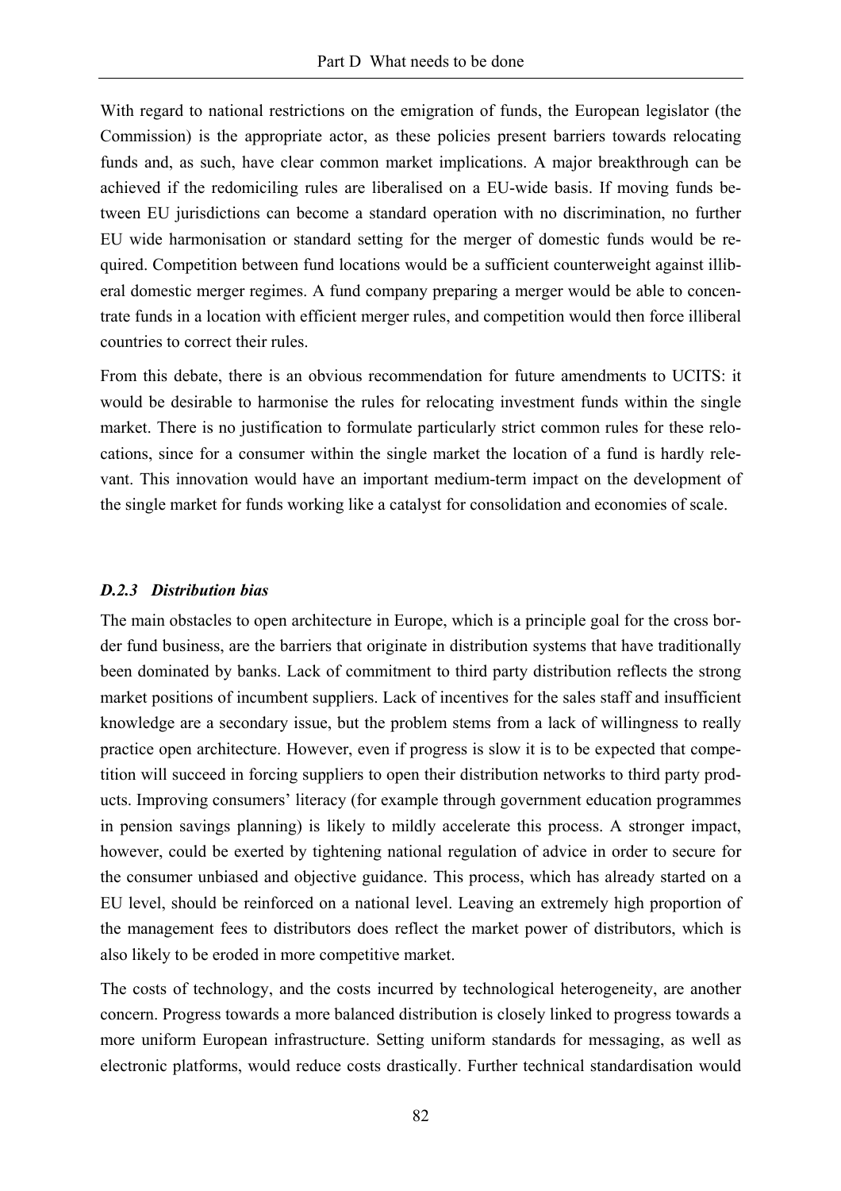With regard to national restrictions on the emigration of funds, the European legislator (the Commission) is the appropriate actor, as these policies present barriers towards relocating funds and, as such, have clear common market implications. A major breakthrough can be achieved if the redomiciling rules are liberalised on a EU-wide basis. If moving funds between EU jurisdictions can become a standard operation with no discrimination, no further EU wide harmonisation or standard setting for the merger of domestic funds would be required. Competition between fund locations would be a sufficient counterweight against illiberal domestic merger regimes. A fund company preparing a merger would be able to concentrate funds in a location with efficient merger rules, and competition would then force illiberal countries to correct their rules.

From this debate, there is an obvious recommendation for future amendments to UCITS: it would be desirable to harmonise the rules for relocating investment funds within the single market. There is no justification to formulate particularly strict common rules for these relocations, since for a consumer within the single market the location of a fund is hardly relevant. This innovation would have an important medium-term impact on the development of the single market for funds working like a catalyst for consolidation and economies of scale.

### *D.2.3 Distribution bias*

The main obstacles to open architecture in Europe, which is a principle goal for the cross border fund business, are the barriers that originate in distribution systems that have traditionally been dominated by banks. Lack of commitment to third party distribution reflects the strong market positions of incumbent suppliers. Lack of incentives for the sales staff and insufficient knowledge are a secondary issue, but the problem stems from a lack of willingness to really practice open architecture. However, even if progress is slow it is to be expected that competition will succeed in forcing suppliers to open their distribution networks to third party products. Improving consumers' literacy (for example through government education programmes in pension savings planning) is likely to mildly accelerate this process. A stronger impact, however, could be exerted by tightening national regulation of advice in order to secure for the consumer unbiased and objective guidance. This process, which has already started on a EU level, should be reinforced on a national level. Leaving an extremely high proportion of the management fees to distributors does reflect the market power of distributors, which is also likely to be eroded in more competitive market.

The costs of technology, and the costs incurred by technological heterogeneity, are another concern. Progress towards a more balanced distribution is closely linked to progress towards a more uniform European infrastructure. Setting uniform standards for messaging, as well as electronic platforms, would reduce costs drastically. Further technical standardisation would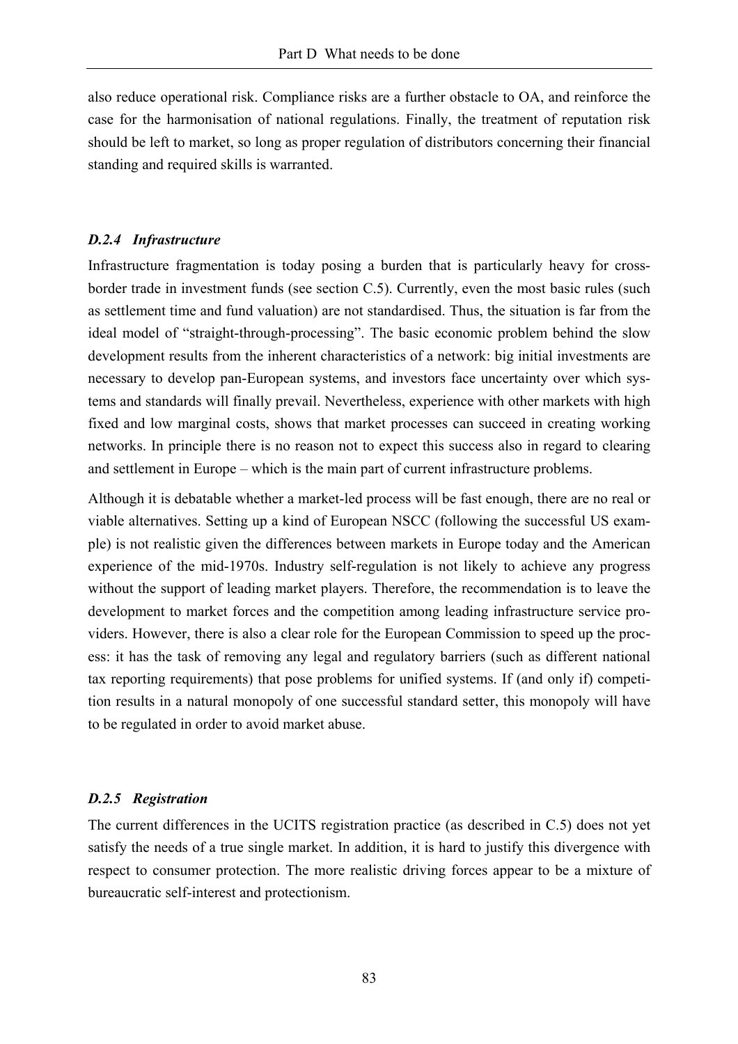also reduce operational risk. Compliance risks are a further obstacle to OA, and reinforce the case for the harmonisation of national regulations. Finally, the treatment of reputation risk should be left to market, so long as proper regulation of distributors concerning their financial standing and required skills is warranted.

### *D.2.4 Infrastructure*

Infrastructure fragmentation is today posing a burden that is particularly heavy for cross-border trade in investment funds (see section C.5). Currently, even the most basic rules (such as settlement time and fund valuation) are not standardised. Thus, the situation is far from the ideal model of "straight-through-processing". The basic economic problem behind the slow development results from the inherent characteristics of a network: big initial investments are necessary to develop pan-European systems, and investors face uncertainty over which systems and standards will finally prevail. Nevertheless, experience with other markets with high fixed and low marginal costs, shows that market processes can succeed in creating working networks. In principle there is no reason not to expect this success also in regard to clearing and settlement in Europe – which is the main part of current infrastructure problems.

Although it is debatable whether a market-led process will be fast enough, there are no real or viable alternatives. Setting up a kind of European NSCC (following the successful US example) is not realistic given the differences between markets in Europe today and the American experience of the mid-1970s. Industry self-regulation is not likely to achieve any progress without the support of leading market players. Therefore, the recommendation is to leave the development to market forces and the competition among leading infrastructure service providers. However, there is also a clear role for the European Commission to speed up the process: it has the task of removing any legal and regulatory barriers (such as different national tax reporting requirements) that pose problems for unified systems. If (and only if) competition results in a natural monopoly of one successful standard setter, this monopoly will have to be regulated in order to avoid market abuse.

### *D.2.5 Registration*

The current differences in the UCITS registration practice (as described in C.5) does not yet satisfy the needs of a true single market. In addition, it is hard to justify this divergence with respect to consumer protection. The more realistic driving forces appear to be a mixture of bureaucratic self-interest and protectionism.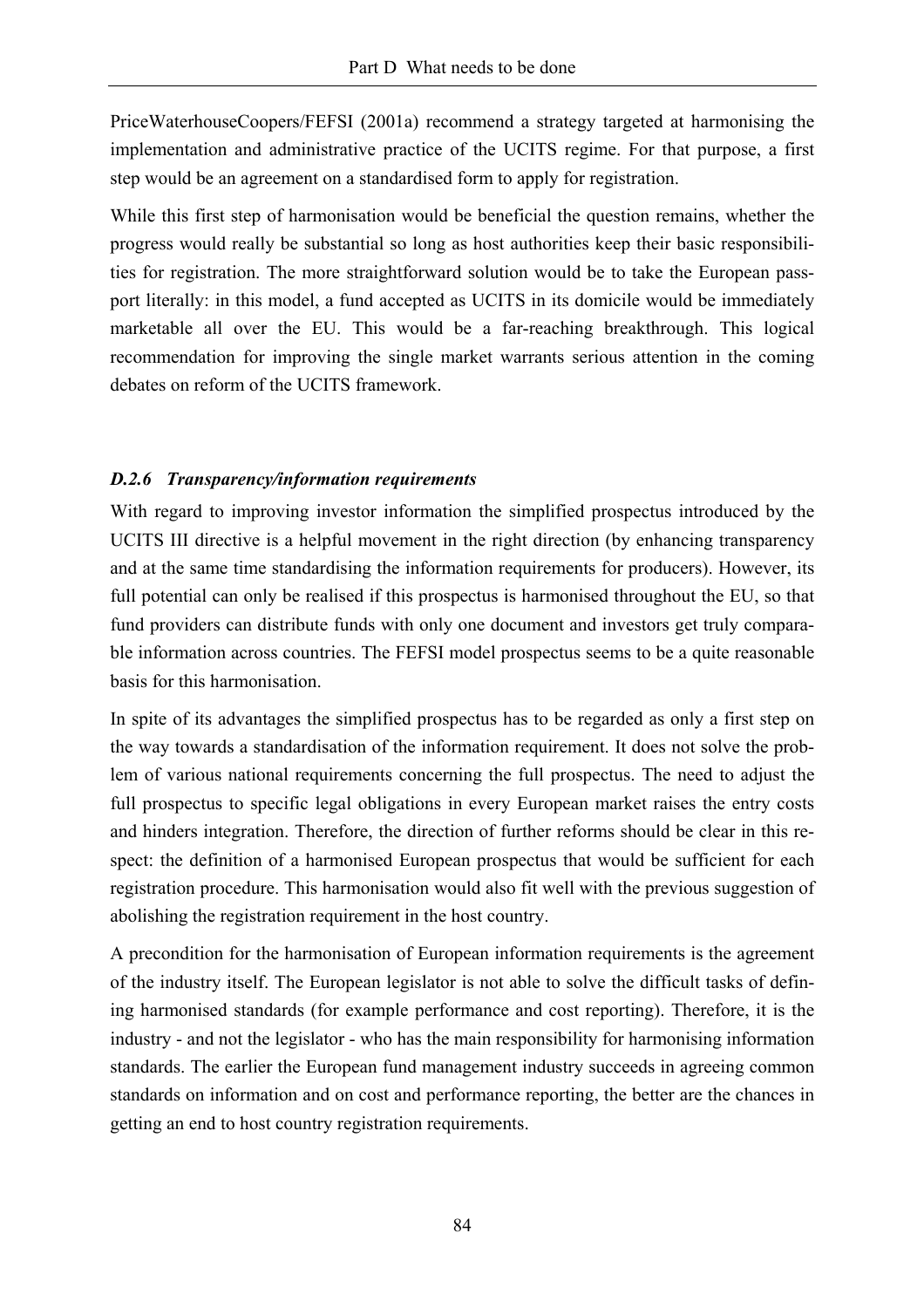PriceWaterhouseCoopers/FEFSI (2001a) recommend a strategy targeted at harmonising the implementation and administrative practice of the UCITS regime. For that purpose, a first step would be an agreement on a standardised form to apply for registration.

While this first step of harmonisation would be beneficial the question remains, whether the progress would really be substantial so long as host authorities keep their basic responsibilities for registration. The more straightforward solution would be to take the European passport literally: in this model, a fund accepted as UCITS in its domicile would be immediately marketable all over the EU. This would be a far-reaching breakthrough. This logical recommendation for improving the single market warrants serious attention in the coming debates on reform of the UCITS framework.

### *D.2.6 Transparency/information requirements*

With regard to improving investor information the simplified prospectus introduced by the UCITS III directive is a helpful movement in the right direction (by enhancing transparency and at the same time standardising the information requirements for producers). However, its full potential can only be realised if this prospectus is harmonised throughout the EU, so that fund providers can distribute funds with only one document and investors get truly comparable information across countries. The FEFSI model prospectus seems to be a quite reasonable basis for this harmonisation.

In spite of its advantages the simplified prospectus has to be regarded as only a first step on the way towards a standardisation of the information requirement. It does not solve the problem of various national requirements concerning the full prospectus. The need to adjust the full prospectus to specific legal obligations in every European market raises the entry costs and hinders integration. Therefore, the direction of further reforms should be clear in this respect: the definition of a harmonised European prospectus that would be sufficient for each registration procedure. This harmonisation would also fit well with the previous suggestion of abolishing the registration requirement in the host country.

A precondition for the harmonisation of European information requirements is the agreement of the industry itself. The European legislator is not able to solve the difficult tasks of defining harmonised standards (for example performance and cost reporting). Therefore, it is the industry - and not the legislator - who has the main responsibility for harmonising information standards. The earlier the European fund management industry succeeds in agreeing common standards on information and on cost and performance reporting, the better are the chances in getting an end to host country registration requirements.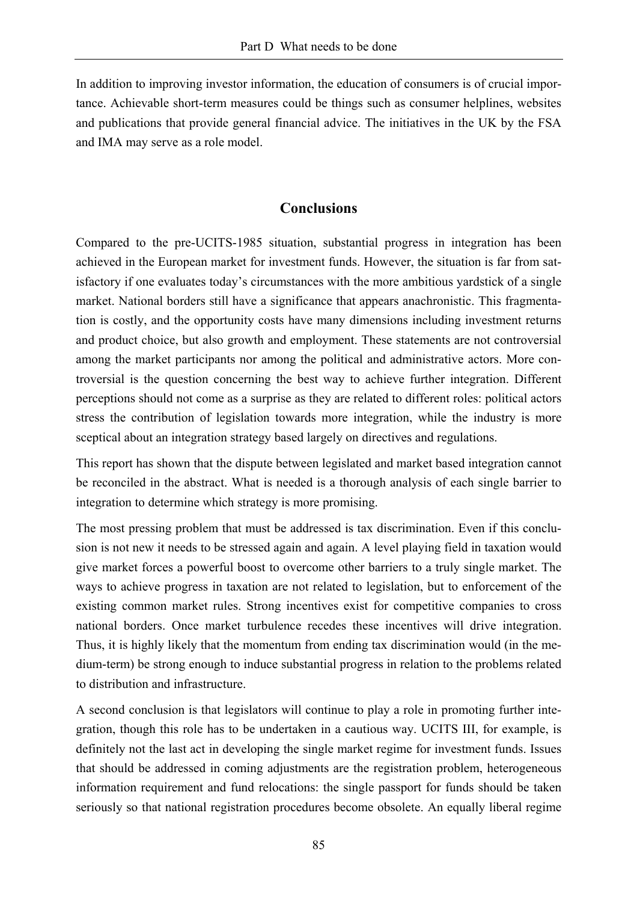In addition to improving investor information, the education of consumers is of crucial importance. Achievable short-term measures could be things such as consumer helplines, websites and publications that provide general financial advice. The initiatives in the UK by the FSA and IMA may serve as a role model.

## Conclusions

Compared to the pre-UCITS-1985 situation, substantial progress in integration has been achieved in the European market for investment funds. However, the situation is far from satisfactory if one evaluates today's circumstances with the more ambitious yardstick of a single market. National borders still have a significance that appears anachronistic. This fragmentation is costly, and the opportunity costs have many dimensions including investment returns and product choice, but also growth and employment. These statements are not controversial among the market participants nor among the political and administrative actors. More controversial is the question concerning the best way to achieve further integration. Different perceptions should not come as a surprise as they are related to different roles: political actors stress the contribution of legislation towards more integration, while the industry is more sceptical about an integration strategy based largely on directives and regulations.

This report has shown that the dispute between legislated and market based integration cannot be reconciled in the abstract. What is needed is a thorough analysis of each single barrier to integration to determine which strategy is more promising.

The most pressing problem that must be addressed is tax discrimination. Even if this conclusion is not new it needs to be stressed again and again. A level playing field in taxation would give market forces a powerful boost to overcome other barriers to a truly single market. The ways to achieve progress in taxation are not related to legislation, but to enforcement of the existing common market rules. Strong incentives exist for competitive companies to cross national borders. Once market turbulence recedes these incentives will drive integration. Thus, it is highly likely that the momentum from ending tax discrimination would (in the medium-term) be strong enough to induce substantial progress in relation to the problems related to distribution and infrastructure.

A second conclusion is that legislators will continue to play a role in promoting further integration, though this role has to be undertaken in a cautious way. UCITS III, for example, is definitely not the last act in developing the single market regime for investment funds. Issues that should be addressed in coming adjustments are the registration problem, heterogeneous information requirement and fund relocations: the single passport for funds should be taken seriously so that national registration procedures become obsolete. An equally liberal regime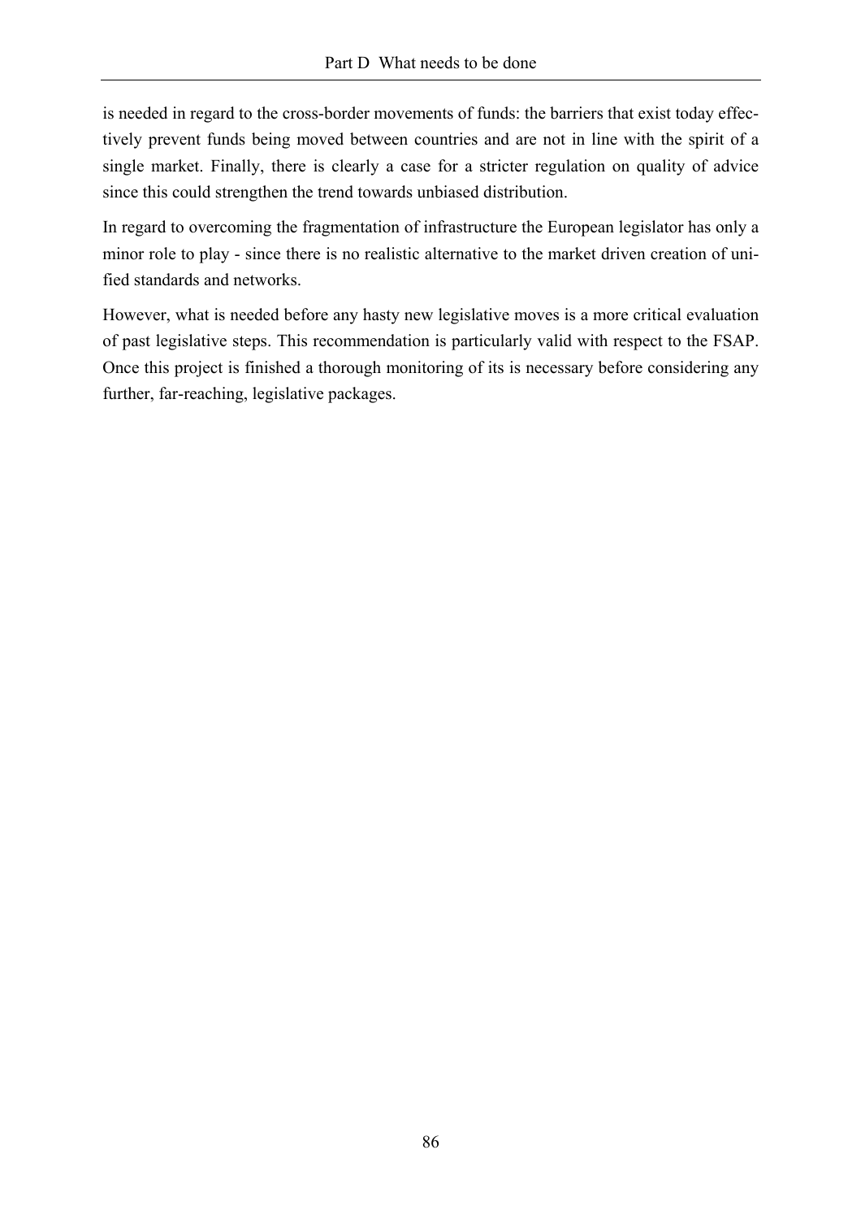is needed in regard to the cross-border movements of funds: the barriers that exist today effectively prevent funds being moved between countries and are not in line with the spirit of a single market. Finally, there is clearly a case for a stricter regulation on quality of advice since this could strengthen the trend towards unbiased distribution.

In regard to overcoming the fragmentation of infrastructure the European legislator has only a minor role to play - since there is no realistic alternative to the market driven creation of unified standards and networks.

However, what is needed before any hasty new legislative moves is a more critical evaluation of past legislative steps. This recommendation is particularly valid with respect to the FSAP. Once this project is finished a thorough monitoring of its is necessary before considering any further, far-reaching, legislative packages.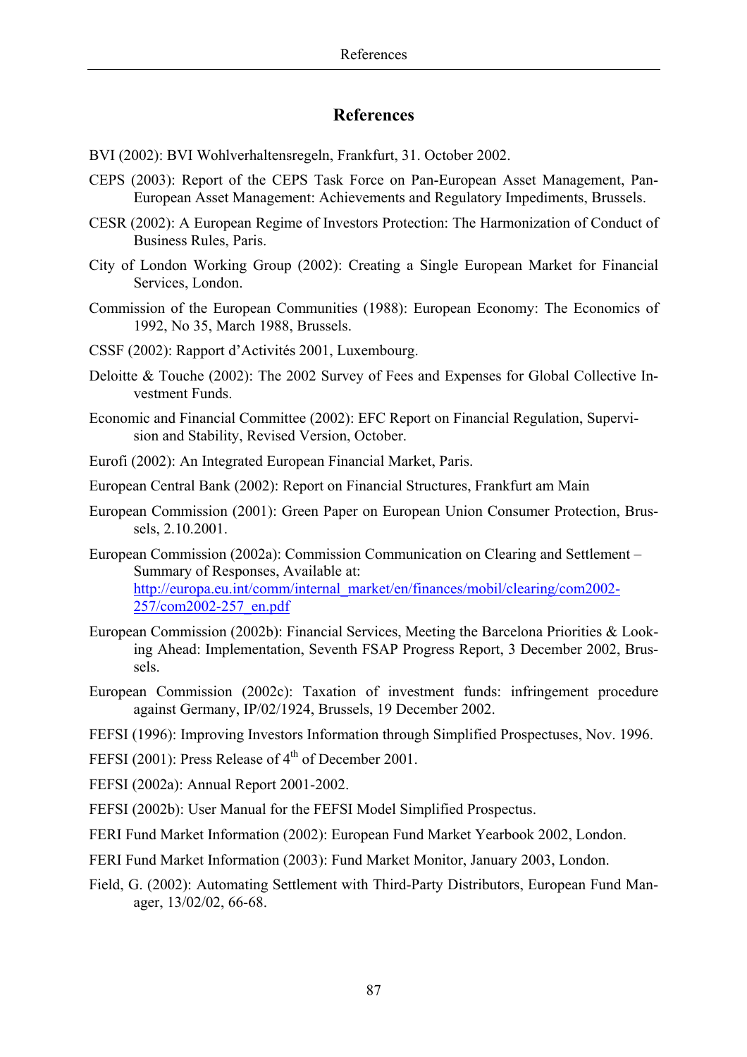# References

BVI (2002): BVI Wohlverhaltensregeln, Frankfurt, 31. October 2002.

CEPS (2003): Report of the CEPS Task Force on Pan-European Asset Management, Pan-European Asset Management: Achievements and Regulatory Impediments, Brussels.

CESR (2002): A European Regime of Investors Protection: The Harmonization of Conduct of Business Rules, Paris.

City of London Working Group (2002): Creating a Single European Market for Financial Services, London.

Commission of the European Communities (1988): European Economy: The Economics of 1992, No 35, March 1988, Brussels.

CSSF (2002): Rapport d'Activités 2001, Luxembourg.

Deloitte & Touche (2002): The 2002 Survey of Fees and Expenses for Global Collective Investment Funds.

Economic and Financial Committee (2002): EFC Report on Financial Regulation, Supervision and Stability, Revised Version, October.

Eurofi (2002): An Integrated European Financial Market, Paris.

European Central Bank (2002): Report on Financial Structures, Frankfurt am Main

European Commission (2001): Green Paper on European Union Consumer Protection, Brussels, 2.10.2001.

European Commission (2002a): Commission Communication on Clearing and Settlement – Summary of Responses, Available at: http://europa.eu.int/comm/internal_market/en/finances/mobil/clearing/com2002-257/com2002-257_en.pdf

European Commission (2002b): Financial Services, Meeting the Barcelona Priorities & Looking Ahead: Implementation, Seventh FSAP Progress Report, 3 December 2002, Brussels.

European Commission (2002c): Taxation of investment funds: infringement procedure against Germany, IP/02/1924, Brussels, 19 December 2002.

FEFSI (1996): Improving Investors Information through Simplified Prospectuses, Nov. 1996.

FEFSI (2001): Press Release of 4th of December 2001.

FEFSI (2002a): Annual Report 2001-2002.

FEFSI (2002b): User Manual for the FEFSI Model Simplified Prospectus.

FERI Fund Market Information (2002): European Fund Market Yearbook 2002, London.

FERI Fund Market Information (2003): Fund Market Monitor, January 2003, London.

Field, G. (2002): Automating Settlement with Third-Party Distributors, European Fund Manager, 13/02/02, 66-68.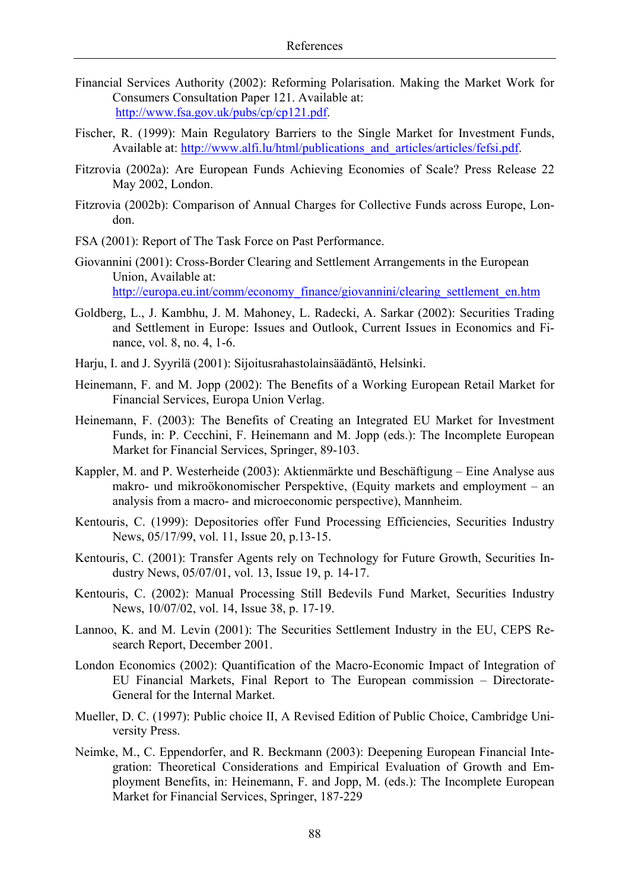Financial Services Authority (2002): Reforming Polarisation. Making the Market Work for Consumers Consultation Paper 121. Available at: http://www.fsa.gov.uk/pubs/cp/cp121.pdf.

Fischer, R. (1999): Main Regulatory Barriers to the Single Market for Investment Funds, Available at: http://www.alfi.lu/html/publications_and_articles/articles/fefsi.pdf.

Fitzrovia (2002a): Are European Funds Achieving Economies of Scale? Press Release 22 May 2002, London.

Fitzrovia (2002b): Comparison of Annual Charges for Collective Funds across Europe, London.

FSA (2001): Report of The Task Force on Past Performance.

Giovannini (2001): Cross-Border Clearing and Settlement Arrangements in the European Union, Available at: http://europa.eu.int/comm/economy_finance/giovannini/clearing_settlement_en.htm

Goldberg, L., J. Kambhu, J. M. Mahoney, L. Radecki, A. Sarkar (2002): Securities Trading and Settlement in Europe: Issues and Outlook, Current Issues in Economics and Finance, vol. 8, no. 4, 1-6.

Harju, I. and J. Syyrilä (2001): Sijoitusrahastolainsäädäntö, Helsinki.

Heinemann, F. and M. Jopp (2002): The Benefits of a Working European Retail Market for Financial Services, Europa Union Verlag.

Heinemann, F. (2003): The Benefits of Creating an Integrated EU Market for Investment Funds, in: P. Cecchini, F. Heinemann and M. Jopp (eds.): The Incomplete European Market for Financial Services, Springer, 89-103.

Kappler, M. and P. Westerheide (2003): Aktienmärkte und Beschäftigung – Eine Analyse aus makro- und mikroökonomischer Perspektive, (Equity markets and employment – an analysis from a macro- and microeconomic perspective), Mannheim.

Kentouris, C. (1999): Depositories offer Fund Processing Efficiencies, Securities Industry News, 05/17/99, vol. 11, Issue 20, p.13-15.

Kentouris, C. (2001): Transfer Agents rely on Technology for Future Growth, Securities Industry News, 05/07/01, vol. 13, Issue 19, p. 14-17.

Kentouris, C. (2002): Manual Processing Still Bedevils Fund Market, Securities Industry News, 10/07/02, vol. 14, Issue 38, p. 17-19.

Lannoo, K. and M. Levin (2001): The Securities Settlement Industry in the EU, CEPS Research Report, December 2001.

London Economics (2002): Quantification of the Macro-Economic Impact of Integration of EU Financial Markets, Final Report to The European commission – Directorate-General for the Internal Market.

Mueller, D. C. (1997): Public choice II, A Revised Edition of Public Choice, Cambridge University Press.

Neimke, M., C. Eppendorfer, and R. Beckmann (2003): Deepening European Financial Integration: Theoretical Considerations and Empirical Evaluation of Growth and Employment Benefits, in: Heinemann, F. and Jopp, M. (eds.): The Incomplete European Market for Financial Services, Springer, 187-229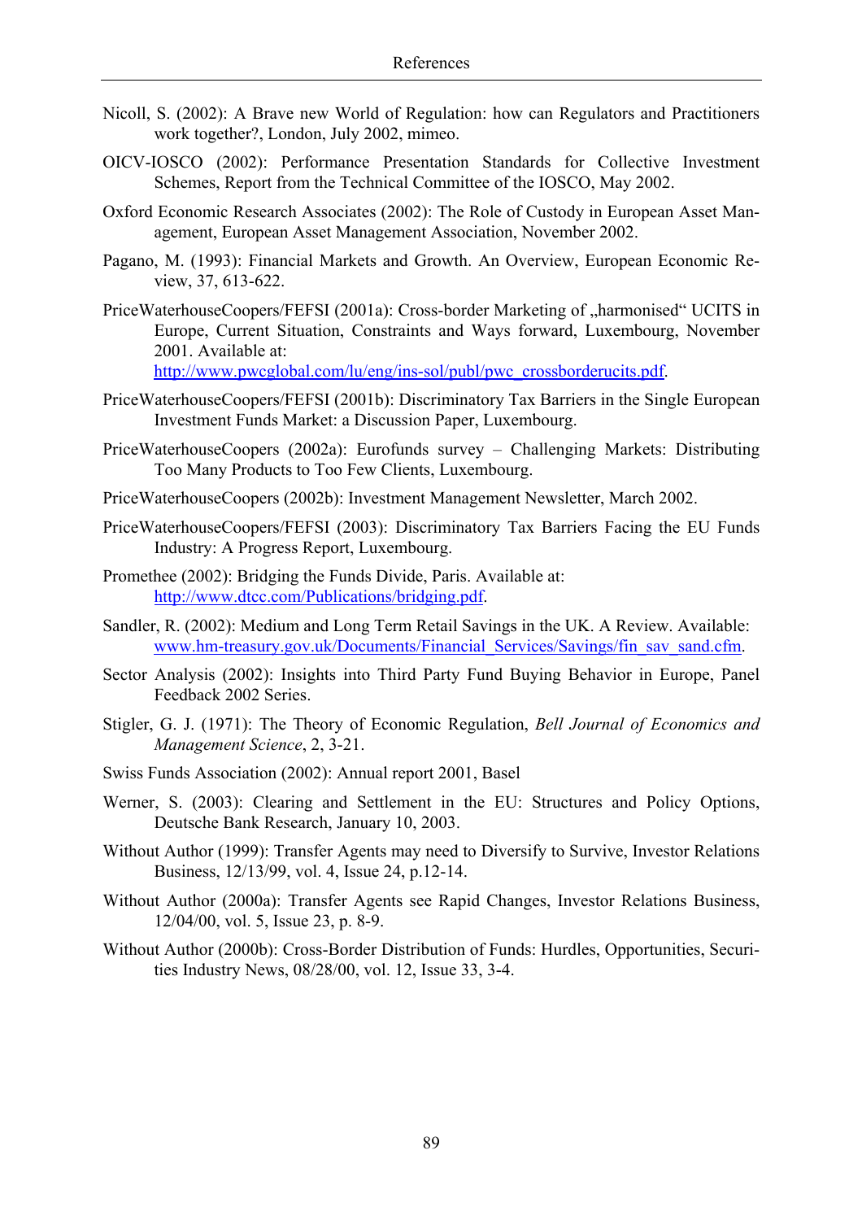Nicoll, S. (2002): A Brave new World of Regulation: how can Regulators and Practitioners work together?, London, July 2002, mimeo.

OICV-IOSCO (2002): Performance Presentation Standards for Collective Investment Schemes, Report from the Technical Committee of the IOSCO, May 2002.

Oxford Economic Research Associates (2002): The Role of Custody in European Asset Management, European Asset Management Association, November 2002.

Pagano, M. (1993): Financial Markets and Growth. An Overview, European Economic Review, 37, 613-622.

PriceWaterhouseCoopers/FEFSI (2001a): Cross-border Marketing of „harmonised" UCITS in Europe, Current Situation, Constraints and Ways forward, Luxembourg, November 2001. Available at: http://www.pwcglobal.com/lu/eng/ins-sol/publ/pwc_crossborderucits.pdf.

PriceWaterhouseCoopers/FEFSI (2001b): Discriminatory Tax Barriers in the Single European Investment Funds Market: a Discussion Paper, Luxembourg.

PriceWaterhouseCoopers (2002a): Eurofunds survey – Challenging Markets: Distributing Too Many Products to Too Few Clients, Luxembourg.

PriceWaterhouseCoopers (2002b): Investment Management Newsletter, March 2002.

PriceWaterhouseCoopers/FEFSI (2003): Discriminatory Tax Barriers Facing the EU Funds Industry: A Progress Report, Luxembourg.

Promethee (2002): Bridging the Funds Divide, Paris. Available at: http://www.dtcc.com/Publications/bridging.pdf.

Sandler, R. (2002): Medium and Long Term Retail Savings in the UK. A Review. Available: www.hm-treasury.gov.uk/Documents/Financial_Services/Savings/fin_sav_sand.cfm.

Sector Analysis (2002): Insights into Third Party Fund Buying Behavior in Europe, Panel Feedback 2002 Series.

Stigler, G. J. (1971): The Theory of Economic Regulation, *Bell Journal of Economics and Management Science*, 2, 3-21.

Swiss Funds Association (2002): Annual report 2001, Basel

Werner, S. (2003): Clearing and Settlement in the EU: Structures and Policy Options, Deutsche Bank Research, January 10, 2003.

Without Author (1999): Transfer Agents may need to Diversify to Survive, Investor Relations Business, 12/13/99, vol. 4, Issue 24, p.12-14.

Without Author (2000a): Transfer Agents see Rapid Changes, Investor Relations Business, 12/04/00, vol. 5, Issue 23, p. 8-9.

Without Author (2000b): Cross-Border Distribution of Funds: Hurdles, Opportunities, Securities Industry News, 08/28/00, vol. 12, Issue 33, 3-4.